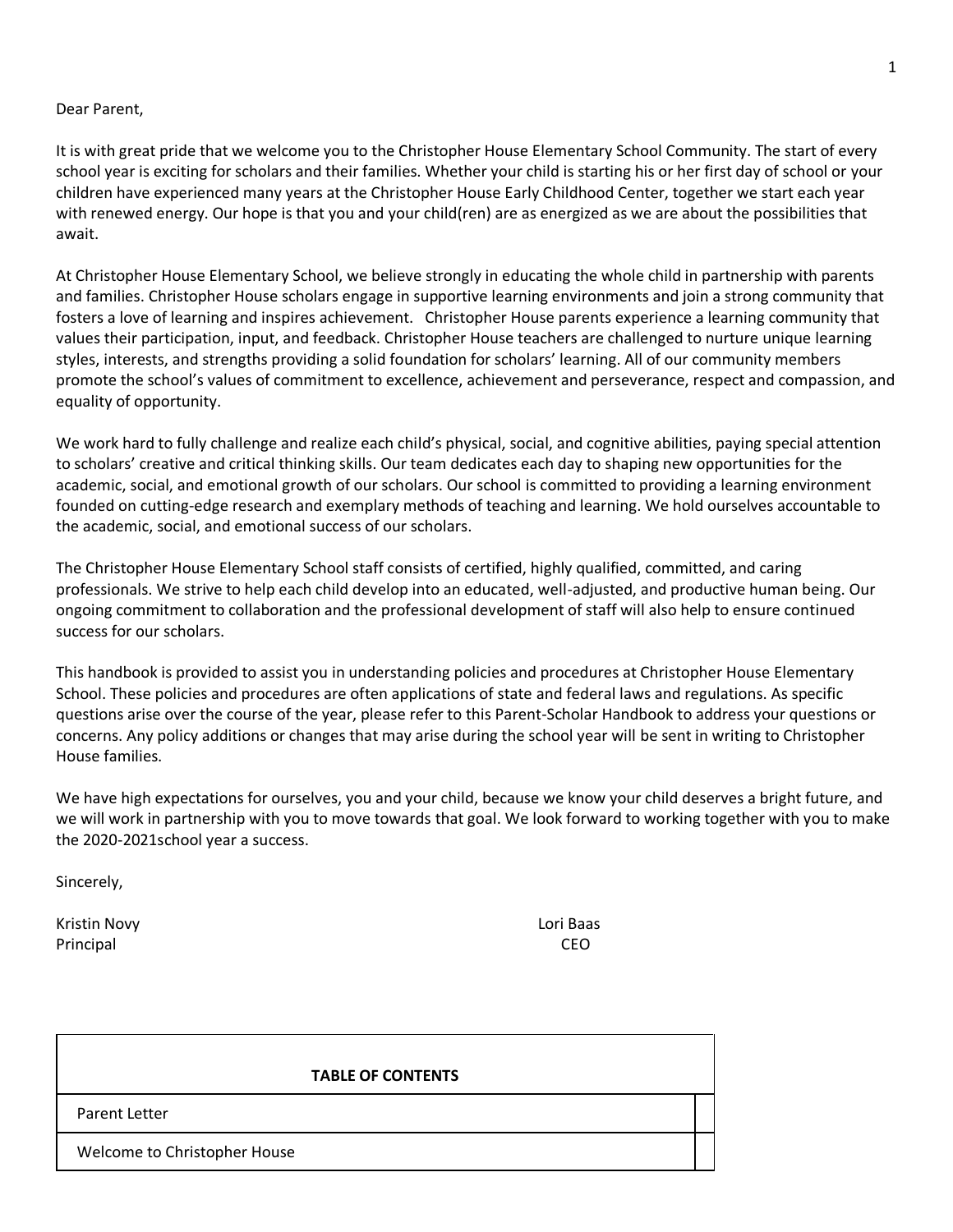Dear Parent,

It is with great pride that we welcome you to the Christopher House Elementary School Community. The start of every school year is exciting for scholars and their families. Whether your child is starting his or her first day of school or your children have experienced many years at the Christopher House Early Childhood Center, together we start each year with renewed energy. Our hope is that you and your child(ren) are as energized as we are about the possibilities that await.

At Christopher House Elementary School, we believe strongly in educating the whole child in partnership with parents and families. Christopher House scholars engage in supportive learning environments and join a strong community that fosters a love of learning and inspires achievement. Christopher House parents experience a learning community that values their participation, input, and feedback. Christopher House teachers are challenged to nurture unique learning styles, interests, and strengths providing a solid foundation for scholars' learning. All of our community members promote the school's values of commitment to excellence, achievement and perseverance, respect and compassion, and equality of opportunity.

We work hard to fully challenge and realize each child's physical, social, and cognitive abilities, paying special attention to scholars' creative and critical thinking skills. Our team dedicates each day to shaping new opportunities for the academic, social, and emotional growth of our scholars. Our school is committed to providing a learning environment founded on cutting-edge research and exemplary methods of teaching and learning. We hold ourselves accountable to the academic, social, and emotional success of our scholars.

The Christopher House Elementary School staff consists of certified, highly qualified, committed, and caring professionals. We strive to help each child develop into an educated, well-adjusted, and productive human being. Our ongoing commitment to collaboration and the professional development of staff will also help to ensure continued success for our scholars.

This handbook is provided to assist you in understanding policies and procedures at Christopher House Elementary School. These policies and procedures are often applications of state and federal laws and regulations. As specific questions arise over the course of the year, please refer to this Parent-Scholar Handbook to address your questions or concerns. Any policy additions or changes that may arise during the school year will be sent in writing to Christopher House families.

We have high expectations for ourselves, you and your child, because we know your child deserves a bright future, and we will work in partnership with you to move towards that goal. We look forward to working together with you to make the 2020-2021school year a success.

Sincerely,

Kristin Novy
Principal

Lori Baas
CEO

| TABLE OF CONTENTS | |
|---|---|
| Parent Letter | |
| Welcome to Christopher House | |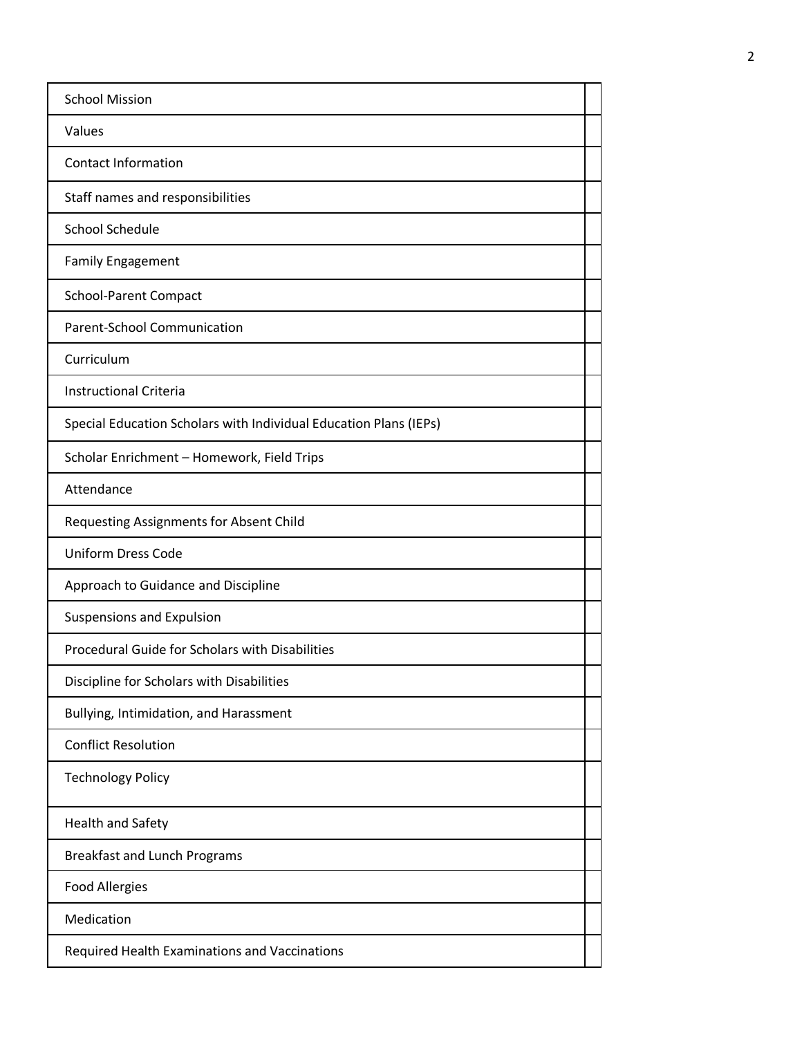| | |
|---|---|
| School Mission | |
| Values | |
| Contact Information | |
| Staff names and responsibilities | |
| School Schedule | |
| Family Engagement | |
| School-Parent Compact | |
| Parent-School Communication | |
| Curriculum | |
| Instructional Criteria | |
| Special Education Scholars with Individual Education Plans (IEPs) | |
| Scholar Enrichment – Homework, Field Trips | |
| Attendance | |
| Requesting Assignments for Absent Child | |
| Uniform Dress Code | |
| Approach to Guidance and Discipline | |
| Suspensions and Expulsion | |
| Procedural Guide for Scholars with Disabilities | |
| Discipline for Scholars with Disabilities | |
| Bullying, Intimidation, and Harassment | |
| Conflict Resolution | |
| Technology Policy | |
| Health and Safety | |
| Breakfast and Lunch Programs | |
| Food Allergies | |
| Medication | |
| Required Health Examinations and Vaccinations | |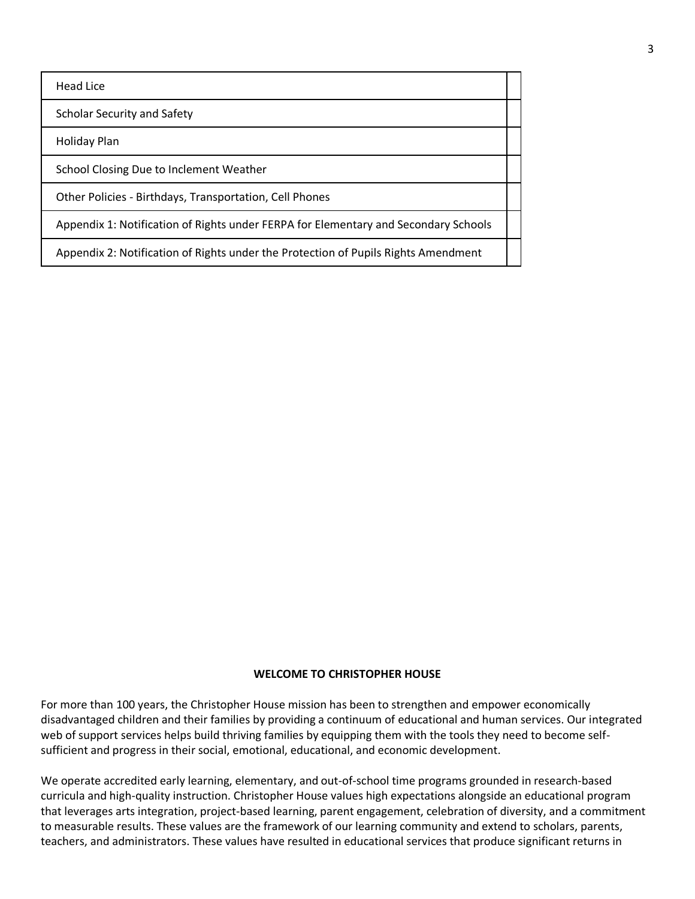| | |
|---|---|
| Head Lice | |
| Scholar Security and Safety | |
| Holiday Plan | |
| School Closing Due to Inclement Weather | |
| Other Policies - Birthdays, Transportation, Cell Phones | |
| Appendix 1: Notification of Rights under FERPA for Elementary and Secondary Schools | |
| Appendix 2: Notification of Rights under the Protection of Pupils Rights Amendment | |

**WELCOME TO CHRISTOPHER HOUSE**

For more than 100 years, the Christopher House mission has been to strengthen and empower economically disadvantaged children and their families by providing a continuum of educational and human services. Our integrated web of support services helps build thriving families by equipping them with the tools they need to become self-sufficient and progress in their social, emotional, educational, and economic development.

We operate accredited early learning, elementary, and out-of-school time programs grounded in research-based curricula and high-quality instruction. Christopher House values high expectations alongside an educational program that leverages arts integration, project-based learning, parent engagement, celebration of diversity, and a commitment to measurable results. These values are the framework of our learning community and extend to scholars, parents, teachers, and administrators. These values have resulted in educational services that produce significant returns in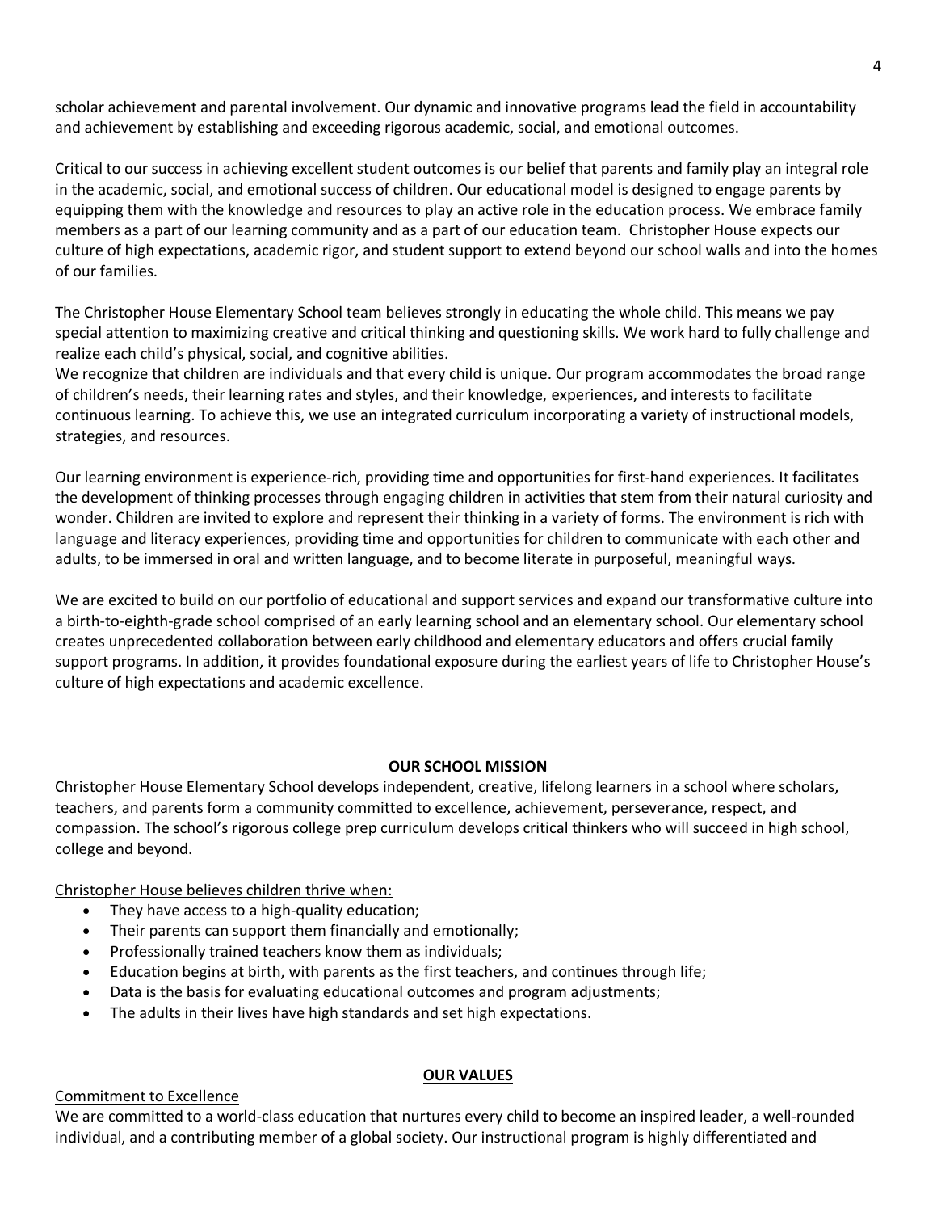scholar achievement and parental involvement. Our dynamic and innovative programs lead the field in accountability and achievement by establishing and exceeding rigorous academic, social, and emotional outcomes.

Critical to our success in achieving excellent student outcomes is our belief that parents and family play an integral role in the academic, social, and emotional success of children. Our educational model is designed to engage parents by equipping them with the knowledge and resources to play an active role in the education process. We embrace family members as a part of our learning community and as a part of our education team. Christopher House expects our culture of high expectations, academic rigor, and student support to extend beyond our school walls and into the homes of our families.

The Christopher House Elementary School team believes strongly in educating the whole child. This means we pay special attention to maximizing creative and critical thinking and questioning skills. We work hard to fully challenge and realize each child's physical, social, and cognitive abilities.

We recognize that children are individuals and that every child is unique. Our program accommodates the broad range of children's needs, their learning rates and styles, and their knowledge, experiences, and interests to facilitate continuous learning. To achieve this, we use an integrated curriculum incorporating a variety of instructional models, strategies, and resources.

Our learning environment is experience-rich, providing time and opportunities for first-hand experiences. It facilitates the development of thinking processes through engaging children in activities that stem from their natural curiosity and wonder. Children are invited to explore and represent their thinking in a variety of forms. The environment is rich with language and literacy experiences, providing time and opportunities for children to communicate with each other and adults, to be immersed in oral and written language, and to become literate in purposeful, meaningful ways.

We are excited to build on our portfolio of educational and support services and expand our transformative culture into a birth-to-eighth-grade school comprised of an early learning school and an elementary school. Our elementary school creates unprecedented collaboration between early childhood and elementary educators and offers crucial family support programs. In addition, it provides foundational exposure during the earliest years of life to Christopher House's culture of high expectations and academic excellence.

## OUR SCHOOL MISSION

Christopher House Elementary School develops independent, creative, lifelong learners in a school where scholars, teachers, and parents form a community committed to excellence, achievement, perseverance, respect, and compassion. The school's rigorous college prep curriculum develops critical thinkers who will succeed in high school, college and beyond.

Christopher House believes children thrive when:

- They have access to a high-quality education;
- Their parents can support them financially and emotionally;
- Professionally trained teachers know them as individuals;
- Education begins at birth, with parents as the first teachers, and continues through life;
- Data is the basis for evaluating educational outcomes and program adjustments;
- The adults in their lives have high standards and set high expectations.

## OUR VALUES

Commitment to Excellence

We are committed to a world-class education that nurtures every child to become an inspired leader, a well-rounded individual, and a contributing member of a global society. Our instructional program is highly differentiated and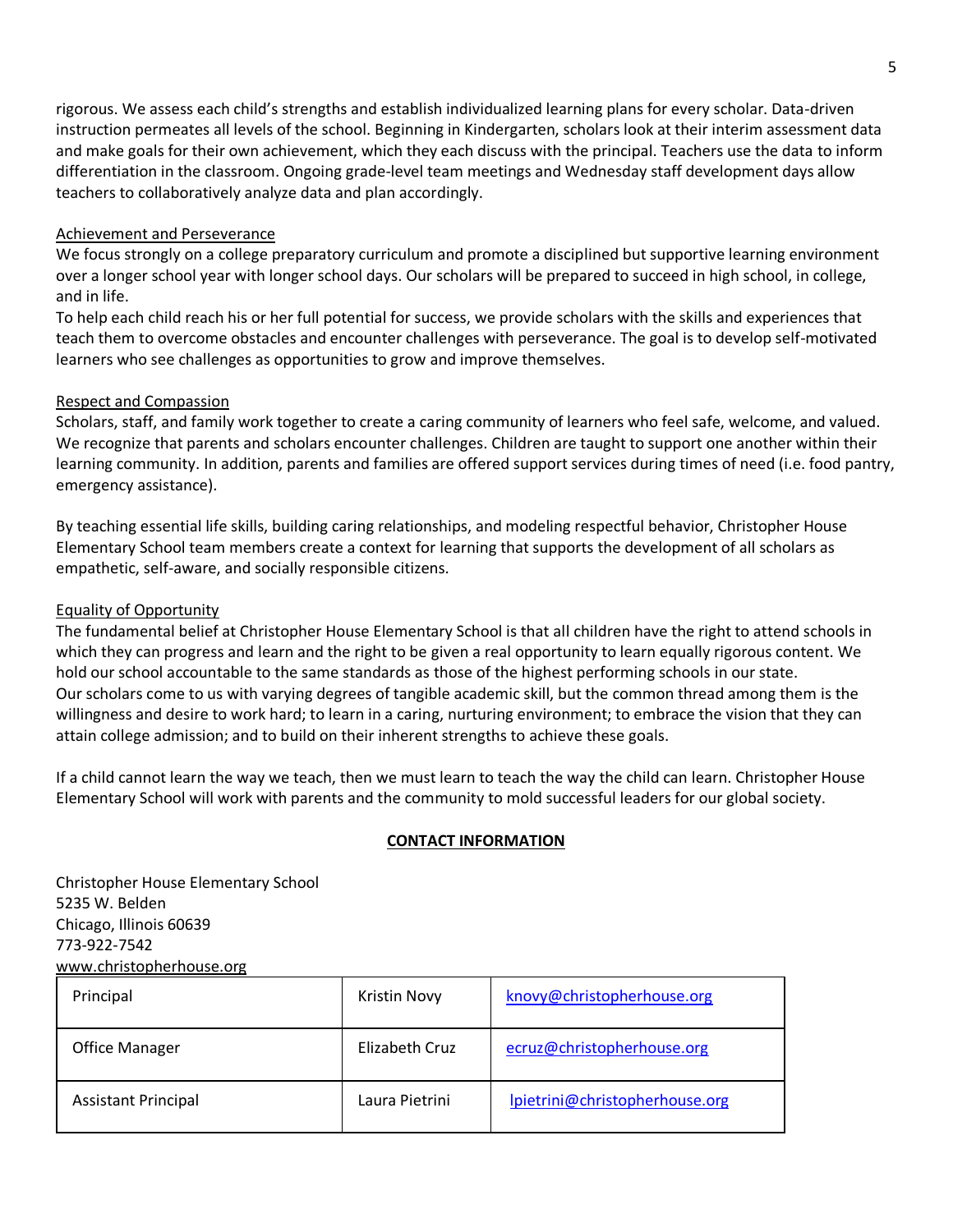rigorous. We assess each child's strengths and establish individualized learning plans for every scholar. Data-driven instruction permeates all levels of the school. Beginning in Kindergarten, scholars look at their interim assessment data and make goals for their own achievement, which they each discuss with the principal. Teachers use the data to inform differentiation in the classroom. Ongoing grade-level team meetings and Wednesday staff development days allow teachers to collaboratively analyze data and plan accordingly.

<u>Achievement and Perseverance</u>

We focus strongly on a college preparatory curriculum and promote a disciplined but supportive learning environment over a longer school year with longer school days. Our scholars will be prepared to succeed in high school, in college, and in life.

To help each child reach his or her full potential for success, we provide scholars with the skills and experiences that teach them to overcome obstacles and encounter challenges with perseverance. The goal is to develop self-motivated learners who see challenges as opportunities to grow and improve themselves.

<u>Respect and Compassion</u>

Scholars, staff, and family work together to create a caring community of learners who feel safe, welcome, and valued. We recognize that parents and scholars encounter challenges. Children are taught to support one another within their learning community. In addition, parents and families are offered support services during times of need (i.e. food pantry, emergency assistance).

By teaching essential life skills, building caring relationships, and modeling respectful behavior, Christopher House Elementary School team members create a context for learning that supports the development of all scholars as empathetic, self-aware, and socially responsible citizens.

<u>Equality of Opportunity</u>

The fundamental belief at Christopher House Elementary School is that all children have the right to attend schools in which they can progress and learn and the right to be given a real opportunity to learn equally rigorous content. We hold our school accountable to the same standards as those of the highest performing schools in our state.

Our scholars come to us with varying degrees of tangible academic skill, but the common thread among them is the willingness and desire to work hard; to learn in a caring, nurturing environment; to embrace the vision that they can attain college admission; and to build on their inherent strengths to achieve these goals.

If a child cannot learn the way we teach, then we must learn to teach the way the child can learn. Christopher House Elementary School will work with parents and the community to mold successful leaders for our global society.

## CONTACT INFORMATION

Christopher House Elementary School
5235 W. Belden
Chicago, Illinois 60639
773-922-7542
www.christopherhouse.org

| Principal | Kristin Novy | knovy@christopherhouse.org |
|---|---|---|
| Office Manager | Elizabeth Cruz | ecruz@christopherhouse.org |
| Assistant Principal | Laura Pietrini | lpietrini@christopherhouse.org |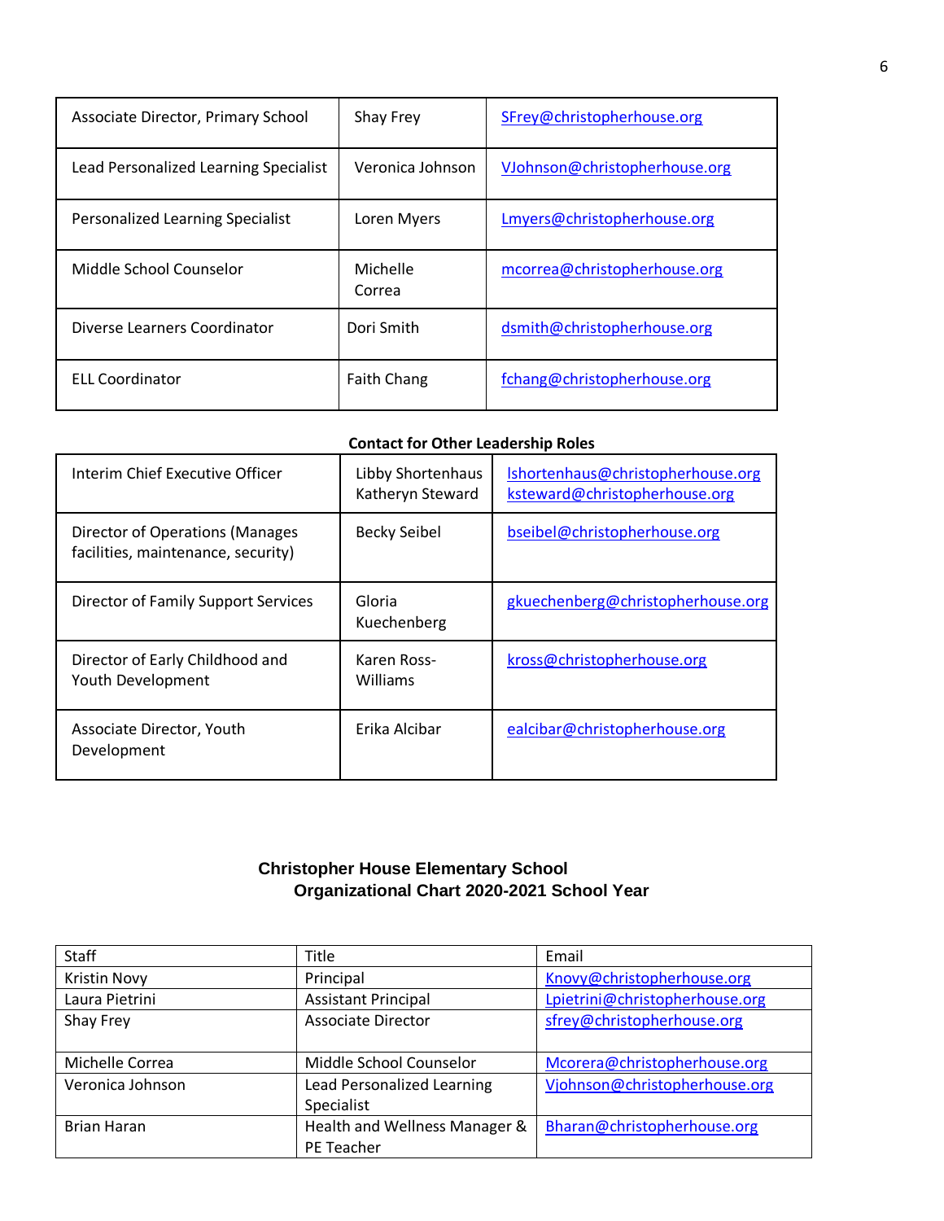| Associate Director, Primary School | Shay Frey | SFrey@christopherhouse.org |
|---|---|---|
| Lead Personalized Learning Specialist | Veronica Johnson | VJohnson@christopherhouse.org |
| Personalized Learning Specialist | Loren Myers | Lmyers@christopherhouse.org |
| Middle School Counselor | Michelle Correa | mcorrea@christopherhouse.org |
| Diverse Learners Coordinator | Dori Smith | dsmith@christopherhouse.org |
| ELL Coordinator | Faith Chang | fchang@christopherhouse.org |

**Contact for Other Leadership Roles**

| Interim Chief Executive Officer | Libby Shortenhaus<br>Katheryn Steward | lshortenhaus@christopherhouse.org<br>ksteward@christopherhouse.org |
|---|---|---|
| Director of Operations (Manages facilities, maintenance, security) | Becky Seibel | bseibel@christopherhouse.org |
| Director of Family Support Services | Gloria Kuechenberg | gkuechenberg@christopherhouse.org |
| Director of Early Childhood and Youth Development | Karen Ross-Williams | kross@christopherhouse.org |
| Associate Director, Youth Development | Erika Alcibar | ealcibar@christopherhouse.org |

## Christopher House Elementary School Organizational Chart 2020-2021 School Year

| Staff | Title | Email |
|---|---|---|
| Kristin Novy | Principal | Knovy@christopherhouse.org |
| Laura Pietrini | Assistant Principal | Lpietrini@christopherhouse.org |
| Shay Frey | Associate Director | sfrey@christopherhouse.org |
| Michelle Correa | Middle School Counselor | Mcorera@christopherhouse.org |
| Veronica Johnson | Lead Personalized Learning Specialist | Vjohnson@christopherhouse.org |
| Brian Haran | Health and Wellness Manager & PE Teacher | Bharan@christopherhouse.org |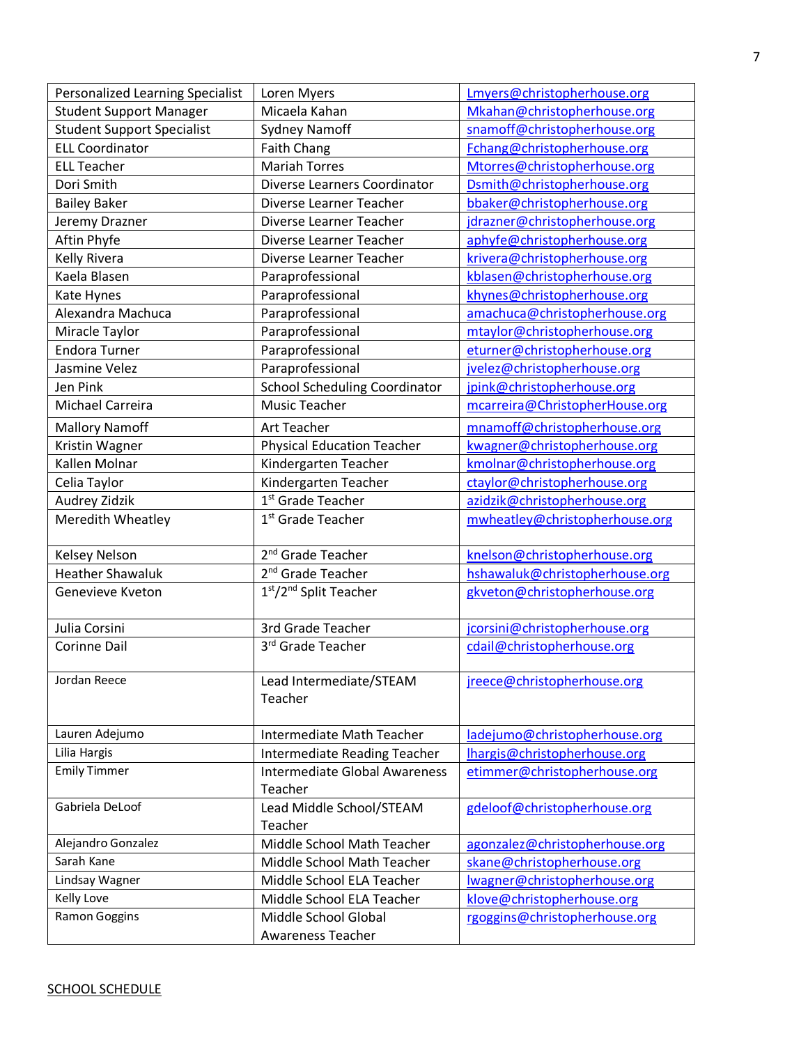| Personalized Learning Specialist | Loren Myers | Lmyers@christopherhouse.org |
|---|---|---|
| Student Support Manager | Micaela Kahan | Mkahan@christopherhouse.org |
| Student Support Specialist | Sydney Namoff | snamoff@christopherhouse.org |
| ELL Coordinator | Faith Chang | Fchang@christopherhouse.org |
| ELL Teacher | Mariah Torres | Mtorres@christopherhouse.org |
| Dori Smith | Diverse Learners Coordinator | Dsmith@christopherhouse.org |
| Bailey Baker | Diverse Learner Teacher | bbaker@christopherhouse.org |
| Jeremy Drazner | Diverse Learner Teacher | jdrazner@christopherhouse.org |
| Aftin Phyfe | Diverse Learner Teacher | aphyfe@christopherhouse.org |
| Kelly Rivera | Diverse Learner Teacher | krivera@christopherhouse.org |
| Kaela Blasen | Paraprofessional | kblasen@christopherhouse.org |
| Kate Hynes | Paraprofessional | khynes@christopherhouse.org |
| Alexandra Machuca | Paraprofessional | amachuca@christopherhouse.org |
| Miracle Taylor | Paraprofessional | mtaylor@christopherhouse.org |
| Endora Turner | Paraprofessional | eturner@christopherhouse.org |
| Jasmine Velez | Paraprofessional | jvelez@christopherhouse.org |
| Jen Pink | School Scheduling Coordinator | jpink@christopherhouse.org |
| Michael Carreira | Music Teacher | mcarreira@ChristopherHouse.org |
| Mallory Namoff | Art Teacher | mnamoff@christopherhouse.org |
| Kristin Wagner | Physical Education Teacher | kwagner@christopherhouse.org |
| Kallen Molnar | Kindergarten Teacher | kmolnar@christopherhouse.org |
| Celia Taylor | Kindergarten Teacher | ctaylor@christopherhouse.org |
| Audrey Zidzik | 1st Grade Teacher | azidzik@christopherhouse.org |
| Meredith Wheatley | 1st Grade Teacher | mwheatley@christopherhouse.org |
| Kelsey Nelson | 2nd Grade Teacher | knelson@christopherhouse.org |
| Heather Shawaluk | 2nd Grade Teacher | hshawaluk@christopherhouse.org |
| Genevieve Kveton | 1st/2nd Split Teacher | gkveton@christopherhouse.org |
| Julia Corsini | 3rd Grade Teacher | jcorsini@christopherhouse.org |
| Corinne Dail | 3rd Grade Teacher | cdail@christopherhouse.org |
| Jordan Reece | Lead Intermediate/STEAM Teacher | jreece@christopherhouse.org |
| Lauren Adejumo | Intermediate Math Teacher | ladejumo@christopherhouse.org |
| Lilia Hargis | Intermediate Reading Teacher | lhargis@christopherhouse.org |
| Emily Timmer | Intermediate Global Awareness Teacher | etimmer@christopherhouse.org |
| Gabriela DeLoof | Lead Middle School/STEAM Teacher | gdeloof@christopherhouse.org |
| Alejandro Gonzalez | Middle School Math Teacher | agonzalez@christopherhouse.org |
| Sarah Kane | Middle School Math Teacher | skane@christopherhouse.org |
| Lindsay Wagner | Middle School ELA Teacher | lwagner@christopherhouse.org |
| Kelly Love | Middle School ELA Teacher | klove@christopherhouse.org |
| Ramon Goggins | Middle School Global Awareness Teacher | rgoggins@christopherhouse.org |

SCHOOL SCHEDULE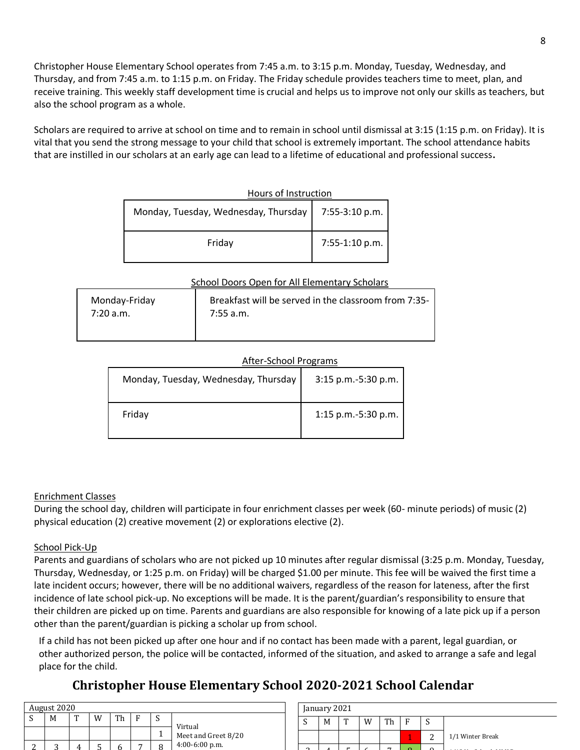Christopher House Elementary School operates from 7:45 a.m. to 3:15 p.m. Monday, Tuesday, Wednesday, and Thursday, and from 7:45 a.m. to 1:15 p.m. on Friday. The Friday schedule provides teachers time to meet, plan, and receive training. This weekly staff development time is crucial and helps us to improve not only our skills as teachers, but also the school program as a whole.

Scholars are required to arrive at school on time and to remain in school until dismissal at 3:15 (1:15 p.m. on Friday). It is vital that you send the strong message to your child that school is extremely important. The school attendance habits that are instilled in our scholars at an early age can lead to a lifetime of educational and professional success**.**

Hours of Instruction

| Monday, Tuesday, Wednesday, Thursday | 7:55-3:10 p.m. |
|---|---|
| Friday | 7:55-1:10 p.m. |

School Doors Open for All Elementary Scholars

| Monday-Friday 7:20 a.m. | Breakfast will be served in the classroom from 7:35-7:55 a.m. |
|---|---|

After-School Programs

| Monday, Tuesday, Wednesday, Thursday | 3:15 p.m.-5:30 p.m. |
|---|---|
| Friday | 1:15 p.m.-5:30 p.m. |

Enrichment Classes

During the school day, children will participate in four enrichment classes per week (60- minute periods) of music (2) physical education (2) creative movement (2) or explorations elective (2).

School Pick-Up

Parents and guardians of scholars who are not picked up 10 minutes after regular dismissal (3:25 p.m. Monday, Tuesday, Thursday, Wednesday, or 1:25 p.m. on Friday) will be charged $1.00 per minute. This fee will be waived the first time a late incident occurs; however, there will be no additional waivers, regardless of the reason for lateness, after the first incidence of late school pick-up. No exceptions will be made. It is the parent/guardian's responsibility to ensure that their children are picked up on time. Parents and guardians are also responsible for knowing of a late pick up if a person other than the parent/guardian is picking a scholar up from school.

If a child has not been picked up after one hour and if no contact has been made with a parent, legal guardian, or other authorized person, the police will be contacted, informed of the situation, and asked to arrange a safe and legal place for the child.

## Christopher House Elementary School 2020-2021 School Calendar

| August 2020 | | | | | | | |
|---|---|---|---|---|---|---|---|
| S | M | T | W | Th | F | S | Virtual Meet and Greet 8/20 4:00-6:00 p.m. |
| | | | | | | 1 | |
| 2 | 3 | 4 | 5 | 6 | 7 | 8 | |

| January 2021 | | | | | | | |
|---|---|---|---|---|---|---|---|
| S | M | T | W | Th | F | S | |
| | | | | | 1 | 2 | 1/1 Winter Break |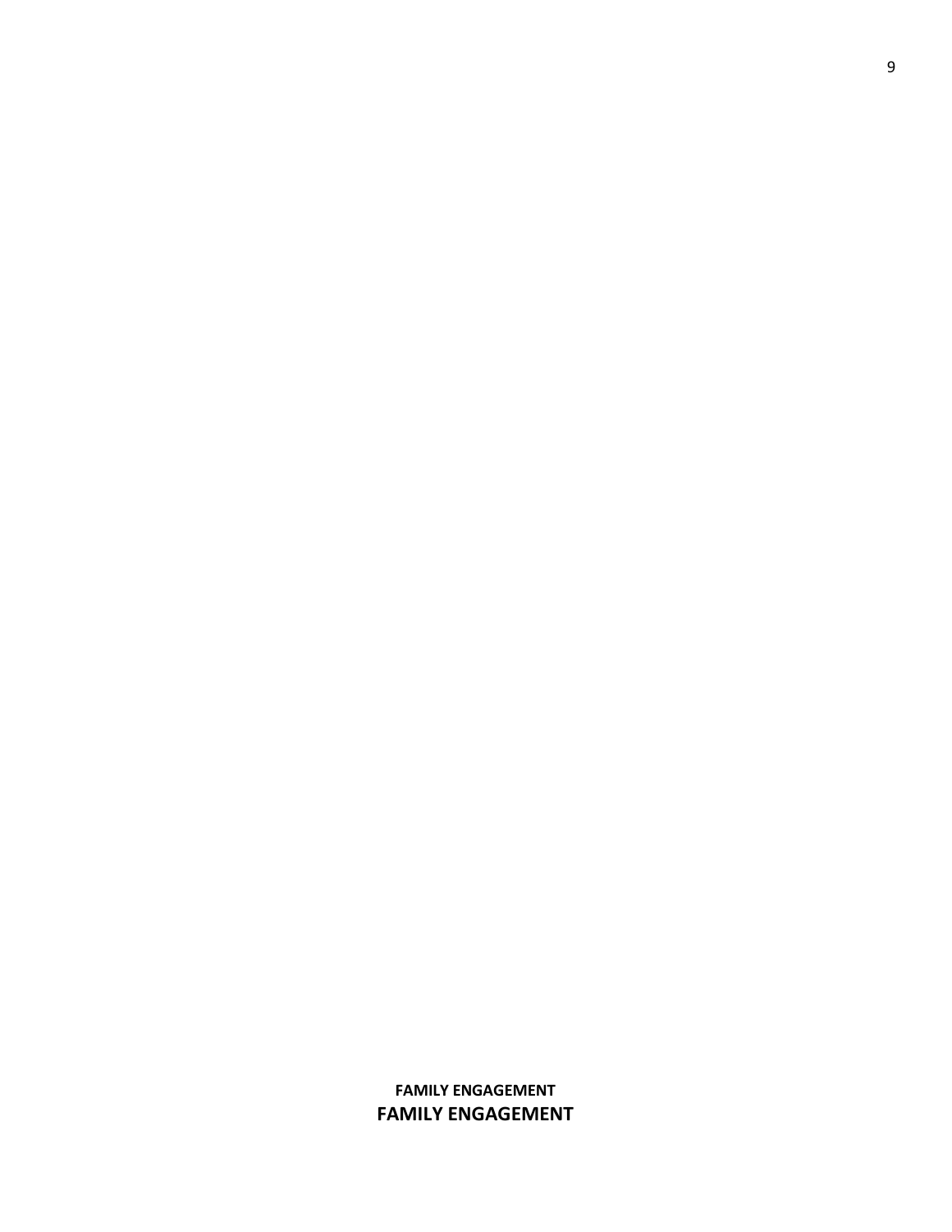**FAMILY ENGAGEMENT**

**FAMILY ENGAGEMENT**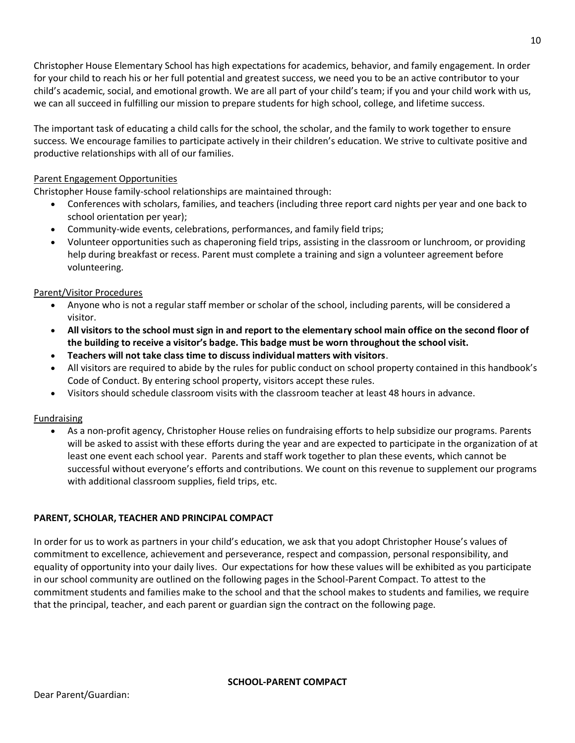Christopher House Elementary School has high expectations for academics, behavior, and family engagement. In order for your child to reach his or her full potential and greatest success, we need you to be an active contributor to your child's academic, social, and emotional growth. We are all part of your child's team; if you and your child work with us, we can all succeed in fulfilling our mission to prepare students for high school, college, and lifetime success.

The important task of educating a child calls for the school, the scholar, and the family to work together to ensure success. We encourage families to participate actively in their children's education. We strive to cultivate positive and productive relationships with all of our families.

Parent Engagement Opportunities

Christopher House family-school relationships are maintained through:

- Conferences with scholars, families, and teachers (including three report card nights per year and one back to school orientation per year);
- Community-wide events, celebrations, performances, and family field trips;
- Volunteer opportunities such as chaperoning field trips, assisting in the classroom or lunchroom, or providing help during breakfast or recess. Parent must complete a training and sign a volunteer agreement before volunteering.

Parent/Visitor Procedures

- Anyone who is not a regular staff member or scholar of the school, including parents, will be considered a visitor.
- **All visitors to the school must sign in and report to the elementary school main office on the second floor of the building to receive a visitor's badge. This badge must be worn throughout the school visit.**
- **Teachers will not take class time to discuss individual matters with visitors**.
- All visitors are required to abide by the rules for public conduct on school property contained in this handbook's Code of Conduct. By entering school property, visitors accept these rules.
- Visitors should schedule classroom visits with the classroom teacher at least 48 hours in advance.

Fundraising

- As a non-profit agency, Christopher House relies on fundraising efforts to help subsidize our programs. Parents will be asked to assist with these efforts during the year and are expected to participate in the organization of at least one event each school year. Parents and staff work together to plan these events, which cannot be successful without everyone's efforts and contributions. We count on this revenue to supplement our programs with additional classroom supplies, field trips, etc.

**PARENT, SCHOLAR, TEACHER AND PRINCIPAL COMPACT**

In order for us to work as partners in your child's education, we ask that you adopt Christopher House's values of commitment to excellence, achievement and perseverance, respect and compassion, personal responsibility, and equality of opportunity into your daily lives. Our expectations for how these values will be exhibited as you participate in our school community are outlined on the following pages in the School-Parent Compact. To attest to the commitment students and families make to the school and that the school makes to students and families, we require that the principal, teacher, and each parent or guardian sign the contract on the following page.

**SCHOOL-PARENT COMPACT**

Dear Parent/Guardian: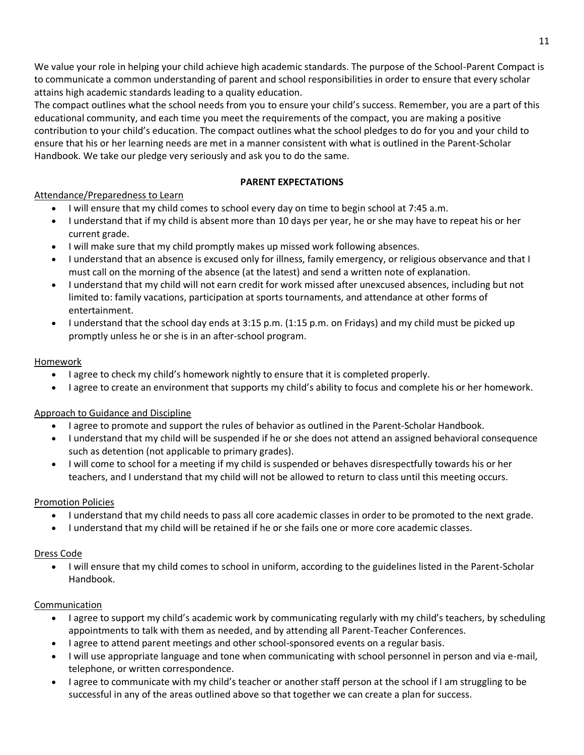We value your role in helping your child achieve high academic standards. The purpose of the School-Parent Compact is to communicate a common understanding of parent and school responsibilities in order to ensure that every scholar attains high academic standards leading to a quality education.

The compact outlines what the school needs from you to ensure your child's success. Remember, you are a part of this educational community, and each time you meet the requirements of the compact, you are making a positive contribution to your child's education. The compact outlines what the school pledges to do for you and your child to ensure that his or her learning needs are met in a manner consistent with what is outlined in the Parent-Scholar Handbook. We take our pledge very seriously and ask you to do the same.

## PARENT EXPECTATIONS

### Attendance/Preparedness to Learn

- I will ensure that my child comes to school every day on time to begin school at 7:45 a.m.
- I understand that if my child is absent more than 10 days per year, he or she may have to repeat his or her current grade.
- I will make sure that my child promptly makes up missed work following absences.
- I understand that an absence is excused only for illness, family emergency, or religious observance and that I must call on the morning of the absence (at the latest) and send a written note of explanation.
- I understand that my child will not earn credit for work missed after unexcused absences, including but not limited to: family vacations, participation at sports tournaments, and attendance at other forms of entertainment.
- I understand that the school day ends at 3:15 p.m. (1:15 p.m. on Fridays) and my child must be picked up promptly unless he or she is in an after-school program.

### Homework

- I agree to check my child's homework nightly to ensure that it is completed properly.
- I agree to create an environment that supports my child's ability to focus and complete his or her homework.

### Approach to Guidance and Discipline

- I agree to promote and support the rules of behavior as outlined in the Parent-Scholar Handbook.
- I understand that my child will be suspended if he or she does not attend an assigned behavioral consequence such as detention (not applicable to primary grades).
- I will come to school for a meeting if my child is suspended or behaves disrespectfully towards his or her teachers, and I understand that my child will not be allowed to return to class until this meeting occurs.

### Promotion Policies

- I understand that my child needs to pass all core academic classes in order to be promoted to the next grade.
- I understand that my child will be retained if he or she fails one or more core academic classes.

### Dress Code

- I will ensure that my child comes to school in uniform, according to the guidelines listed in the Parent-Scholar Handbook.

### Communication

- I agree to support my child's academic work by communicating regularly with my child's teachers, by scheduling appointments to talk with them as needed, and by attending all Parent-Teacher Conferences.
- I agree to attend parent meetings and other school-sponsored events on a regular basis.
- I will use appropriate language and tone when communicating with school personnel in person and via e-mail, telephone, or written correspondence.
- I agree to communicate with my child's teacher or another staff person at the school if I am struggling to be successful in any of the areas outlined above so that together we can create a plan for success.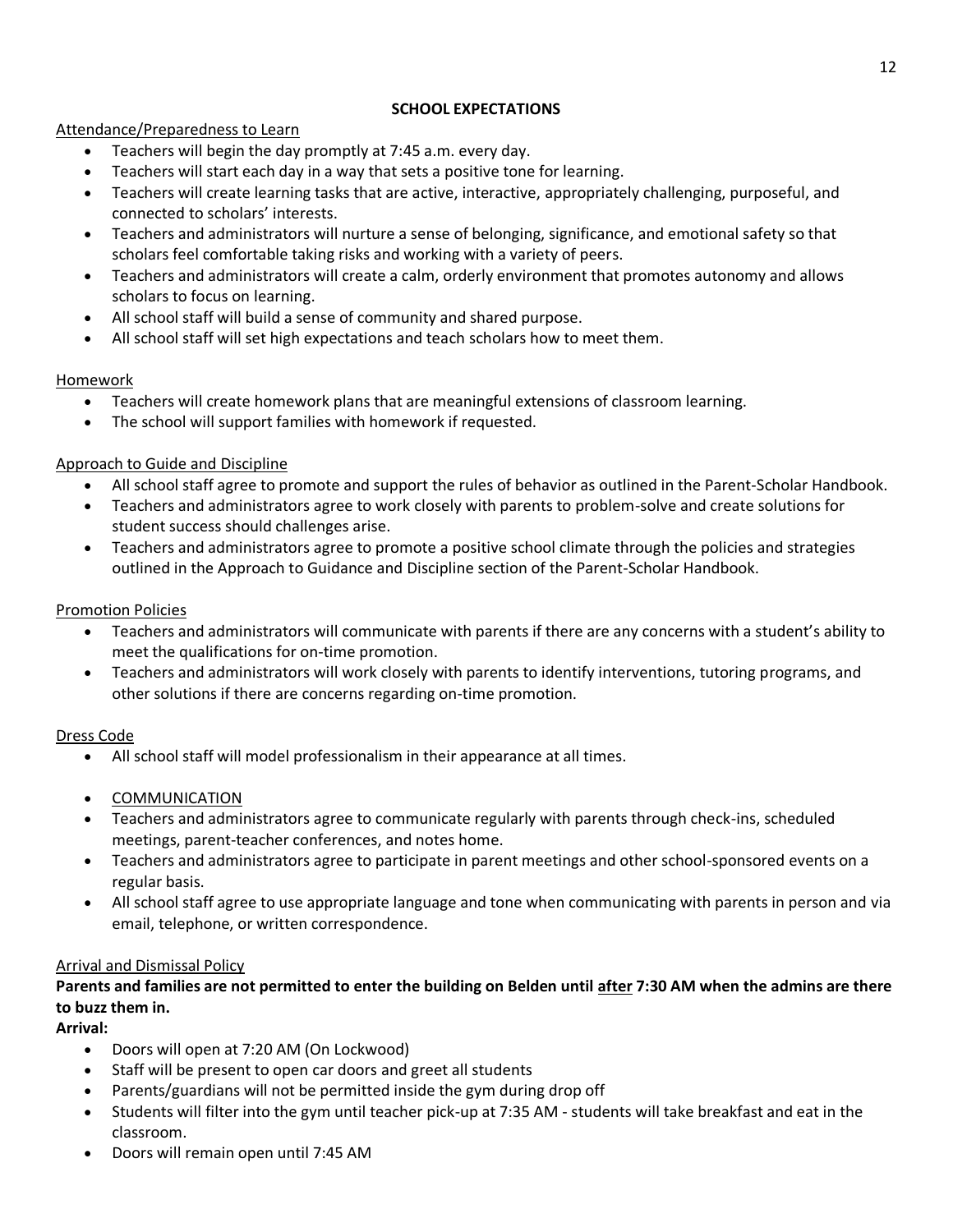## SCHOOL EXPECTATIONS

<u>Attendance/Preparedness to Learn</u>

- Teachers will begin the day promptly at 7:45 a.m. every day.
- Teachers will start each day in a way that sets a positive tone for learning.
- Teachers will create learning tasks that are active, interactive, appropriately challenging, purposeful, and connected to scholars' interests.
- Teachers and administrators will nurture a sense of belonging, significance, and emotional safety so that scholars feel comfortable taking risks and working with a variety of peers.
- Teachers and administrators will create a calm, orderly environment that promotes autonomy and allows scholars to focus on learning.
- All school staff will build a sense of community and shared purpose.
- All school staff will set high expectations and teach scholars how to meet them.

<u>Homework</u>

- Teachers will create homework plans that are meaningful extensions of classroom learning.
- The school will support families with homework if requested.

<u>Approach to Guide and Discipline</u>

- All school staff agree to promote and support the rules of behavior as outlined in the Parent-Scholar Handbook.
- Teachers and administrators agree to work closely with parents to problem-solve and create solutions for student success should challenges arise.
- Teachers and administrators agree to promote a positive school climate through the policies and strategies outlined in the Approach to Guidance and Discipline section of the Parent-Scholar Handbook.

<u>Promotion Policies</u>

- Teachers and administrators will communicate with parents if there are any concerns with a student's ability to meet the qualifications for on-time promotion.
- Teachers and administrators will work closely with parents to identify interventions, tutoring programs, and other solutions if there are concerns regarding on-time promotion.

<u>Dress Code</u>

- All school staff will model professionalism in their appearance at all times.

- <u>COMMUNICATION</u>
- Teachers and administrators agree to communicate regularly with parents through check-ins, scheduled meetings, parent-teacher conferences, and notes home.
- Teachers and administrators agree to participate in parent meetings and other school-sponsored events on a regular basis.
- All school staff agree to use appropriate language and tone when communicating with parents in person and via email, telephone, or written correspondence.

<u>Arrival and Dismissal Policy</u>

**Parents and families are not permitted to enter the building on Belden until <u>after</u> 7:30 AM when the admins are there to buzz them in.**

**Arrival:**

- Doors will open at 7:20 AM (On Lockwood)
- Staff will be present to open car doors and greet all students
- Parents/guardians will not be permitted inside the gym during drop off
- Students will filter into the gym until teacher pick-up at 7:35 AM - students will take breakfast and eat in the classroom.
- Doors will remain open until 7:45 AM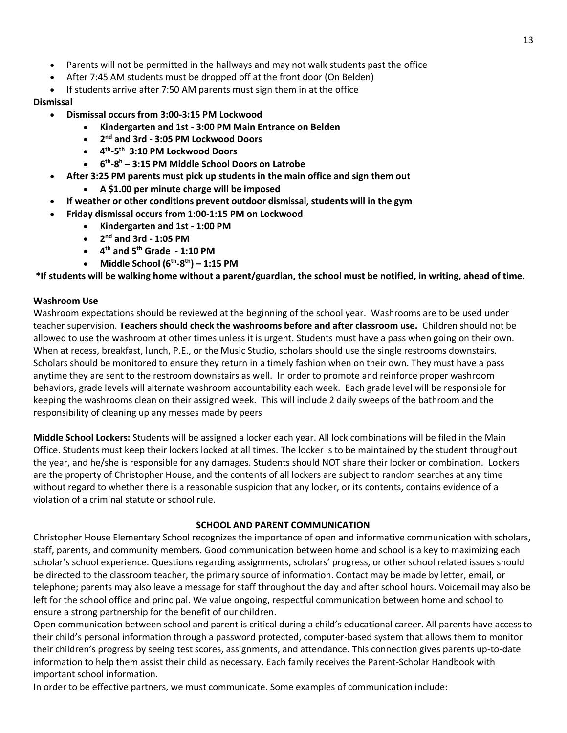- Parents will not be permitted in the hallways and may not walk students past the office
- After 7:45 AM students must be dropped off at the front door (On Belden)
- If students arrive after 7:50 AM parents must sign them in at the office

**Dismissal**

- **Dismissal occurs from 3:00-3:15 PM Lockwood**
  - **Kindergarten and 1st - 3:00 PM Main Entrance on Belden**
  - **2nd and 3rd - 3:05 PM Lockwood Doors**
  - **4th-5th 3:10 PM Lockwood Doors**
  - **6th-8h – 3:15 PM Middle School Doors on Latrobe**
- **After 3:25 PM parents must pick up students in the main office and sign them out**
  - **A $1.00 per minute charge will be imposed**
- **If weather or other conditions prevent outdoor dismissal, students will in the gym**
- **Friday dismissal occurs from 1:00-1:15 PM on Lockwood**
  - **Kindergarten and 1st - 1:00 PM**
  - **2nd and 3rd - 1:05 PM**
  - **4th and 5th Grade - 1:10 PM**
  - **Middle School (6th-8th) – 1:15 PM**

**\*If students will be walking home without a parent/guardian, the school must be notified, in writing, ahead of time.**

**Washroom Use**

Washroom expectations should be reviewed at the beginning of the school year. Washrooms are to be used under teacher supervision. **Teachers should check the washrooms before and after classroom use.** Children should not be allowed to use the washroom at other times unless it is urgent. Students must have a pass when going on their own. When at recess, breakfast, lunch, P.E., or the Music Studio, scholars should use the single restrooms downstairs. Scholars should be monitored to ensure they return in a timely fashion when on their own. They must have a pass anytime they are sent to the restroom downstairs as well. In order to promote and reinforce proper washroom behaviors, grade levels will alternate washroom accountability each week. Each grade level will be responsible for keeping the washrooms clean on their assigned week. This will include 2 daily sweeps of the bathroom and the responsibility of cleaning up any messes made by peers

**Middle School Lockers:** Students will be assigned a locker each year. All lock combinations will be filed in the Main Office. Students must keep their lockers locked at all times. The locker is to be maintained by the student throughout the year, and he/she is responsible for any damages. Students should NOT share their locker or combination. Lockers are the property of Christopher House, and the contents of all lockers are subject to random searches at any time without regard to whether there is a reasonable suspicion that any locker, or its contents, contains evidence of a violation of a criminal statute or school rule.

## SCHOOL AND PARENT COMMUNICATION

Christopher House Elementary School recognizes the importance of open and informative communication with scholars, staff, parents, and community members. Good communication between home and school is a key to maximizing each scholar's school experience. Questions regarding assignments, scholars' progress, or other school related issues should be directed to the classroom teacher, the primary source of information. Contact may be made by letter, email, or telephone; parents may also leave a message for staff throughout the day and after school hours. Voicemail may also be left for the school office and principal. We value ongoing, respectful communication between home and school to ensure a strong partnership for the benefit of our children.

Open communication between school and parent is critical during a child's educational career. All parents have access to their child's personal information through a password protected, computer-based system that allows them to monitor their children's progress by seeing test scores, assignments, and attendance. This connection gives parents up-to-date information to help them assist their child as necessary. Each family receives the Parent-Scholar Handbook with important school information.

In order to be effective partners, we must communicate. Some examples of communication include: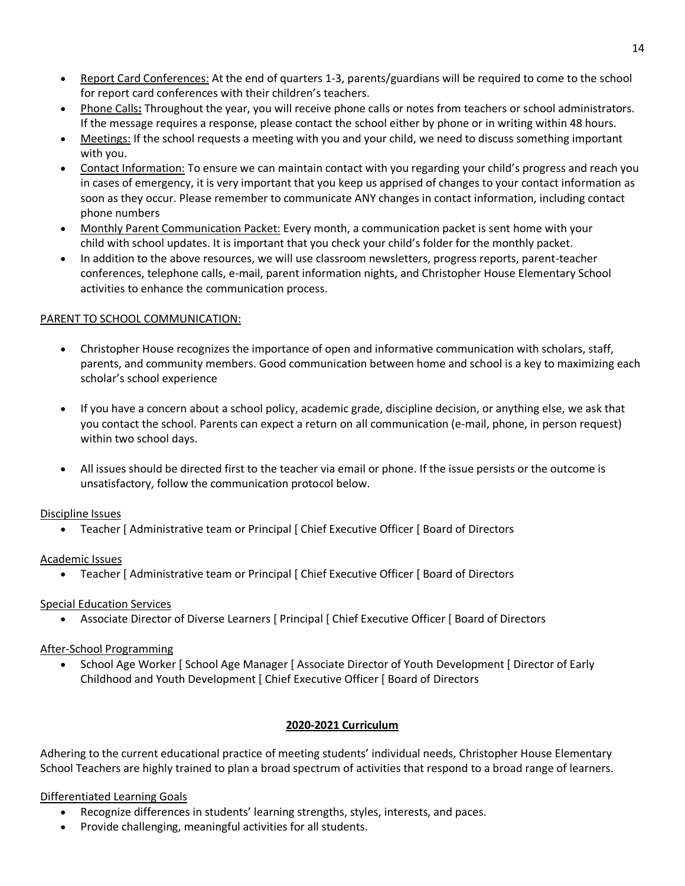- <u>Report Card Conferences:</u> At the end of quarters 1-3, parents/guardians will be required to come to the school for report card conferences with their children's teachers.
- <u>Phone Calls</u>**:** Throughout the year, you will receive phone calls or notes from teachers or school administrators. If the message requires a response, please contact the school either by phone or in writing within 48 hours.
- <u>Meetings:</u> If the school requests a meeting with you and your child, we need to discuss something important with you.
- <u>Contact Information:</u> To ensure we can maintain contact with you regarding your child's progress and reach you in cases of emergency, it is very important that you keep us apprised of changes to your contact information as soon as they occur. Please remember to communicate ANY changes in contact information, including contact phone numbers
- <u>Monthly Parent Communication Packet:</u> Every month, a communication packet is sent home with your child with school updates. It is important that you check your child's folder for the monthly packet.
- In addition to the above resources, we will use classroom newsletters, progress reports, parent-teacher conferences, telephone calls, e-mail, parent information nights, and Christopher House Elementary School activities to enhance the communication process.

<u>PARENT TO SCHOOL COMMUNICATION:</u>

- Christopher House recognizes the importance of open and informative communication with scholars, staff, parents, and community members. Good communication between home and school is a key to maximizing each scholar's school experience

- If you have a concern about a school policy, academic grade, discipline decision, or anything else, we ask that you contact the school. Parents can expect a return on all communication (e-mail, phone, in person request) within two school days.

- All issues should be directed first to the teacher via email or phone. If the issue persists or the outcome is unsatisfactory, follow the communication protocol below.

<u>Discipline Issues</u>

- Teacher [ Administrative team or Principal [ Chief Executive Officer [ Board of Directors

<u>Academic Issues</u>

- Teacher [ Administrative team or Principal [ Chief Executive Officer [ Board of Directors

<u>Special Education Services</u>

- Associate Director of Diverse Learners [ Principal [ Chief Executive Officer [ Board of Directors

<u>After-School Programming</u>

- School Age Worker [ School Age Manager [ Associate Director of Youth Development [ Director of Early Childhood and Youth Development [ Chief Executive Officer [ Board of Directors

## **2020-2021 Curriculum**

Adhering to the current educational practice of meeting students' individual needs, Christopher House Elementary School Teachers are highly trained to plan a broad spectrum of activities that respond to a broad range of learners.

<u>Differentiated Learning Goals</u>

- Recognize differences in students' learning strengths, styles, interests, and paces.
- Provide challenging, meaningful activities for all students.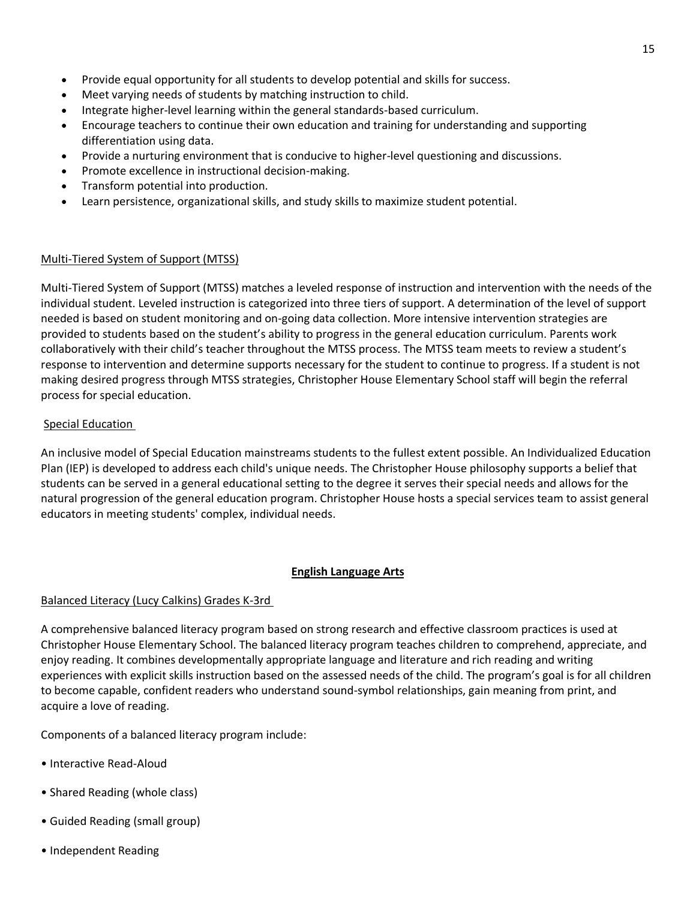- Provide equal opportunity for all students to develop potential and skills for success.
- Meet varying needs of students by matching instruction to child.
- Integrate higher-level learning within the general standards-based curriculum.
- Encourage teachers to continue their own education and training for understanding and supporting differentiation using data.
- Provide a nurturing environment that is conducive to higher-level questioning and discussions.
- Promote excellence in instructional decision-making.
- Transform potential into production.
- Learn persistence, organizational skills, and study skills to maximize student potential.

### Multi-Tiered System of Support (MTSS)

Multi-Tiered System of Support (MTSS) matches a leveled response of instruction and intervention with the needs of the individual student. Leveled instruction is categorized into three tiers of support. A determination of the level of support needed is based on student monitoring and on-going data collection. More intensive intervention strategies are provided to students based on the student's ability to progress in the general education curriculum. Parents work collaboratively with their child's teacher throughout the MTSS process. The MTSS team meets to review a student's response to intervention and determine supports necessary for the student to continue to progress. If a student is not making desired progress through MTSS strategies, Christopher House Elementary School staff will begin the referral process for special education.

### Special Education

An inclusive model of Special Education mainstreams students to the fullest extent possible. An Individualized Education Plan (IEP) is developed to address each child's unique needs. The Christopher House philosophy supports a belief that students can be served in a general educational setting to the degree it serves their special needs and allows for the natural progression of the general education program. Christopher House hosts a special services team to assist general educators in meeting students' complex, individual needs.

## English Language Arts

### Balanced Literacy (Lucy Calkins) Grades K-3rd

A comprehensive balanced literacy program based on strong research and effective classroom practices is used at Christopher House Elementary School. The balanced literacy program teaches children to comprehend, appreciate, and enjoy reading. It combines developmentally appropriate language and literature and rich reading and writing experiences with explicit skills instruction based on the assessed needs of the child. The program's goal is for all children to become capable, confident readers who understand sound-symbol relationships, gain meaning from print, and acquire a love of reading.

Components of a balanced literacy program include:

- Interactive Read-Aloud
- Shared Reading (whole class)
- Guided Reading (small group)
- Independent Reading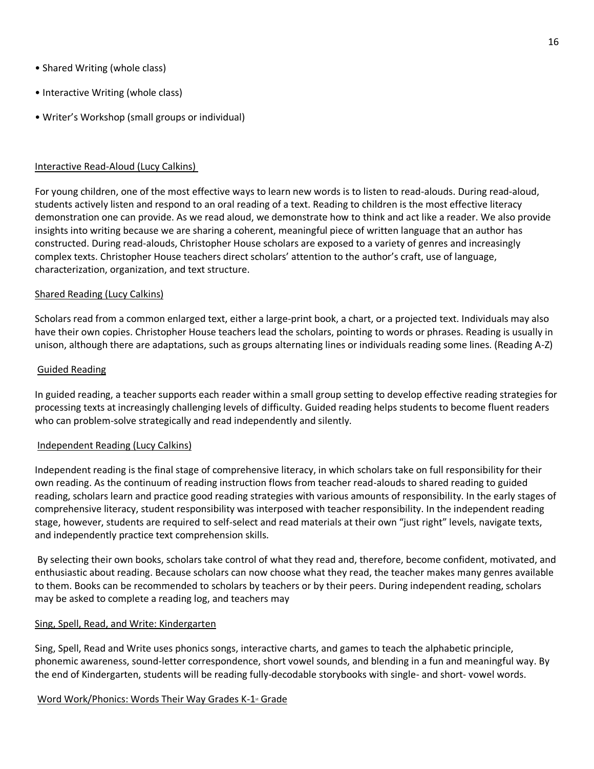- Shared Writing (whole class)
- Interactive Writing (whole class)
- Writer's Workshop (small groups or individual)

Interactive Read-Aloud (Lucy Calkins)

For young children, one of the most effective ways to learn new words is to listen to read-alouds. During read-aloud, students actively listen and respond to an oral reading of a text. Reading to children is the most effective literacy demonstration one can provide. As we read aloud, we demonstrate how to think and act like a reader. We also provide insights into writing because we are sharing a coherent, meaningful piece of written language that an author has constructed. During read-alouds, Christopher House scholars are exposed to a variety of genres and increasingly complex texts. Christopher House teachers direct scholars' attention to the author's craft, use of language, characterization, organization, and text structure.

Shared Reading (Lucy Calkins)

Scholars read from a common enlarged text, either a large-print book, a chart, or a projected text. Individuals may also have their own copies. Christopher House teachers lead the scholars, pointing to words or phrases. Reading is usually in unison, although there are adaptations, such as groups alternating lines or individuals reading some lines. (Reading A-Z)

Guided Reading

In guided reading, a teacher supports each reader within a small group setting to develop effective reading strategies for processing texts at increasingly challenging levels of difficulty. Guided reading helps students to become fluent readers who can problem-solve strategically and read independently and silently.

Independent Reading (Lucy Calkins)

Independent reading is the final stage of comprehensive literacy, in which scholars take on full responsibility for their own reading. As the continuum of reading instruction flows from teacher read-alouds to shared reading to guided reading, scholars learn and practice good reading strategies with various amounts of responsibility. In the early stages of comprehensive literacy, student responsibility was interposed with teacher responsibility. In the independent reading stage, however, students are required to self-select and read materials at their own "just right" levels, navigate texts, and independently practice text comprehension skills.

By selecting their own books, scholars take control of what they read and, therefore, become confident, motivated, and enthusiastic about reading. Because scholars can now choose what they read, the teacher makes many genres available to them. Books can be recommended to scholars by teachers or by their peers. During independent reading, scholars may be asked to complete a reading log, and teachers may

Sing, Spell, Read, and Write: Kindergarten

Sing, Spell, Read and Write uses phonics songs, interactive charts, and games to teach the alphabetic principle, phonemic awareness, sound-letter correspondence, short vowel sounds, and blending in a fun and meaningful way. By the end of Kindergarten, students will be reading fully-decodable storybooks with single- and short- vowel words.

Word Work/Phonics: Words Their Way Grades K-1st Grade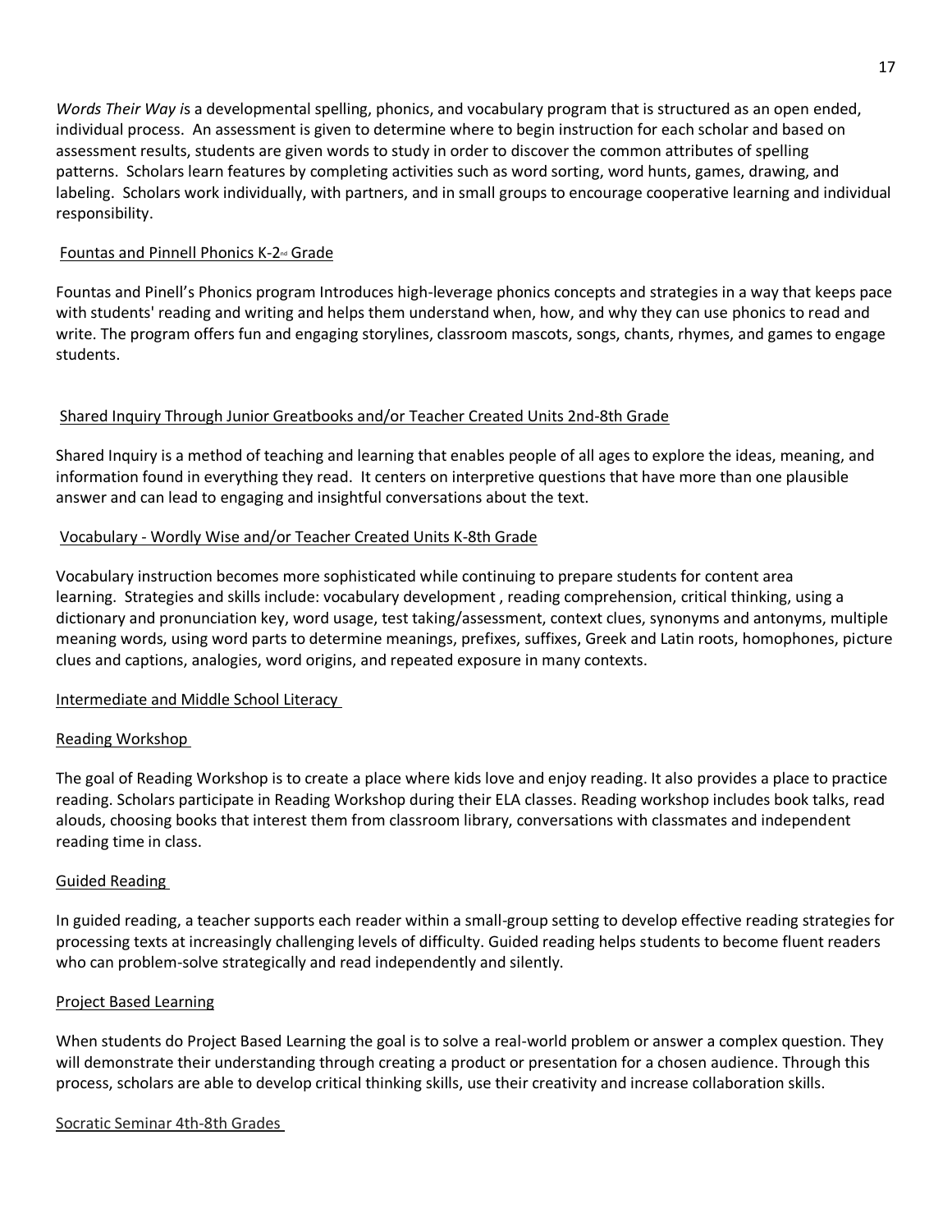*Words Their Way* is a developmental spelling, phonics, and vocabulary program that is structured as an open ended, individual process. An assessment is given to determine where to begin instruction for each scholar and based on assessment results, students are given words to study in order to discover the common attributes of spelling patterns. Scholars learn features by completing activities such as word sorting, word hunts, games, drawing, and labeling. Scholars work individually, with partners, and in small groups to encourage cooperative learning and individual responsibility.

<u>Fountas and Pinnell Phonics K-2nd Grade</u>

Fountas and Pinell's Phonics program Introduces high-leverage phonics concepts and strategies in a way that keeps pace with students' reading and writing and helps them understand when, how, and why they can use phonics to read and write. The program offers fun and engaging storylines, classroom mascots, songs, chants, rhymes, and games to engage students.

<u>Shared Inquiry Through Junior Greatbooks and/or Teacher Created Units 2nd-8th Grade</u>

Shared Inquiry is a method of teaching and learning that enables people of all ages to explore the ideas, meaning, and information found in everything they read. It centers on interpretive questions that have more than one plausible answer and can lead to engaging and insightful conversations about the text.

<u>Vocabulary - Wordly Wise and/or Teacher Created Units K-8th Grade</u>

Vocabulary instruction becomes more sophisticated while continuing to prepare students for content area learning. Strategies and skills include: vocabulary development , reading comprehension, critical thinking, using a dictionary and pronunciation key, word usage, test taking/assessment, context clues, synonyms and antonyms, multiple meaning words, using word parts to determine meanings, prefixes, suffixes, Greek and Latin roots, homophones, picture clues and captions, analogies, word origins, and repeated exposure in many contexts.

<u>Intermediate and Middle School Literacy</u>

<u>Reading Workshop</u>

The goal of Reading Workshop is to create a place where kids love and enjoy reading. It also provides a place to practice reading. Scholars participate in Reading Workshop during their ELA classes. Reading workshop includes book talks, read alouds, choosing books that interest them from classroom library, conversations with classmates and independent reading time in class.

<u>Guided Reading</u>

In guided reading, a teacher supports each reader within a small-group setting to develop effective reading strategies for processing texts at increasingly challenging levels of difficulty. Guided reading helps students to become fluent readers who can problem-solve strategically and read independently and silently.

<u>Project Based Learning</u>

When students do Project Based Learning the goal is to solve a real-world problem or answer a complex question. They will demonstrate their understanding through creating a product or presentation for a chosen audience. Through this process, scholars are able to develop critical thinking skills, use their creativity and increase collaboration skills.

<u>Socratic Seminar 4th-8th Grades</u>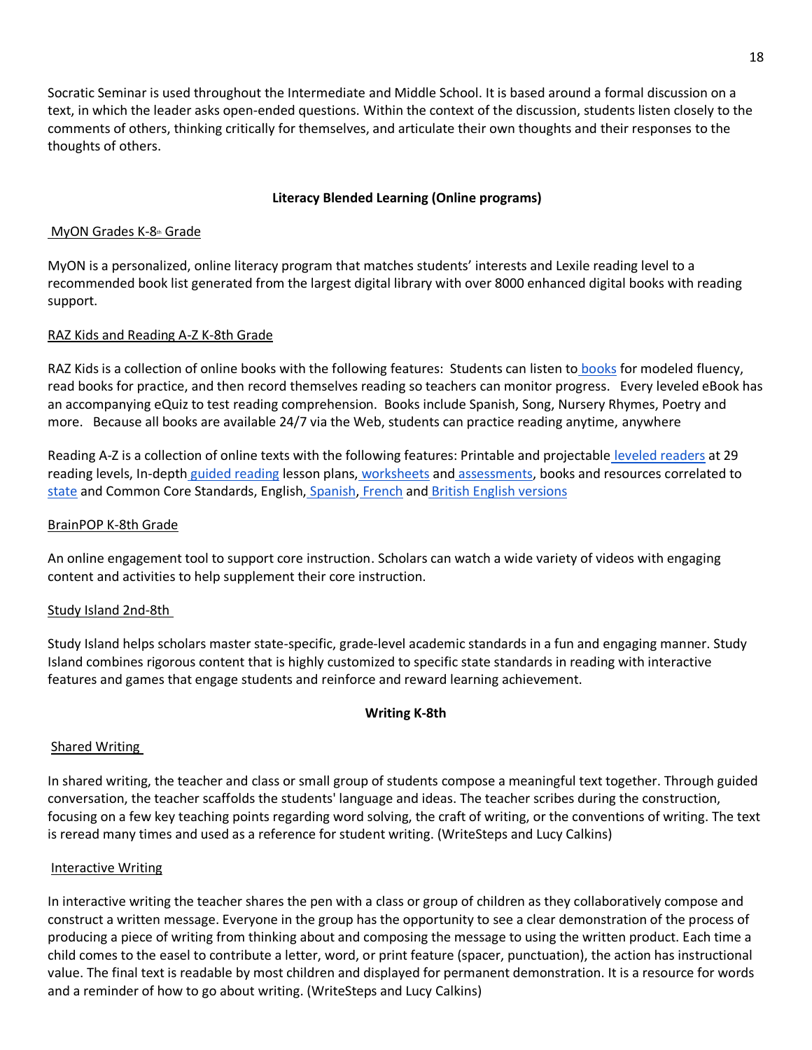Socratic Seminar is used throughout the Intermediate and Middle School. It is based around a formal discussion on a text, in which the leader asks open-ended questions. Within the context of the discussion, students listen closely to the comments of others, thinking critically for themselves, and articulate their own thoughts and their responses to the thoughts of others.

**Literacy Blended Learning (Online programs)**

MyON Grades K-8th Grade

MyON is a personalized, online literacy program that matches students' interests and Lexile reading level to a recommended book list generated from the largest digital library with over 8000 enhanced digital books with reading support.

RAZ Kids and Reading A-Z K-8th Grade

RAZ Kids is a collection of online books with the following features: Students can listen to books for modeled fluency, read books for practice, and then record themselves reading so teachers can monitor progress. Every leveled eBook has an accompanying eQuiz to test reading comprehension. Books include Spanish, Song, Nursery Rhymes, Poetry and more. Because all books are available 24/7 via the Web, students can practice reading anytime, anywhere

Reading A-Z is a collection of online texts with the following features: Printable and projectable leveled readers at 29 reading levels, In-depth guided reading lesson plans, worksheets and assessments, books and resources correlated to state and Common Core Standards, English, Spanish, French and British English versions

BrainPOP K-8th Grade

An online engagement tool to support core instruction. Scholars can watch a wide variety of videos with engaging content and activities to help supplement their core instruction.

Study Island 2nd-8th

Study Island helps scholars master state-specific, grade-level academic standards in a fun and engaging manner. Study Island combines rigorous content that is highly customized to specific state standards in reading with interactive features and games that engage students and reinforce and reward learning achievement.

**Writing K-8th**

Shared Writing

In shared writing, the teacher and class or small group of students compose a meaningful text together. Through guided conversation, the teacher scaffolds the students' language and ideas. The teacher scribes during the construction, focusing on a few key teaching points regarding word solving, the craft of writing, or the conventions of writing. The text is reread many times and used as a reference for student writing. (WriteSteps and Lucy Calkins)

Interactive Writing

In interactive writing the teacher shares the pen with a class or group of children as they collaboratively compose and construct a written message. Everyone in the group has the opportunity to see a clear demonstration of the process of producing a piece of writing from thinking about and composing the message to using the written product. Each time a child comes to the easel to contribute a letter, word, or print feature (spacer, punctuation), the action has instructional value. The final text is readable by most children and displayed for permanent demonstration. It is a resource for words and a reminder of how to go about writing. (WriteSteps and Lucy Calkins)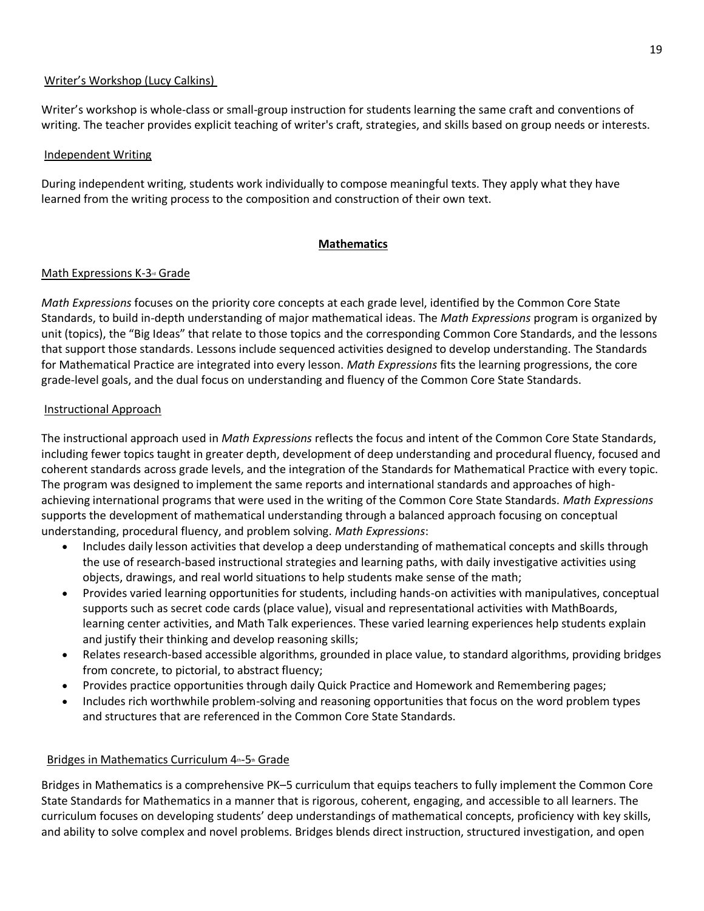Writer's Workshop (Lucy Calkins)

Writer's workshop is whole-class or small-group instruction for students learning the same craft and conventions of writing. The teacher provides explicit teaching of writer's craft, strategies, and skills based on group needs or interests.

Independent Writing

During independent writing, students work individually to compose meaningful texts. They apply what they have learned from the writing process to the composition and construction of their own text.

## Mathematics

Math Expressions K-3rd Grade

*Math Expressions* focuses on the priority core concepts at each grade level, identified by the Common Core State Standards, to build in-depth understanding of major mathematical ideas. The *Math Expressions* program is organized by unit (topics), the "Big Ideas" that relate to those topics and the corresponding Common Core Standards, and the lessons that support those standards. Lessons include sequenced activities designed to develop understanding. The Standards for Mathematical Practice are integrated into every lesson. *Math Expressions* fits the learning progressions, the core grade-level goals, and the dual focus on understanding and fluency of the Common Core State Standards.

Instructional Approach

The instructional approach used in *Math Expressions* reflects the focus and intent of the Common Core State Standards, including fewer topics taught in greater depth, development of deep understanding and procedural fluency, focused and coherent standards across grade levels, and the integration of the Standards for Mathematical Practice with every topic. The program was designed to implement the same reports and international standards and approaches of high-achieving international programs that were used in the writing of the Common Core State Standards. *Math Expressions* supports the development of mathematical understanding through a balanced approach focusing on conceptual understanding, procedural fluency, and problem solving. *Math Expressions*:

- Includes daily lesson activities that develop a deep understanding of mathematical concepts and skills through the use of research-based instructional strategies and learning paths, with daily investigative activities using objects, drawings, and real world situations to help students make sense of the math;
- Provides varied learning opportunities for students, including hands-on activities with manipulatives, conceptual supports such as secret code cards (place value), visual and representational activities with MathBoards, learning center activities, and Math Talk experiences. These varied learning experiences help students explain and justify their thinking and develop reasoning skills;
- Relates research-based accessible algorithms, grounded in place value, to standard algorithms, providing bridges from concrete, to pictorial, to abstract fluency;
- Provides practice opportunities through daily Quick Practice and Homework and Remembering pages;
- Includes rich worthwhile problem-solving and reasoning opportunities that focus on the word problem types and structures that are referenced in the Common Core State Standards.

Bridges in Mathematics Curriculum 4th-5th Grade

Bridges in Mathematics is a comprehensive PK–5 curriculum that equips teachers to fully implement the Common Core State Standards for Mathematics in a manner that is rigorous, coherent, engaging, and accessible to all learners. The curriculum focuses on developing students' deep understandings of mathematical concepts, proficiency with key skills, and ability to solve complex and novel problems. Bridges blends direct instruction, structured investigation, and open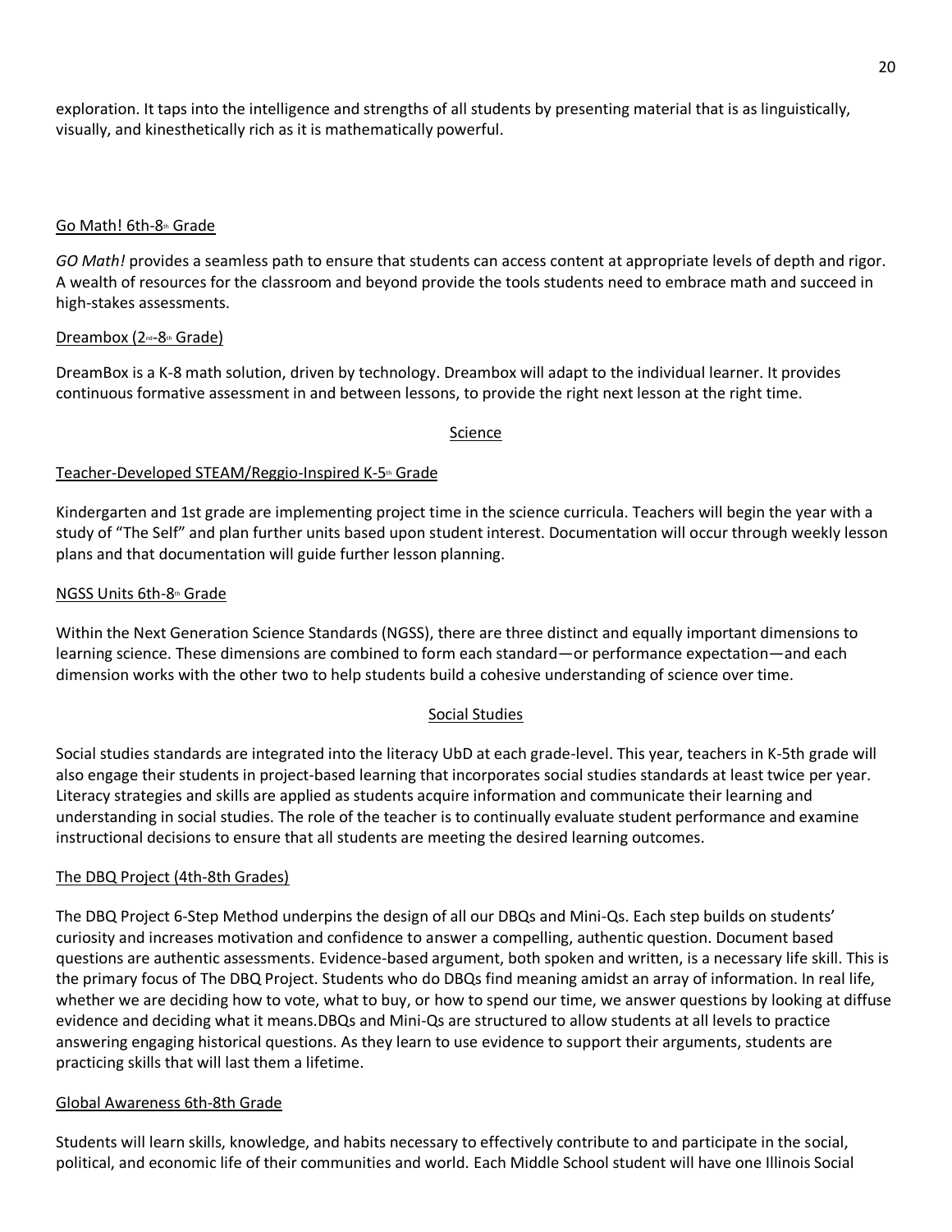exploration. It taps into the intelligence and strengths of all students by presenting material that is as linguistically, visually, and kinesthetically rich as it is mathematically powerful.

Go Math! 6th-8th Grade

*GO Math!* provides a seamless path to ensure that students can access content at appropriate levels of depth and rigor. A wealth of resources for the classroom and beyond provide the tools students need to embrace math and succeed in high-stakes assessments.

Dreambox (2nd-8th Grade)

DreamBox is a K-8 math solution, driven by technology. Dreambox will adapt to the individual learner. It provides continuous formative assessment in and between lessons, to provide the right next lesson at the right time.

## Science

Teacher-Developed STEAM/Reggio-Inspired K-5th Grade

Kindergarten and 1st grade are implementing project time in the science curricula. Teachers will begin the year with a study of "The Self" and plan further units based upon student interest. Documentation will occur through weekly lesson plans and that documentation will guide further lesson planning.

NGSS Units 6th-8th Grade

Within the Next Generation Science Standards (NGSS), there are three distinct and equally important dimensions to learning science. These dimensions are combined to form each standard—or performance expectation—and each dimension works with the other two to help students build a cohesive understanding of science over time.

## Social Studies

Social studies standards are integrated into the literacy UbD at each grade-level. This year, teachers in K-5th grade will also engage their students in project-based learning that incorporates social studies standards at least twice per year. Literacy strategies and skills are applied as students acquire information and communicate their learning and understanding in social studies. The role of the teacher is to continually evaluate student performance and examine instructional decisions to ensure that all students are meeting the desired learning outcomes.

The DBQ Project (4th-8th Grades)

The DBQ Project 6-Step Method underpins the design of all our DBQs and Mini-Qs. Each step builds on students' curiosity and increases motivation and confidence to answer a compelling, authentic question. Document based questions are authentic assessments. Evidence-based argument, both spoken and written, is a necessary life skill. This is the primary focus of The DBQ Project. Students who do DBQs find meaning amidst an array of information. In real life, whether we are deciding how to vote, what to buy, or how to spend our time, we answer questions by looking at diffuse evidence and deciding what it means.DBQs and Mini-Qs are structured to allow students at all levels to practice answering engaging historical questions. As they learn to use evidence to support their arguments, students are practicing skills that will last them a lifetime.

Global Awareness 6th-8th Grade

Students will learn skills, knowledge, and habits necessary to effectively contribute to and participate in the social, political, and economic life of their communities and world. Each Middle School student will have one Illinois Social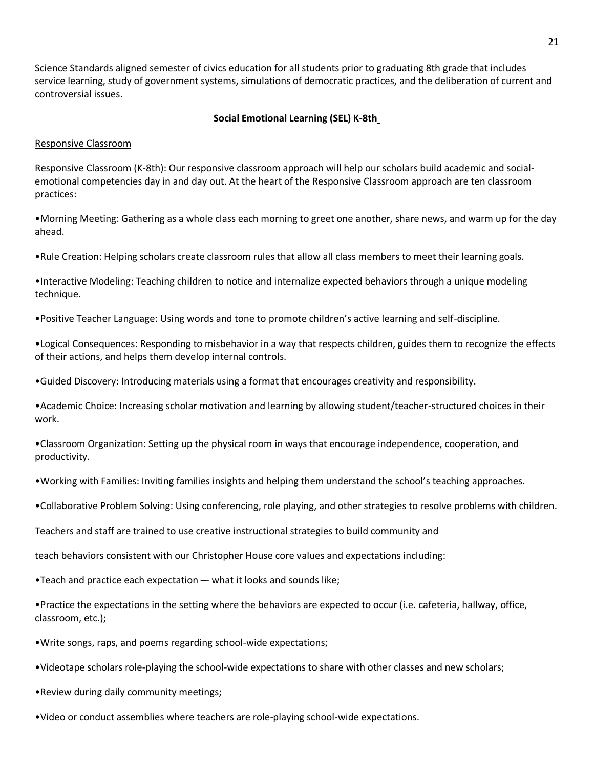Science Standards aligned semester of civics education for all students prior to graduating 8th grade that includes service learning, study of government systems, simulations of democratic practices, and the deliberation of current and controversial issues.

## Social Emotional Learning (SEL) K-8th

Responsive Classroom

Responsive Classroom (K-8th): Our responsive classroom approach will help our scholars build academic and social-emotional competencies day in and day out. At the heart of the Responsive Classroom approach are ten classroom practices:

•Morning Meeting: Gathering as a whole class each morning to greet one another, share news, and warm up for the day ahead.

•Rule Creation: Helping scholars create classroom rules that allow all class members to meet their learning goals.

•Interactive Modeling: Teaching children to notice and internalize expected behaviors through a unique modeling technique.

•Positive Teacher Language: Using words and tone to promote children's active learning and self-discipline.

•Logical Consequences: Responding to misbehavior in a way that respects children, guides them to recognize the effects of their actions, and helps them develop internal controls.

•Guided Discovery: Introducing materials using a format that encourages creativity and responsibility.

•Academic Choice: Increasing scholar motivation and learning by allowing student/teacher-structured choices in their work.

•Classroom Organization: Setting up the physical room in ways that encourage independence, cooperation, and productivity.

•Working with Families: Inviting families insights and helping them understand the school's teaching approaches.

•Collaborative Problem Solving: Using conferencing, role playing, and other strategies to resolve problems with children.

Teachers and staff are trained to use creative instructional strategies to build community and

teach behaviors consistent with our Christopher House core values and expectations including:

•Teach and practice each expectation –- what it looks and sounds like;

•Practice the expectations in the setting where the behaviors are expected to occur (i.e. cafeteria, hallway, office, classroom, etc.);

•Write songs, raps, and poems regarding school-wide expectations;

•Videotape scholars role-playing the school-wide expectations to share with other classes and new scholars;

•Review during daily community meetings;

•Video or conduct assemblies where teachers are role-playing school-wide expectations.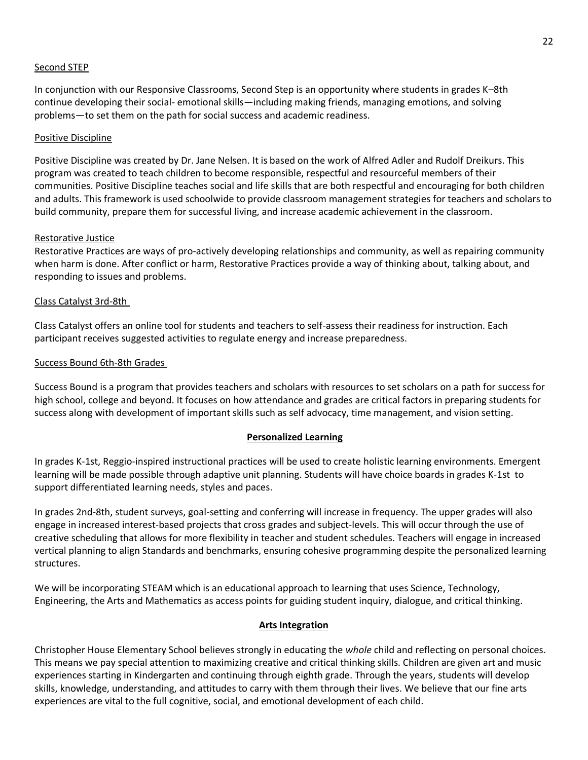<u>Second STEP</u>

In conjunction with our Responsive Classrooms, Second Step is an opportunity where students in grades K–8th continue developing their social- emotional skills—including making friends, managing emotions, and solving problems—to set them on the path for social success and academic readiness.

<u>Positive Discipline</u>

Positive Discipline was created by Dr. Jane Nelsen. It is based on the work of Alfred Adler and Rudolf Dreikurs. This program was created to teach children to become responsible, respectful and resourceful members of their communities. Positive Discipline teaches social and life skills that are both respectful and encouraging for both children and adults. This framework is used schoolwide to provide classroom management strategies for teachers and scholars to build community, prepare them for successful living, and increase academic achievement in the classroom.

<u>Restorative Justice</u>

Restorative Practices are ways of pro-actively developing relationships and community, as well as repairing community when harm is done. After conflict or harm, Restorative Practices provide a way of thinking about, talking about, and responding to issues and problems.

<u>Class Catalyst 3rd-8th</u>

Class Catalyst offers an online tool for students and teachers to self-assess their readiness for instruction. Each participant receives suggested activities to regulate energy and increase preparedness.

<u>Success Bound 6th-8th Grades</u>

Success Bound is a program that provides teachers and scholars with resources to set scholars on a path for success for high school, college and beyond. It focuses on how attendance and grades are critical factors in preparing students for success along with development of important skills such as self advocacy, time management, and vision setting.

## Personalized Learning

In grades K-1st, Reggio-inspired instructional practices will be used to create holistic learning environments. Emergent learning will be made possible through adaptive unit planning. Students will have choice boards in grades K-1st to support differentiated learning needs, styles and paces.

In grades 2nd-8th, student surveys, goal-setting and conferring will increase in frequency. The upper grades will also engage in increased interest-based projects that cross grades and subject-levels. This will occur through the use of creative scheduling that allows for more flexibility in teacher and student schedules. Teachers will engage in increased vertical planning to align Standards and benchmarks, ensuring cohesive programming despite the personalized learning structures.

We will be incorporating STEAM which is an educational approach to learning that uses Science, Technology, Engineering, the Arts and Mathematics as access points for guiding student inquiry, dialogue, and critical thinking.

## Arts Integration

Christopher House Elementary School believes strongly in educating the *whole* child and reflecting on personal choices. This means we pay special attention to maximizing creative and critical thinking skills. Children are given art and music experiences starting in Kindergarten and continuing through eighth grade. Through the years, students will develop skills, knowledge, understanding, and attitudes to carry with them through their lives. We believe that our fine arts experiences are vital to the full cognitive, social, and emotional development of each child.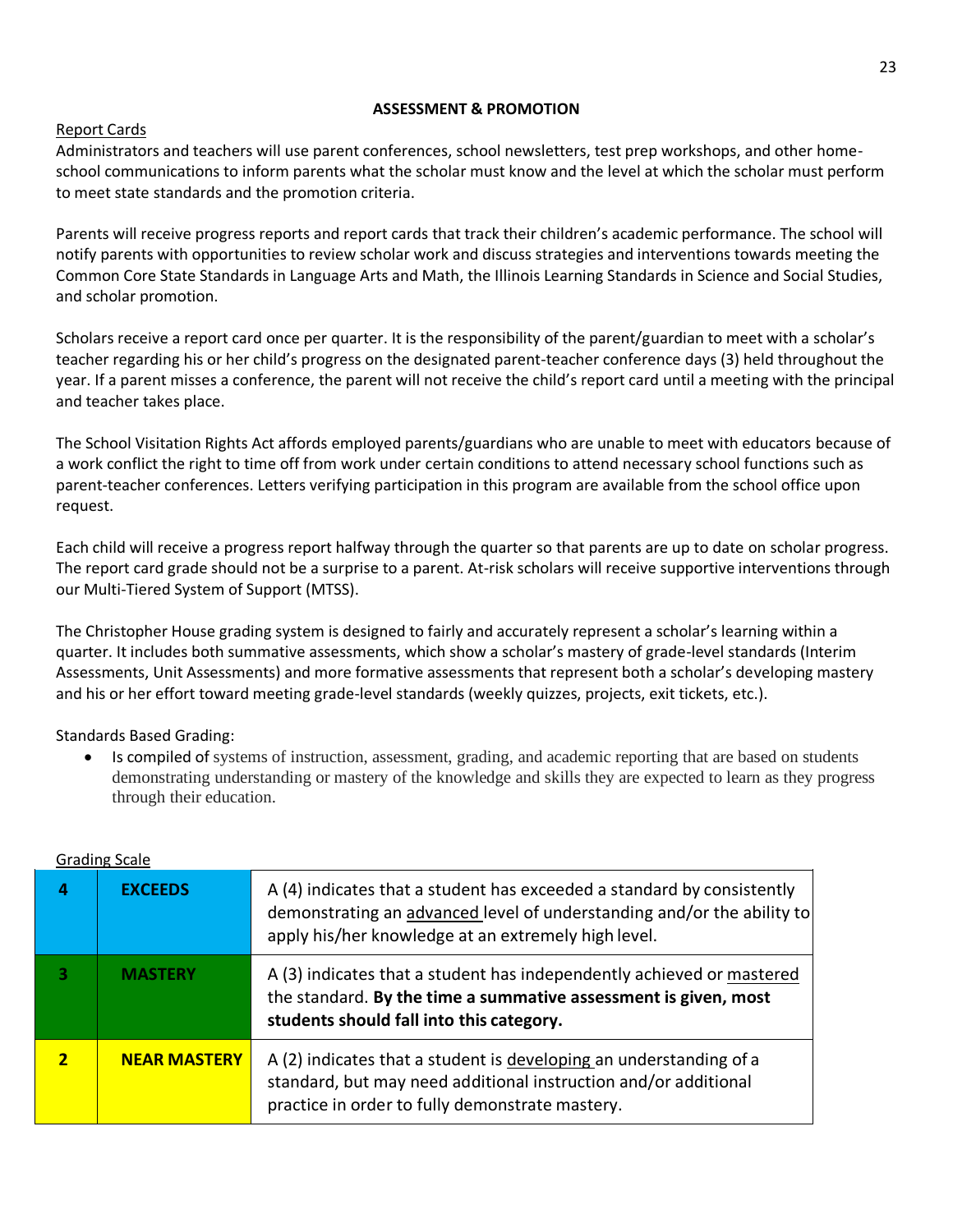## ASSESSMENT & PROMOTION

Report Cards

Administrators and teachers will use parent conferences, school newsletters, test prep workshops, and other home-school communications to inform parents what the scholar must know and the level at which the scholar must perform to meet state standards and the promotion criteria.

Parents will receive progress reports and report cards that track their children's academic performance. The school will notify parents with opportunities to review scholar work and discuss strategies and interventions towards meeting the Common Core State Standards in Language Arts and Math, the Illinois Learning Standards in Science and Social Studies, and scholar promotion.

Scholars receive a report card once per quarter. It is the responsibility of the parent/guardian to meet with a scholar's teacher regarding his or her child's progress on the designated parent-teacher conference days (3) held throughout the year. If a parent misses a conference, the parent will not receive the child's report card until a meeting with the principal and teacher takes place.

The School Visitation Rights Act affords employed parents/guardians who are unable to meet with educators because of a work conflict the right to time off from work under certain conditions to attend necessary school functions such as parent-teacher conferences. Letters verifying participation in this program are available from the school office upon request.

Each child will receive a progress report halfway through the quarter so that parents are up to date on scholar progress. The report card grade should not be a surprise to a parent. At-risk scholars will receive supportive interventions through our Multi-Tiered System of Support (MTSS).

The Christopher House grading system is designed to fairly and accurately represent a scholar's learning within a quarter. It includes both summative assessments, which show a scholar's mastery of grade-level standards (Interim Assessments, Unit Assessments) and more formative assessments that represent both a scholar's developing mastery and his or her effort toward meeting grade-level standards (weekly quizzes, projects, exit tickets, etc.).

Standards Based Grading:

- Is compiled of systems of instruction, assessment, grading, and academic reporting that are based on students demonstrating understanding or mastery of the knowledge and skills they are expected to learn as they progress through their education.

Grading Scale

| | | |
|---|---|---|
| **4** | **EXCEEDS** | A (4) indicates that a student has exceeded a standard by consistently demonstrating an advanced level of understanding and/or the ability to apply his/her knowledge at an extremely high level. |
| **3** | **MASTERY** | A (3) indicates that a student has independently achieved or mastered the standard. **By the time a summative assessment is given, most students should fall into this category.** |
| **2** | **NEAR MASTERY** | A (2) indicates that a student is developing an understanding of a standard, but may need additional instruction and/or additional practice in order to fully demonstrate mastery. |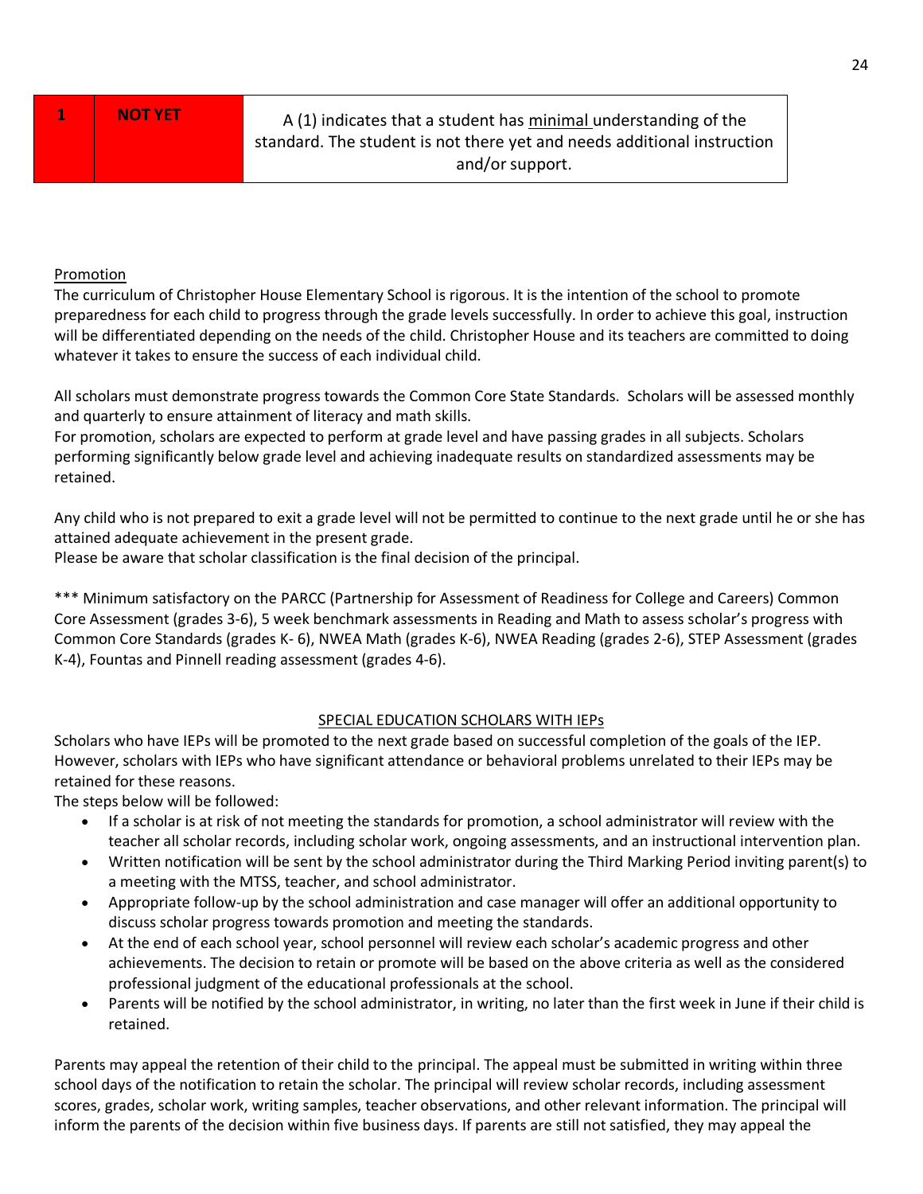| 1 | NOT YET | A (1) indicates that a student has <u>minimal</u> understanding of the standard. The student is not there yet and needs additional instruction and/or support. |
|---|---|---|

<u>Promotion</u>

The curriculum of Christopher House Elementary School is rigorous. It is the intention of the school to promote preparedness for each child to progress through the grade levels successfully. In order to achieve this goal, instruction will be differentiated depending on the needs of the child. Christopher House and its teachers are committed to doing whatever it takes to ensure the success of each individual child.

All scholars must demonstrate progress towards the Common Core State Standards. Scholars will be assessed monthly and quarterly to ensure attainment of literacy and math skills.
For promotion, scholars are expected to perform at grade level and have passing grades in all subjects. Scholars performing significantly below grade level and achieving inadequate results on standardized assessments may be retained.

Any child who is not prepared to exit a grade level will not be permitted to continue to the next grade until he or she has attained adequate achievement in the present grade.
Please be aware that scholar classification is the final decision of the principal.

*** Minimum satisfactory on the PARCC (Partnership for Assessment of Readiness for College and Careers) Common Core Assessment (grades 3-6), 5 week benchmark assessments in Reading and Math to assess scholar's progress with Common Core Standards (grades K- 6), NWEA Math (grades K-6), NWEA Reading (grades 2-6), STEP Assessment (grades K-4), Fountas and Pinnell reading assessment (grades 4-6).

<u>SPECIAL EDUCATION SCHOLARS WITH IEPs</u>

Scholars who have IEPs will be promoted to the next grade based on successful completion of the goals of the IEP. However, scholars with IEPs who have significant attendance or behavioral problems unrelated to their IEPs may be retained for these reasons.
The steps below will be followed:

- If a scholar is at risk of not meeting the standards for promotion, a school administrator will review with the teacher all scholar records, including scholar work, ongoing assessments, and an instructional intervention plan.
- Written notification will be sent by the school administrator during the Third Marking Period inviting parent(s) to a meeting with the MTSS, teacher, and school administrator.
- Appropriate follow-up by the school administration and case manager will offer an additional opportunity to discuss scholar progress towards promotion and meeting the standards.
- At the end of each school year, school personnel will review each scholar's academic progress and other achievements. The decision to retain or promote will be based on the above criteria as well as the considered professional judgment of the educational professionals at the school.
- Parents will be notified by the school administrator, in writing, no later than the first week in June if their child is retained.

Parents may appeal the retention of their child to the principal. The appeal must be submitted in writing within three school days of the notification to retain the scholar. The principal will review scholar records, including assessment scores, grades, scholar work, writing samples, teacher observations, and other relevant information. The principal will inform the parents of the decision within five business days. If parents are still not satisfied, they may appeal the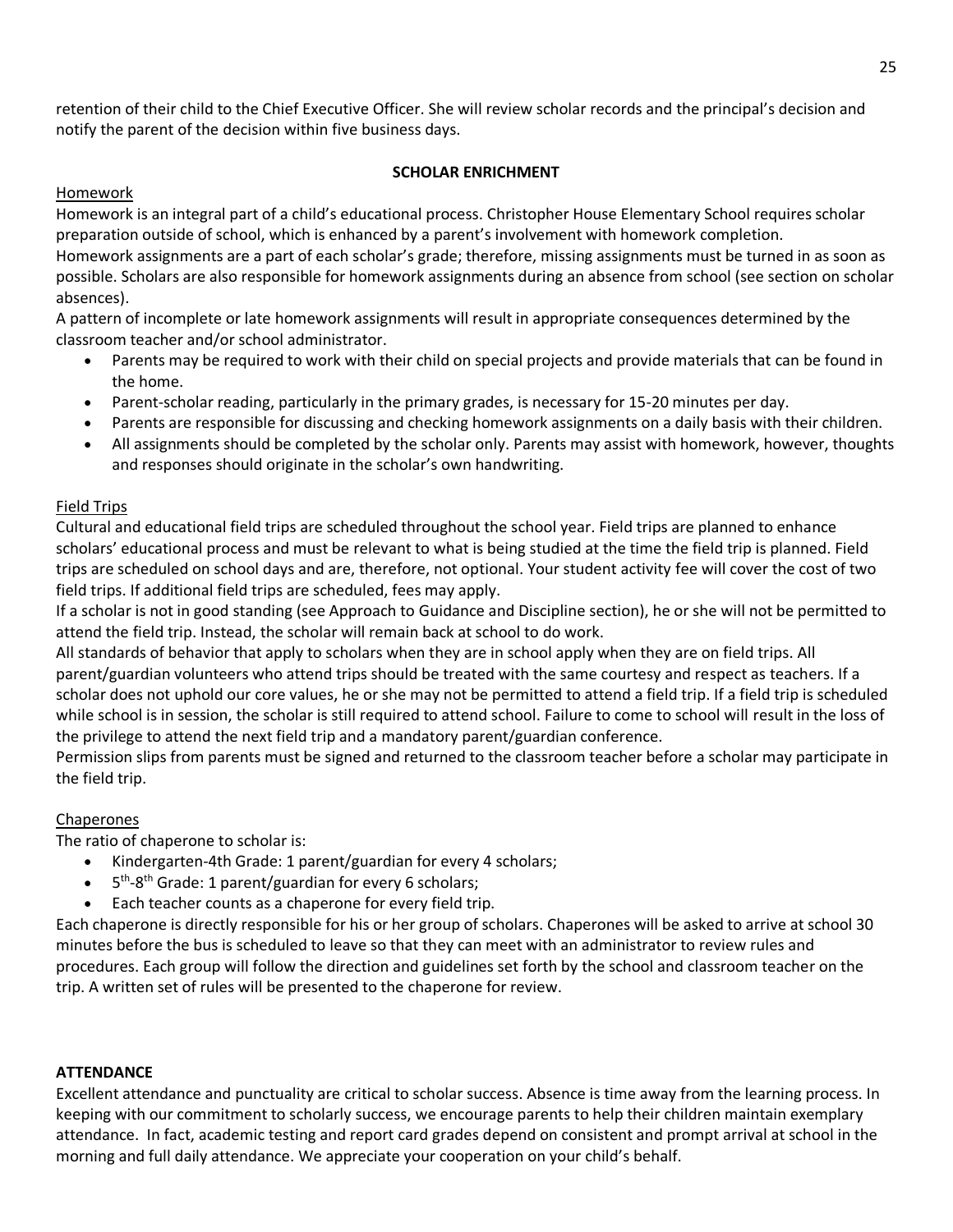retention of their child to the Chief Executive Officer. She will review scholar records and the principal's decision and notify the parent of the decision within five business days.

## SCHOLAR ENRICHMENT

### Homework

Homework is an integral part of a child's educational process. Christopher House Elementary School requires scholar preparation outside of school, which is enhanced by a parent's involvement with homework completion.

Homework assignments are a part of each scholar's grade; therefore, missing assignments must be turned in as soon as possible. Scholars are also responsible for homework assignments during an absence from school (see section on scholar absences).

A pattern of incomplete or late homework assignments will result in appropriate consequences determined by the classroom teacher and/or school administrator.

- Parents may be required to work with their child on special projects and provide materials that can be found in the home.
- Parent-scholar reading, particularly in the primary grades, is necessary for 15-20 minutes per day.
- Parents are responsible for discussing and checking homework assignments on a daily basis with their children.
- All assignments should be completed by the scholar only. Parents may assist with homework, however, thoughts and responses should originate in the scholar's own handwriting.

### Field Trips

Cultural and educational field trips are scheduled throughout the school year. Field trips are planned to enhance scholars' educational process and must be relevant to what is being studied at the time the field trip is planned. Field trips are scheduled on school days and are, therefore, not optional. Your student activity fee will cover the cost of two field trips. If additional field trips are scheduled, fees may apply.

If a scholar is not in good standing (see Approach to Guidance and Discipline section), he or she will not be permitted to attend the field trip. Instead, the scholar will remain back at school to do work.

All standards of behavior that apply to scholars when they are in school apply when they are on field trips. All parent/guardian volunteers who attend trips should be treated with the same courtesy and respect as teachers. If a scholar does not uphold our core values, he or she may not be permitted to attend a field trip. If a field trip is scheduled while school is in session, the scholar is still required to attend school. Failure to come to school will result in the loss of the privilege to attend the next field trip and a mandatory parent/guardian conference.

Permission slips from parents must be signed and returned to the classroom teacher before a scholar may participate in the field trip.

### Chaperones

The ratio of chaperone to scholar is:

- Kindergarten-4th Grade: 1 parent/guardian for every 4 scholars;
- 5th-8th Grade: 1 parent/guardian for every 6 scholars;
- Each teacher counts as a chaperone for every field trip.

Each chaperone is directly responsible for his or her group of scholars. Chaperones will be asked to arrive at school 30 minutes before the bus is scheduled to leave so that they can meet with an administrator to review rules and procedures. Each group will follow the direction and guidelines set forth by the school and classroom teacher on the trip. A written set of rules will be presented to the chaperone for review.

## ATTENDANCE

Excellent attendance and punctuality are critical to scholar success. Absence is time away from the learning process. In keeping with our commitment to scholarly success, we encourage parents to help their children maintain exemplary attendance. In fact, academic testing and report card grades depend on consistent and prompt arrival at school in the morning and full daily attendance. We appreciate your cooperation on your child's behalf.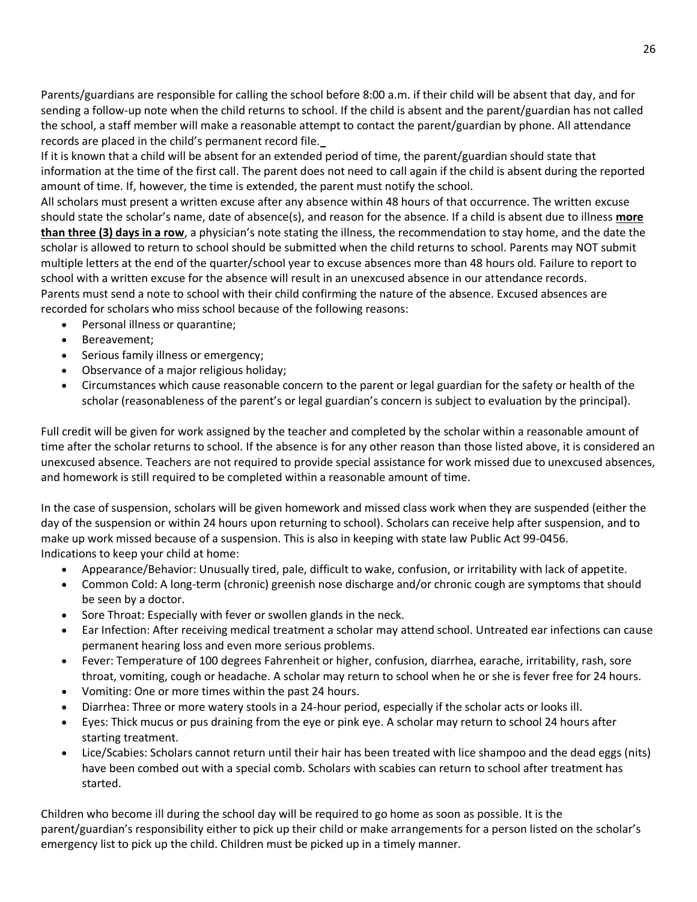Parents/guardians are responsible for calling the school before 8:00 a.m. if their child will be absent that day, and for sending a follow-up note when the child returns to school. If the child is absent and the parent/guardian has not called the school, a staff member will make a reasonable attempt to contact the parent/guardian by phone. All attendance records are placed in the child's permanent record file.

If it is known that a child will be absent for an extended period of time, the parent/guardian should state that information at the time of the first call. The parent does not need to call again if the child is absent during the reported amount of time. If, however, the time is extended, the parent must notify the school.

All scholars must present a written excuse after any absence within 48 hours of that occurrence. The written excuse should state the scholar's name, date of absence(s), and reason for the absence. If a child is absent due to illness **more than three (3) days in a row**, a physician's note stating the illness, the recommendation to stay home, and the date the scholar is allowed to return to school should be submitted when the child returns to school. Parents may NOT submit multiple letters at the end of the quarter/school year to excuse absences more than 48 hours old. Failure to report to school with a written excuse for the absence will result in an unexcused absence in our attendance records.

Parents must send a note to school with their child confirming the nature of the absence. Excused absences are recorded for scholars who miss school because of the following reasons:

- Personal illness or quarantine;
- Bereavement;
- Serious family illness or emergency;
- Observance of a major religious holiday;
- Circumstances which cause reasonable concern to the parent or legal guardian for the safety or health of the scholar (reasonableness of the parent's or legal guardian's concern is subject to evaluation by the principal).

Full credit will be given for work assigned by the teacher and completed by the scholar within a reasonable amount of time after the scholar returns to school. If the absence is for any other reason than those listed above, it is considered an unexcused absence. Teachers are not required to provide special assistance for work missed due to unexcused absences, and homework is still required to be completed within a reasonable amount of time.

In the case of suspension, scholars will be given homework and missed class work when they are suspended (either the day of the suspension or within 24 hours upon returning to school). Scholars can receive help after suspension, and to make up work missed because of a suspension. This is also in keeping with state law Public Act 99-0456.

Indications to keep your child at home:

- Appearance/Behavior: Unusually tired, pale, difficult to wake, confusion, or irritability with lack of appetite.
- Common Cold: A long-term (chronic) greenish nose discharge and/or chronic cough are symptoms that should be seen by a doctor.
- Sore Throat: Especially with fever or swollen glands in the neck.
- Ear Infection: After receiving medical treatment a scholar may attend school. Untreated ear infections can cause permanent hearing loss and even more serious problems.
- Fever: Temperature of 100 degrees Fahrenheit or higher, confusion, diarrhea, earache, irritability, rash, sore throat, vomiting, cough or headache. A scholar may return to school when he or she is fever free for 24 hours.
- Vomiting: One or more times within the past 24 hours.
- Diarrhea: Three or more watery stools in a 24-hour period, especially if the scholar acts or looks ill.
- Eyes: Thick mucus or pus draining from the eye or pink eye. A scholar may return to school 24 hours after starting treatment.
- Lice/Scabies: Scholars cannot return until their hair has been treated with lice shampoo and the dead eggs (nits) have been combed out with a special comb. Scholars with scabies can return to school after treatment has started.

Children who become ill during the school day will be required to go home as soon as possible. It is the parent/guardian's responsibility either to pick up their child or make arrangements for a person listed on the scholar's emergency list to pick up the child. Children must be picked up in a timely manner.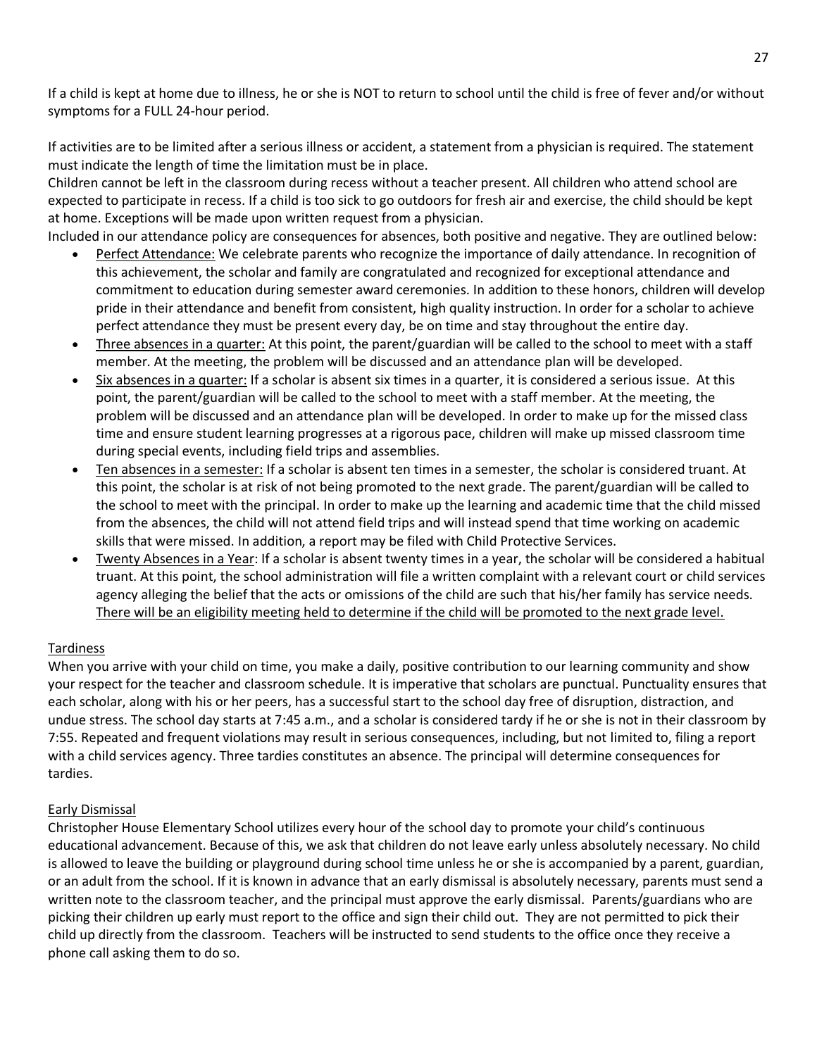If a child is kept at home due to illness, he or she is NOT to return to school until the child is free of fever and/or without symptoms for a FULL 24-hour period.

If activities are to be limited after a serious illness or accident, a statement from a physician is required. The statement must indicate the length of time the limitation must be in place.

Children cannot be left in the classroom during recess without a teacher present. All children who attend school are expected to participate in recess. If a child is too sick to go outdoors for fresh air and exercise, the child should be kept at home. Exceptions will be made upon written request from a physician.

Included in our attendance policy are consequences for absences, both positive and negative. They are outlined below:

- <u>Perfect Attendance:</u> We celebrate parents who recognize the importance of daily attendance. In recognition of this achievement, the scholar and family are congratulated and recognized for exceptional attendance and commitment to education during semester award ceremonies. In addition to these honors, children will develop pride in their attendance and benefit from consistent, high quality instruction. In order for a scholar to achieve perfect attendance they must be present every day, be on time and stay throughout the entire day.
- <u>Three absences in a quarter:</u> At this point, the parent/guardian will be called to the school to meet with a staff member. At the meeting, the problem will be discussed and an attendance plan will be developed.
- <u>Six absences in a quarter:</u> If a scholar is absent six times in a quarter, it is considered a serious issue. At this point, the parent/guardian will be called to the school to meet with a staff member. At the meeting, the problem will be discussed and an attendance plan will be developed. In order to make up for the missed class time and ensure student learning progresses at a rigorous pace, children will make up missed classroom time during special events, including field trips and assemblies.
- <u>Ten absences in a semester:</u> If a scholar is absent ten times in a semester, the scholar is considered truant. At this point, the scholar is at risk of not being promoted to the next grade. The parent/guardian will be called to the school to meet with the principal. In order to make up the learning and academic time that the child missed from the absences, the child will not attend field trips and will instead spend that time working on academic skills that were missed. In addition, a report may be filed with Child Protective Services.
- <u>Twenty Absences in a Year</u>: If a scholar is absent twenty times in a year, the scholar will be considered a habitual truant. At this point, the school administration will file a written complaint with a relevant court or child services agency alleging the belief that the acts or omissions of the child are such that his/her family has service needs. <u>There will be an eligibility meeting held to determine if the child will be promoted to the next grade level.</u>

## <u>Tardiness</u>

When you arrive with your child on time, you make a daily, positive contribution to our learning community and show your respect for the teacher and classroom schedule. It is imperative that scholars are punctual. Punctuality ensures that each scholar, along with his or her peers, has a successful start to the school day free of disruption, distraction, and undue stress. The school day starts at 7:45 a.m., and a scholar is considered tardy if he or she is not in their classroom by 7:55. Repeated and frequent violations may result in serious consequences, including, but not limited to, filing a report with a child services agency. Three tardies constitutes an absence. The principal will determine consequences for tardies.

## <u>Early Dismissal</u>

Christopher House Elementary School utilizes every hour of the school day to promote your child's continuous educational advancement. Because of this, we ask that children do not leave early unless absolutely necessary. No child is allowed to leave the building or playground during school time unless he or she is accompanied by a parent, guardian, or an adult from the school. If it is known in advance that an early dismissal is absolutely necessary, parents must send a written note to the classroom teacher, and the principal must approve the early dismissal. Parents/guardians who are picking their children up early must report to the office and sign their child out. They are not permitted to pick their child up directly from the classroom. Teachers will be instructed to send students to the office once they receive a phone call asking them to do so.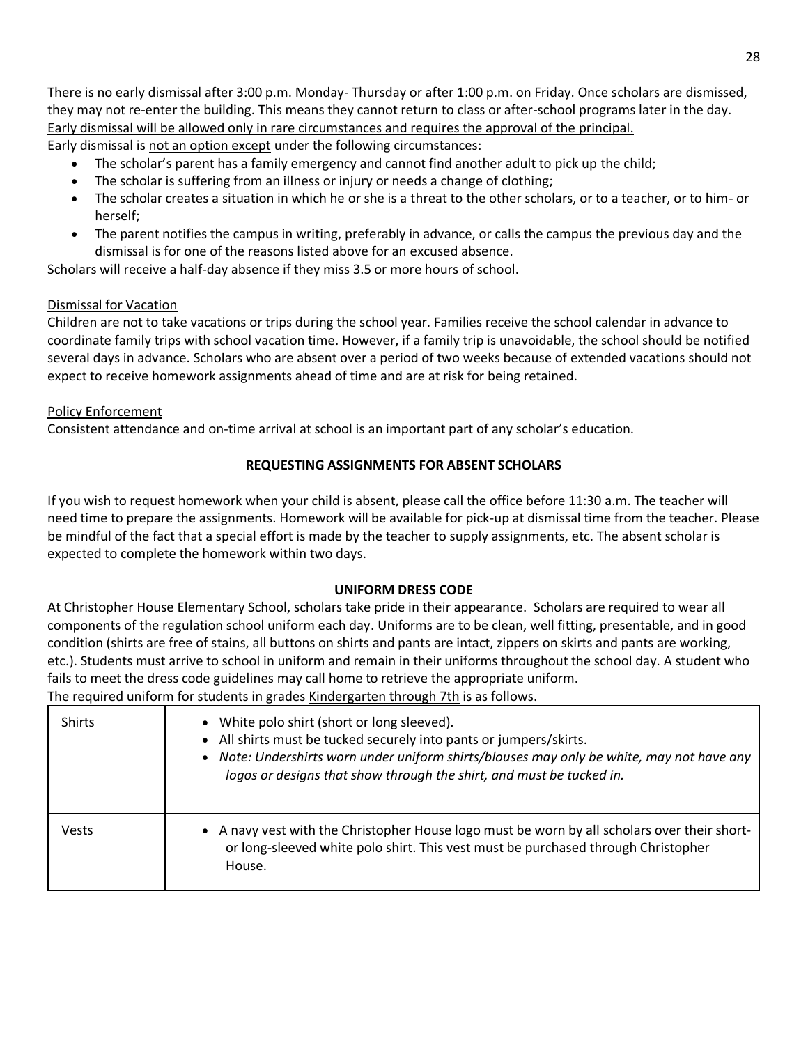There is no early dismissal after 3:00 p.m. Monday- Thursday or after 1:00 p.m. on Friday. Once scholars are dismissed, they may not re-enter the building. This means they cannot return to class or after-school programs later in the day. <u>Early dismissal will be allowed only in rare circumstances and requires the approval of the principal.</u>

Early dismissal is <u>not an option except</u> under the following circumstances:

- The scholar's parent has a family emergency and cannot find another adult to pick up the child;
- The scholar is suffering from an illness or injury or needs a change of clothing;
- The scholar creates a situation in which he or she is a threat to the other scholars, or to a teacher, or to him- or herself;
- The parent notifies the campus in writing, preferably in advance, or calls the campus the previous day and the dismissal is for one of the reasons listed above for an excused absence.

Scholars will receive a half-day absence if they miss 3.5 or more hours of school.

<u>Dismissal for Vacation</u>

Children are not to take vacations or trips during the school year. Families receive the school calendar in advance to coordinate family trips with school vacation time. However, if a family trip is unavoidable, the school should be notified several days in advance. Scholars who are absent over a period of two weeks because of extended vacations should not expect to receive homework assignments ahead of time and are at risk for being retained.

<u>Policy Enforcement</u>

Consistent attendance and on-time arrival at school is an important part of any scholar's education.

## REQUESTING ASSIGNMENTS FOR ABSENT SCHOLARS

If you wish to request homework when your child is absent, please call the office before 11:30 a.m. The teacher will need time to prepare the assignments. Homework will be available for pick-up at dismissal time from the teacher. Please be mindful of the fact that a special effort is made by the teacher to supply assignments, etc. The absent scholar is expected to complete the homework within two days.

## UNIFORM DRESS CODE

At Christopher House Elementary School, scholars take pride in their appearance. Scholars are required to wear all components of the regulation school uniform each day. Uniforms are to be clean, well fitting, presentable, and in good condition (shirts are free of stains, all buttons on shirts and pants are intact, zippers on skirts and pants are working, etc.). Students must arrive to school in uniform and remain in their uniforms throughout the school day. A student who fails to meet the dress code guidelines may call home to retrieve the appropriate uniform.

The required uniform for students in grades <u>Kindergarten through 7th</u> is as follows.

| | |
|---|---|
| Shirts | • White polo shirt (short or long sleeved).<br>• All shirts must be tucked securely into pants or jumpers/skirts.<br>• *Note: Undershirts worn under uniform shirts/blouses may only be white, may not have any logos or designs that show through the shirt, and must be tucked in.* |
| Vests | • A navy vest with the Christopher House logo must be worn by all scholars over their short- or long-sleeved white polo shirt. This vest must be purchased through Christopher House. |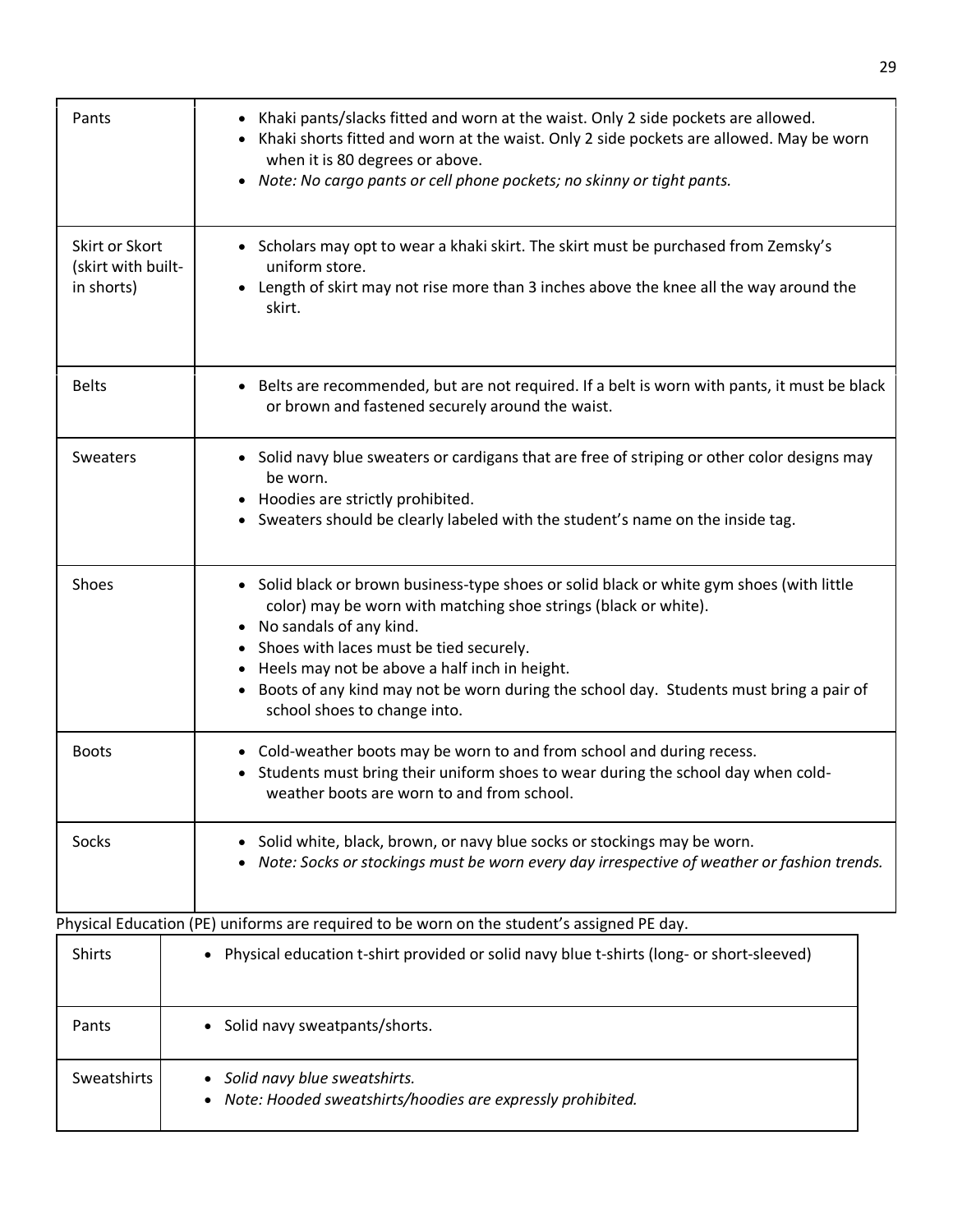| | |
|---|---|
| Pants | • Khaki pants/slacks fitted and worn at the waist. Only 2 side pockets are allowed.<br>• Khaki shorts fitted and worn at the waist. Only 2 side pockets are allowed. May be worn when it is 80 degrees or above.<br>• *Note: No cargo pants or cell phone pockets; no skinny or tight pants.* |
| Skirt or Skort (skirt with built-in shorts) | • Scholars may opt to wear a khaki skirt. The skirt must be purchased from Zemsky's uniform store.<br>• Length of skirt may not rise more than 3 inches above the knee all the way around the skirt. |
| Belts | • Belts are recommended, but are not required. If a belt is worn with pants, it must be black or brown and fastened securely around the waist. |
| Sweaters | • Solid navy blue sweaters or cardigans that are free of striping or other color designs may be worn.<br>• Hoodies are strictly prohibited.<br>• Sweaters should be clearly labeled with the student's name on the inside tag. |
| Shoes | • Solid black or brown business-type shoes or solid black or white gym shoes (with little color) may be worn with matching shoe strings (black or white).<br>• No sandals of any kind.<br>• Shoes with laces must be tied securely.<br>• Heels may not be above a half inch in height.<br>• Boots of any kind may not be worn during the school day. Students must bring a pair of school shoes to change into. |
| Boots | • Cold-weather boots may be worn to and from school and during recess.<br>• Students must bring their uniform shoes to wear during the school day when cold-weather boots are worn to and from school. |
| Socks | • Solid white, black, brown, or navy blue socks or stockings may be worn.<br>• *Note: Socks or stockings must be worn every day irrespective of weather or fashion trends.* |

Physical Education (PE) uniforms are required to be worn on the student's assigned PE day.

| | |
|---|---|
| Shirts | • Physical education t-shirt provided or solid navy blue t-shirts (long- or short-sleeved) |
| Pants | • Solid navy sweatpants/shorts. |
| Sweatshirts | • *Solid navy blue sweatshirts.*<br>• *Note: Hooded sweatshirts/hoodies are expressly prohibited.* |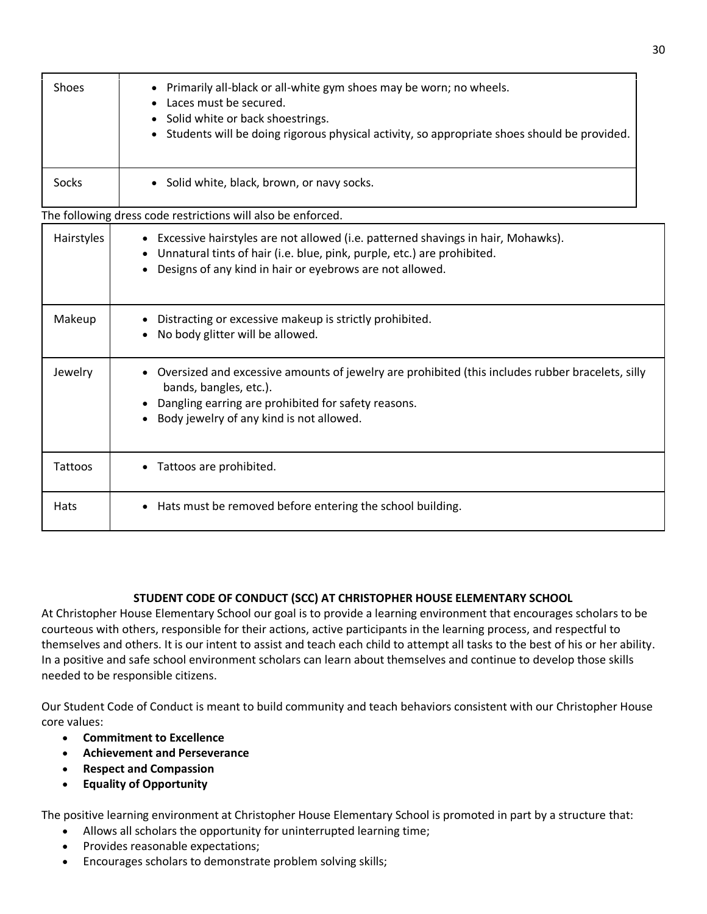| | |
|---|---|
| Shoes | • Primarily all-black or all-white gym shoes may be worn; no wheels.<br>• Laces must be secured.<br>• Solid white or back shoestrings.<br>• Students will be doing rigorous physical activity, so appropriate shoes should be provided. |
| Socks | • Solid white, black, brown, or navy socks. |

The following dress code restrictions will also be enforced.

| | |
|---|---|
| Hairstyles | • Excessive hairstyles are not allowed (i.e. patterned shavings in hair, Mohawks).<br>• Unnatural tints of hair (i.e. blue, pink, purple, etc.) are prohibited.<br>• Designs of any kind in hair or eyebrows are not allowed. |
| Makeup | • Distracting or excessive makeup is strictly prohibited.<br>• No body glitter will be allowed. |
| Jewelry | • Oversized and excessive amounts of jewelry are prohibited (this includes rubber bracelets, silly bands, bangles, etc.).<br>• Dangling earring are prohibited for safety reasons.<br>• Body jewelry of any kind is not allowed. |
| Tattoos | • Tattoos are prohibited. |
| Hats | • Hats must be removed before entering the school building. |

## STUDENT CODE OF CONDUCT (SCC) AT CHRISTOPHER HOUSE ELEMENTARY SCHOOL

At Christopher House Elementary School our goal is to provide a learning environment that encourages scholars to be courteous with others, responsible for their actions, active participants in the learning process, and respectful to themselves and others. It is our intent to assist and teach each child to attempt all tasks to the best of his or her ability. In a positive and safe school environment scholars can learn about themselves and continue to develop those skills needed to be responsible citizens.

Our Student Code of Conduct is meant to build community and teach behaviors consistent with our Christopher House core values:

- **Commitment to Excellence**
- **Achievement and Perseverance**
- **Respect and Compassion**
- **Equality of Opportunity**

The positive learning environment at Christopher House Elementary School is promoted in part by a structure that:

- Allows all scholars the opportunity for uninterrupted learning time;
- Provides reasonable expectations;
- Encourages scholars to demonstrate problem solving skills;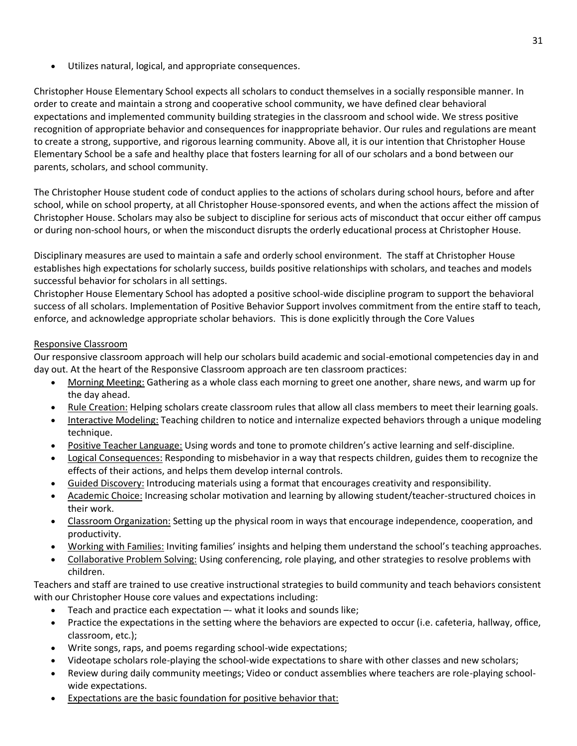- Utilizes natural, logical, and appropriate consequences.

Christopher House Elementary School expects all scholars to conduct themselves in a socially responsible manner. In order to create and maintain a strong and cooperative school community, we have defined clear behavioral expectations and implemented community building strategies in the classroom and school wide. We stress positive recognition of appropriate behavior and consequences for inappropriate behavior. Our rules and regulations are meant to create a strong, supportive, and rigorous learning community. Above all, it is our intention that Christopher House Elementary School be a safe and healthy place that fosters learning for all of our scholars and a bond between our parents, scholars, and school community.

The Christopher House student code of conduct applies to the actions of scholars during school hours, before and after school, while on school property, at all Christopher House-sponsored events, and when the actions affect the mission of Christopher House. Scholars may also be subject to discipline for serious acts of misconduct that occur either off campus or during non-school hours, or when the misconduct disrupts the orderly educational process at Christopher House.

Disciplinary measures are used to maintain a safe and orderly school environment. The staff at Christopher House establishes high expectations for scholarly success, builds positive relationships with scholars, and teaches and models successful behavior for scholars in all settings.

Christopher House Elementary School has adopted a positive school-wide discipline program to support the behavioral success of all scholars. Implementation of Positive Behavior Support involves commitment from the entire staff to teach, enforce, and acknowledge appropriate scholar behaviors. This is done explicitly through the Core Values

<u>Responsive Classroom</u>

Our responsive classroom approach will help our scholars build academic and social-emotional competencies day in and day out. At the heart of the Responsive Classroom approach are ten classroom practices:

- <u>Morning Meeting:</u> Gathering as a whole class each morning to greet one another, share news, and warm up for the day ahead.
- <u>Rule Creation:</u> Helping scholars create classroom rules that allow all class members to meet their learning goals.
- <u>Interactive Modeling:</u> Teaching children to notice and internalize expected behaviors through a unique modeling technique.
- <u>Positive Teacher Language:</u> Using words and tone to promote children's active learning and self-discipline.
- <u>Logical Consequences:</u> Responding to misbehavior in a way that respects children, guides them to recognize the effects of their actions, and helps them develop internal controls.
- <u>Guided Discovery:</u> Introducing materials using a format that encourages creativity and responsibility.
- <u>Academic Choice:</u> Increasing scholar motivation and learning by allowing student/teacher-structured choices in their work.
- <u>Classroom Organization:</u> Setting up the physical room in ways that encourage independence, cooperation, and productivity.
- <u>Working with Families:</u> Inviting families' insights and helping them understand the school's teaching approaches.
- <u>Collaborative Problem Solving:</u> Using conferencing, role playing, and other strategies to resolve problems with children.

Teachers and staff are trained to use creative instructional strategies to build community and teach behaviors consistent with our Christopher House core values and expectations including:

- Teach and practice each expectation –- what it looks and sounds like;
- Practice the expectations in the setting where the behaviors are expected to occur (i.e. cafeteria, hallway, office, classroom, etc.);
- Write songs, raps, and poems regarding school-wide expectations;
- Videotape scholars role-playing the school-wide expectations to share with other classes and new scholars;
- Review during daily community meetings; Video or conduct assemblies where teachers are role-playing school-wide expectations.
- <u>Expectations are the basic foundation for positive behavior that:</u>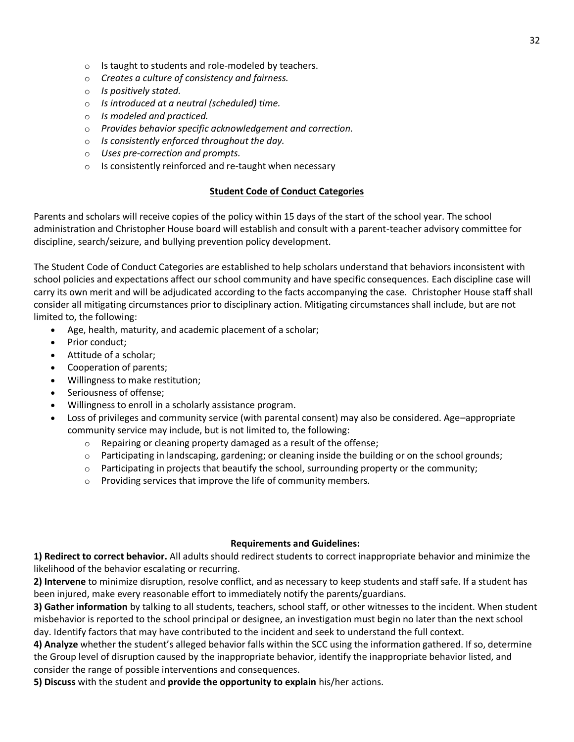- Is taught to students and role-modeled by teachers.
   - *Creates a culture of consistency and fairness.*
   - *Is positively stated.*
   - *Is introduced at a neutral (scheduled) time.*
   - *Is modeled and practiced.*
   - *Provides behavior specific acknowledgement and correction.*
   - *Is consistently enforced throughout the day.*
   - *Uses pre-correction and prompts.*
   - Is consistently reinforced and re-taught when necessary

## <u>Student Code of Conduct Categories</u>

Parents and scholars will receive copies of the policy within 15 days of the start of the school year. The school administration and Christopher House board will establish and consult with a parent-teacher advisory committee for discipline, search/seizure, and bullying prevention policy development.

The Student Code of Conduct Categories are established to help scholars understand that behaviors inconsistent with school policies and expectations affect our school community and have specific consequences. Each discipline case will carry its own merit and will be adjudicated according to the facts accompanying the case. Christopher House staff shall consider all mitigating circumstances prior to disciplinary action. Mitigating circumstances shall include, but are not limited to, the following:

- Age, health, maturity, and academic placement of a scholar;
- Prior conduct;
- Attitude of a scholar;
- Cooperation of parents;
- Willingness to make restitution;
- Seriousness of offense;
- Willingness to enroll in a scholarly assistance program.
- Loss of privileges and community service (with parental consent) may also be considered. Age–appropriate community service may include, but is not limited to, the following:
  - Repairing or cleaning property damaged as a result of the offense;
  - Participating in landscaping, gardening; or cleaning inside the building or on the school grounds;
  - Participating in projects that beautify the school, surrounding property or the community;
  - Providing services that improve the life of community members.

### Requirements and Guidelines:

**1) Redirect to correct behavior.** All adults should redirect students to correct inappropriate behavior and minimize the likelihood of the behavior escalating or recurring.

**2) Intervene** to minimize disruption, resolve conflict, and as necessary to keep students and staff safe. If a student has been injured, make every reasonable effort to immediately notify the parents/guardians.

**3) Gather information** by talking to all students, teachers, school staff, or other witnesses to the incident. When student misbehavior is reported to the school principal or designee, an investigation must begin no later than the next school day. Identify factors that may have contributed to the incident and seek to understand the full context.

**4) Analyze** whether the student's alleged behavior falls within the SCC using the information gathered. If so, determine the Group level of disruption caused by the inappropriate behavior, identify the inappropriate behavior listed, and consider the range of possible interventions and consequences.

**5) Discuss** with the student and **provide the opportunity to explain** his/her actions.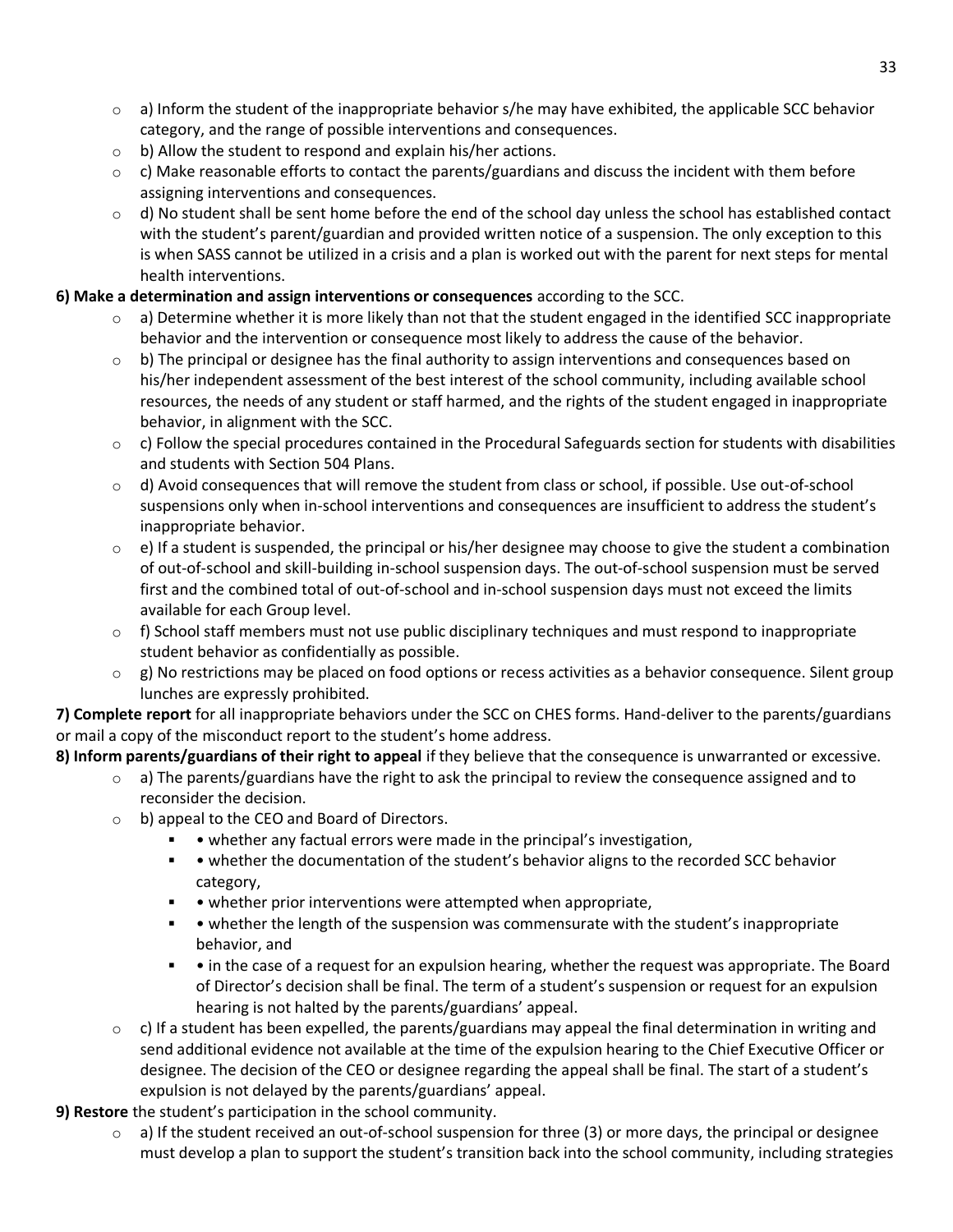- a) Inform the student of the inappropriate behavior s/he may have exhibited, the applicable SCC behavior category, and the range of possible interventions and consequences.
- b) Allow the student to respond and explain his/her actions.
- c) Make reasonable efforts to contact the parents/guardians and discuss the incident with them before assigning interventions and consequences.
- d) No student shall be sent home before the end of the school day unless the school has established contact with the student's parent/guardian and provided written notice of a suspension. The only exception to this is when SASS cannot be utilized in a crisis and a plan is worked out with the parent for next steps for mental health interventions.

**6) Make a determination and assign interventions or consequences** according to the SCC.

- a) Determine whether it is more likely than not that the student engaged in the identified SCC inappropriate behavior and the intervention or consequence most likely to address the cause of the behavior.
- b) The principal or designee has the final authority to assign interventions and consequences based on his/her independent assessment of the best interest of the school community, including available school resources, the needs of any student or staff harmed, and the rights of the student engaged in inappropriate behavior, in alignment with the SCC.
- c) Follow the special procedures contained in the Procedural Safeguards section for students with disabilities and students with Section 504 Plans.
- d) Avoid consequences that will remove the student from class or school, if possible. Use out-of-school suspensions only when in-school interventions and consequences are insufficient to address the student's inappropriate behavior.
- e) If a student is suspended, the principal or his/her designee may choose to give the student a combination of out-of-school and skill-building in-school suspension days. The out-of-school suspension must be served first and the combined total of out-of-school and in-school suspension days must not exceed the limits available for each Group level.
- f) School staff members must not use public disciplinary techniques and must respond to inappropriate student behavior as confidentially as possible.
- g) No restrictions may be placed on food options or recess activities as a behavior consequence. Silent group lunches are expressly prohibited.

**7) Complete report** for all inappropriate behaviors under the SCC on CHES forms. Hand-deliver to the parents/guardians or mail a copy of the misconduct report to the student's home address.

**8) Inform parents/guardians of their right to appeal** if they believe that the consequence is unwarranted or excessive.

- a) The parents/guardians have the right to ask the principal to review the consequence assigned and to reconsider the decision.
- b) appeal to the CEO and Board of Directors.
  - • whether any factual errors were made in the principal's investigation,
  - • whether the documentation of the student's behavior aligns to the recorded SCC behavior category,
  - • whether prior interventions were attempted when appropriate,
  - • whether the length of the suspension was commensurate with the student's inappropriate behavior, and
  - • in the case of a request for an expulsion hearing, whether the request was appropriate. The Board of Director's decision shall be final. The term of a student's suspension or request for an expulsion hearing is not halted by the parents/guardians' appeal.
- c) If a student has been expelled, the parents/guardians may appeal the final determination in writing and send additional evidence not available at the time of the expulsion hearing to the Chief Executive Officer or designee. The decision of the CEO or designee regarding the appeal shall be final. The start of a student's expulsion is not delayed by the parents/guardians' appeal.

**9) Restore** the student's participation in the school community.

- a) If the student received an out-of-school suspension for three (3) or more days, the principal or designee must develop a plan to support the student's transition back into the school community, including strategies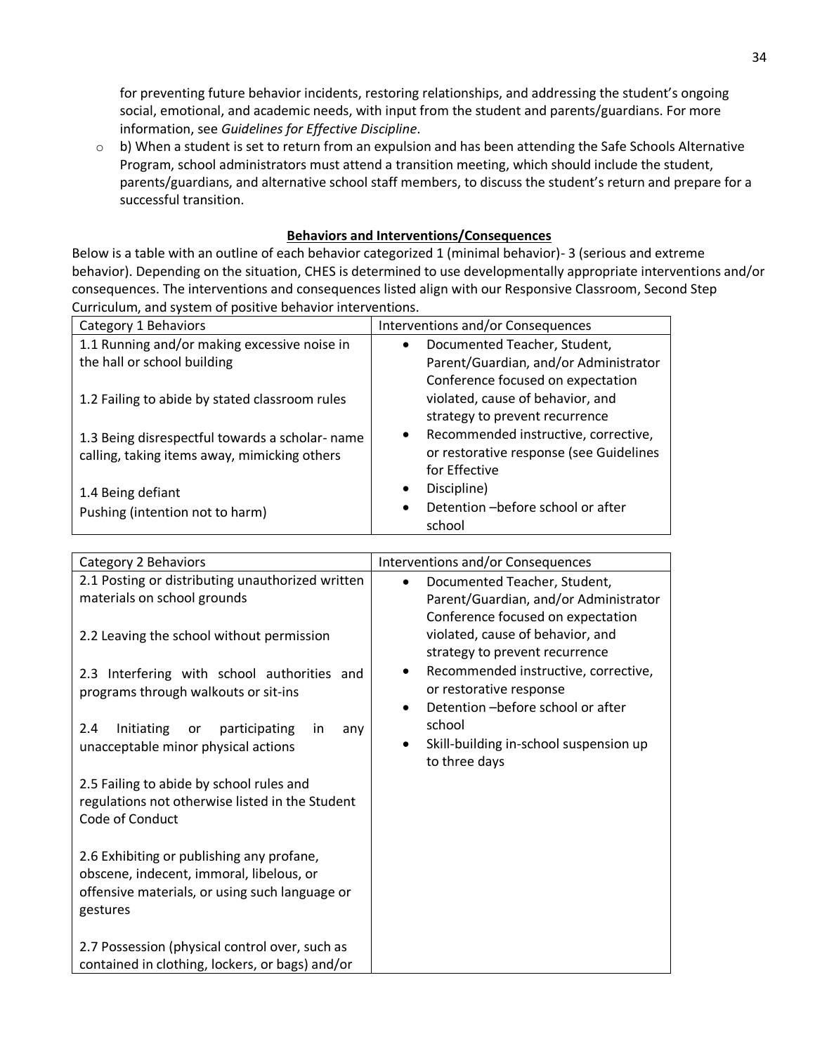for preventing future behavior incidents, restoring relationships, and addressing the student's ongoing social, emotional, and academic needs, with input from the student and parents/guardians. For more information, see *Guidelines for Effective Discipline*.

- b) When a student is set to return from an expulsion and has been attending the Safe Schools Alternative Program, school administrators must attend a transition meeting, which should include the student, parents/guardians, and alternative school staff members, to discuss the student's return and prepare for a successful transition.

**Behaviors and Interventions/Consequences**

Below is a table with an outline of each behavior categorized 1 (minimal behavior)- 3 (serious and extreme behavior). Depending on the situation, CHES is determined to use developmentally appropriate interventions and/or consequences. The interventions and consequences listed align with our Responsive Classroom, Second Step Curriculum, and system of positive behavior interventions.

| Category 1 Behaviors | Interventions and/or Consequences |
|---|---|
| 1.1 Running and/or making excessive noise in the hall or school building<br><br>1.2 Failing to abide by stated classroom rules<br><br>1.3 Being disrespectful towards a scholar- name calling, taking items away, mimicking others<br><br>1.4 Being defiant<br>Pushing (intention not to harm) | • Documented Teacher, Student, Parent/Guardian, and/or Administrator Conference focused on expectation violated, cause of behavior, and strategy to prevent recurrence<br>• Recommended instructive, corrective, or restorative response (see Guidelines for Effective<br>• Discipline)<br>• Detention –before school or after school |

| Category 2 Behaviors | Interventions and/or Consequences |
|---|---|
| 2.1 Posting or distributing unauthorized written materials on school grounds<br><br>2.2 Leaving the school without permission<br><br>2.3 Interfering with school authorities and programs through walkouts or sit-ins<br><br>2.4 Initiating or participating in any unacceptable minor physical actions<br><br>2.5 Failing to abide by school rules and regulations not otherwise listed in the Student Code of Conduct<br><br>2.6 Exhibiting or publishing any profane, obscene, indecent, immoral, libelous, or offensive materials, or using such language or gestures<br><br>2.7 Possession (physical control over, such as contained in clothing, lockers, or bags) and/or | • Documented Teacher, Student, Parent/Guardian, and/or Administrator Conference focused on expectation violated, cause of behavior, and strategy to prevent recurrence<br>• Recommended instructive, corrective, or restorative response<br>• Detention –before school or after school<br>• Skill-building in-school suspension up to three days |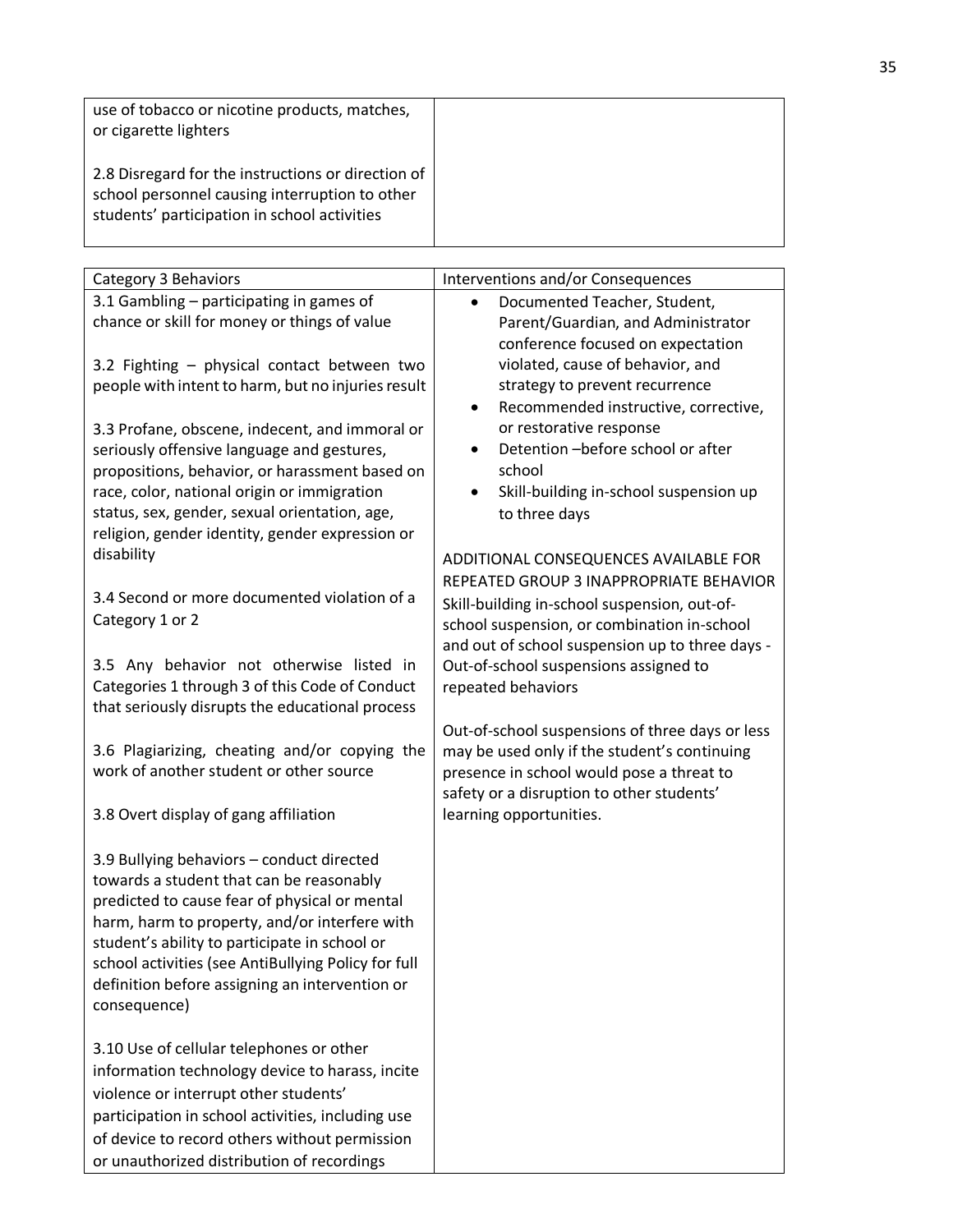| | |
|---|---|
| use of tobacco or nicotine products, matches, or cigarette lighters<br><br>2.8 Disregard for the instructions or direction of school personnel causing interruption to other students' participation in school activities | |

| Category 3 Behaviors | Interventions and/or Consequences |
|---|---|
| 3.1 Gambling – participating in games of chance or skill for money or things of value<br><br>3.2 Fighting – physical contact between two people with intent to harm, but no injuries result<br><br>3.3 Profane, obscene, indecent, and immoral or seriously offensive language and gestures, propositions, behavior, or harassment based on race, color, national origin or immigration status, sex, gender, sexual orientation, age, religion, gender identity, gender expression or disability<br><br>3.4 Second or more documented violation of a Category 1 or 2<br><br>3.5 Any behavior not otherwise listed in Categories 1 through 3 of this Code of Conduct that seriously disrupts the educational process<br><br>3.6 Plagiarizing, cheating and/or copying the work of another student or other source<br><br>3.8 Overt display of gang affiliation<br><br>3.9 Bullying behaviors – conduct directed towards a student that can be reasonably predicted to cause fear of physical or mental harm, harm to property, and/or interfere with student's ability to participate in school or school activities (see AntiBullying Policy for full definition before assigning an intervention or consequence)<br><br>3.10 Use of cellular telephones or other information technology device to harass, incite violence or interrupt other students' participation in school activities, including use of device to record others without permission or unauthorized distribution of recordings | • Documented Teacher, Student, Parent/Guardian, and Administrator conference focused on expectation violated, cause of behavior, and strategy to prevent recurrence<br>• Recommended instructive, corrective, or restorative response<br>• Detention –before school or after school<br>• Skill-building in-school suspension up to three days<br><br>ADDITIONAL CONSEQUENCES AVAILABLE FOR REPEATED GROUP 3 INAPPROPRIATE BEHAVIOR<br>Skill-building in-school suspension, out-of-school suspension, or combination in-school and out of school suspension up to three days - Out-of-school suspensions assigned to repeated behaviors<br><br>Out-of-school suspensions of three days or less may be used only if the student's continuing presence in school would pose a threat to safety or a disruption to other students' learning opportunities. |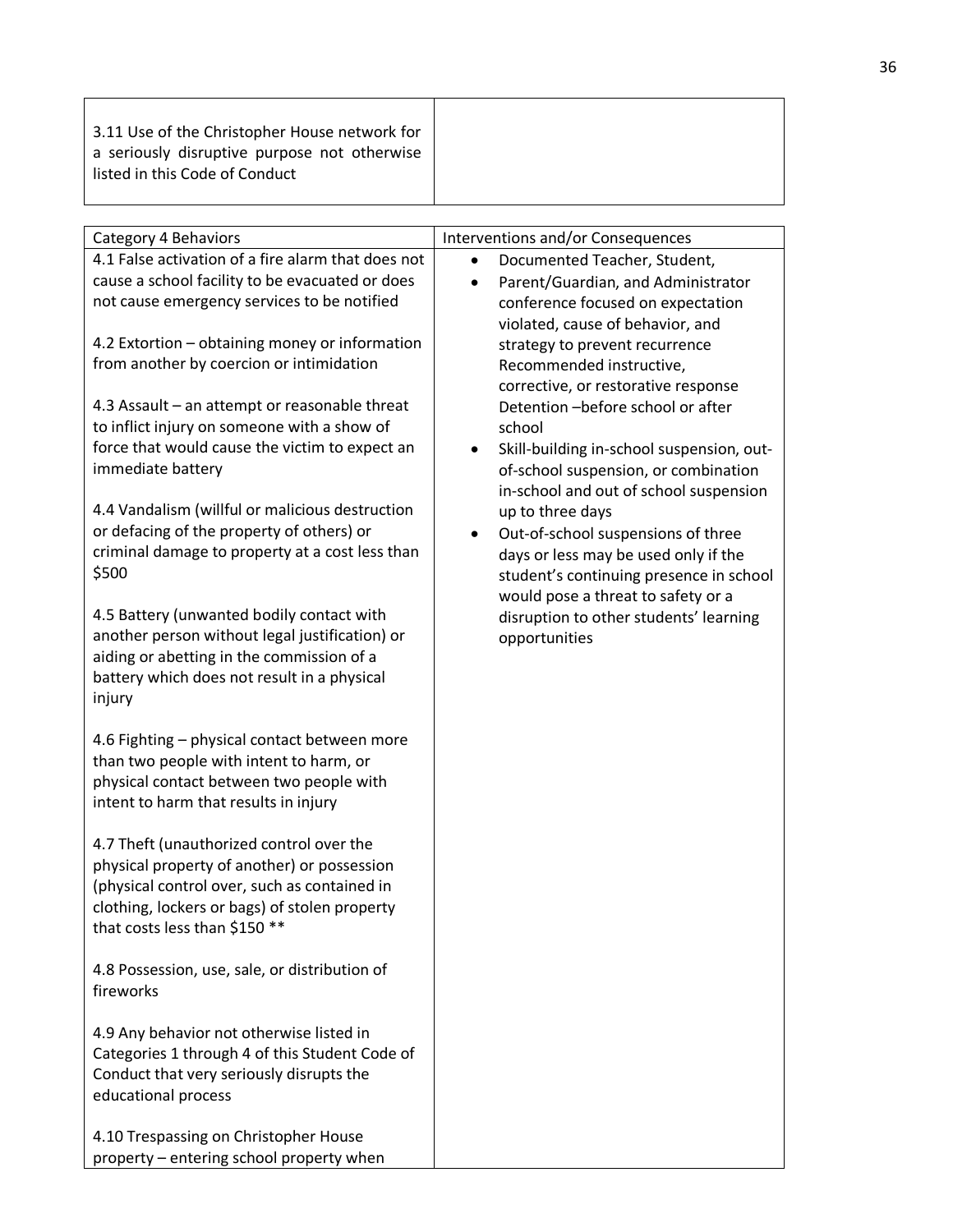| | |
|---|---|
| 3.11 Use of the Christopher House network for a seriously disruptive purpose not otherwise listed in this Code of Conduct | |

| Category 4 Behaviors | Interventions and/or Consequences |
|---|---|
| 4.1 False activation of a fire alarm that does not cause a school facility to be evacuated or does not cause emergency services to be notified<br><br>4.2 Extortion – obtaining money or information from another by coercion or intimidation<br><br>4.3 Assault – an attempt or reasonable threat to inflict injury on someone with a show of force that would cause the victim to expect an immediate battery<br><br>4.4 Vandalism (willful or malicious destruction or defacing of the property of others) or criminal damage to property at a cost less than $500<br><br>4.5 Battery (unwanted bodily contact with another person without legal justification) or aiding or abetting in the commission of a battery which does not result in a physical injury<br><br>4.6 Fighting – physical contact between more than two people with intent to harm, or physical contact between two people with intent to harm that results in injury<br><br>4.7 Theft (unauthorized control over the physical property of another) or possession (physical control over, such as contained in clothing, lockers or bags) of stolen property that costs less than $150 **<br><br>4.8 Possession, use, sale, or distribution of fireworks<br><br>4.9 Any behavior not otherwise listed in Categories 1 through 4 of this Student Code of Conduct that very seriously disrupts the educational process<br><br>4.10 Trespassing on Christopher House property – entering school property when | • Documented Teacher, Student,<br>• Parent/Guardian, and Administrator conference focused on expectation violated, cause of behavior, and strategy to prevent recurrence Recommended instructive, corrective, or restorative response Detention –before school or after school<br>• Skill-building in-school suspension, out-of-school suspension, or combination in-school and out of school suspension up to three days<br>• Out-of-school suspensions of three days or less may be used only if the student's continuing presence in school would pose a threat to safety or a disruption to other students' learning opportunities |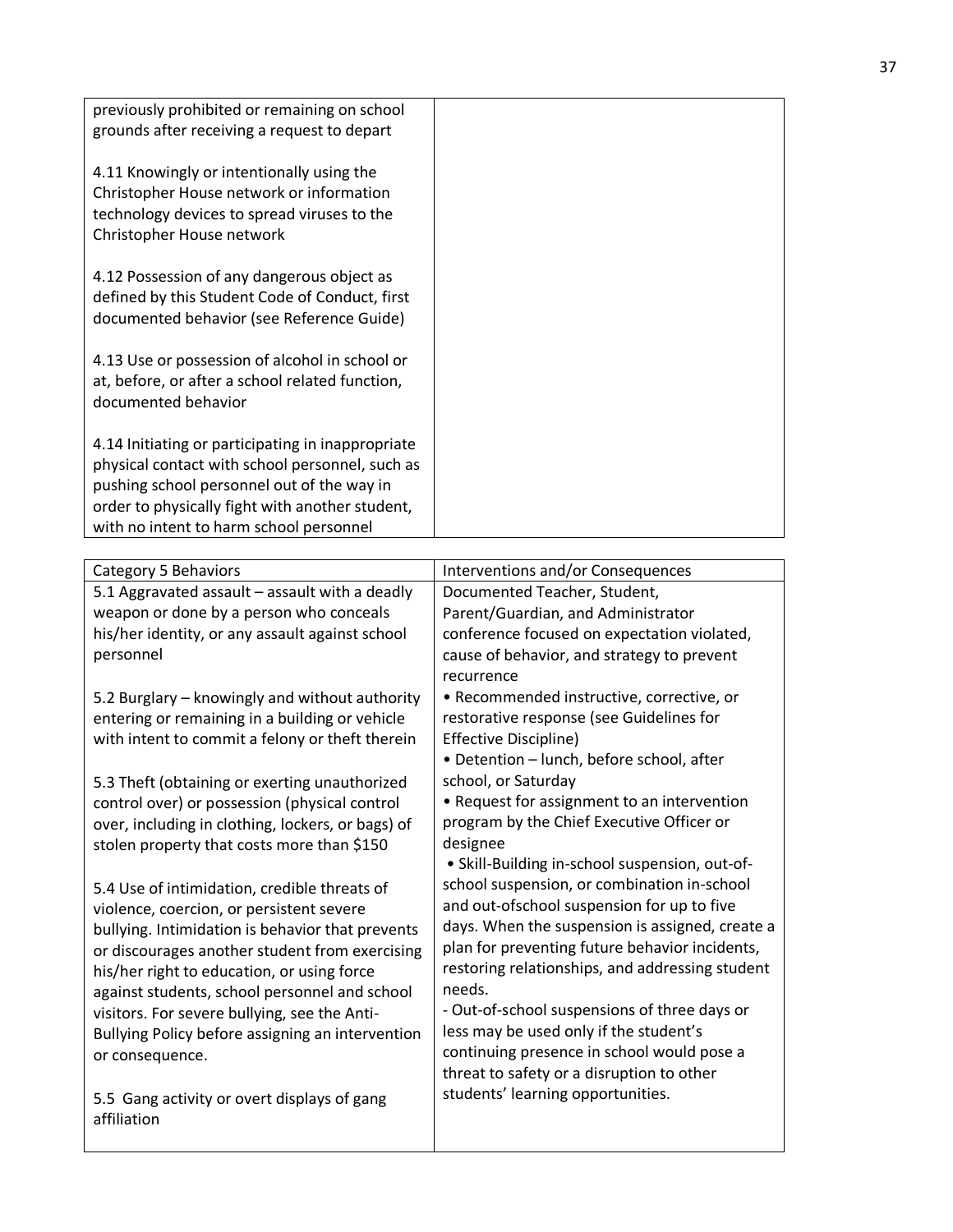| | |
|---|---|
| previously prohibited or remaining on school grounds after receiving a request to depart<br><br>4.11 Knowingly or intentionally using the Christopher House network or information technology devices to spread viruses to the Christopher House network<br><br>4.12 Possession of any dangerous object as defined by this Student Code of Conduct, first documented behavior (see Reference Guide)<br><br>4.13 Use or possession of alcohol in school or at, before, or after a school related function, documented behavior<br><br>4.14 Initiating or participating in inappropriate physical contact with school personnel, such as pushing school personnel out of the way in order to physically fight with another student, with no intent to harm school personnel | |

| Category 5 Behaviors | Interventions and/or Consequences |
|---|---|
| 5.1 Aggravated assault – assault with a deadly weapon or done by a person who conceals his/her identity, or any assault against school personnel<br><br>5.2 Burglary – knowingly and without authority entering or remaining in a building or vehicle with intent to commit a felony or theft therein<br><br>5.3 Theft (obtaining or exerting unauthorized control over) or possession (physical control over, including in clothing, lockers, or bags) of stolen property that costs more than $150<br><br>5.4 Use of intimidation, credible threats of violence, coercion, or persistent severe bullying. Intimidation is behavior that prevents or discourages another student from exercising his/her right to education, or using force against students, school personnel and school visitors. For severe bullying, see the Anti-Bullying Policy before assigning an intervention or consequence.<br><br>5.5 Gang activity or overt displays of gang affiliation | Documented Teacher, Student, Parent/Guardian, and Administrator conference focused on expectation violated, cause of behavior, and strategy to prevent recurrence<br>• Recommended instructive, corrective, or restorative response (see Guidelines for Effective Discipline)<br>• Detention – lunch, before school, after school, or Saturday<br>• Request for assignment to an intervention program by the Chief Executive Officer or designee<br>• Skill-Building in-school suspension, out-of-school suspension, or combination in-school and out-ofschool suspension for up to five days. When the suspension is assigned, create a plan for preventing future behavior incidents, restoring relationships, and addressing student needs.<br>- Out-of-school suspensions of three days or less may be used only if the student's continuing presence in school would pose a threat to safety or a disruption to other students' learning opportunities. |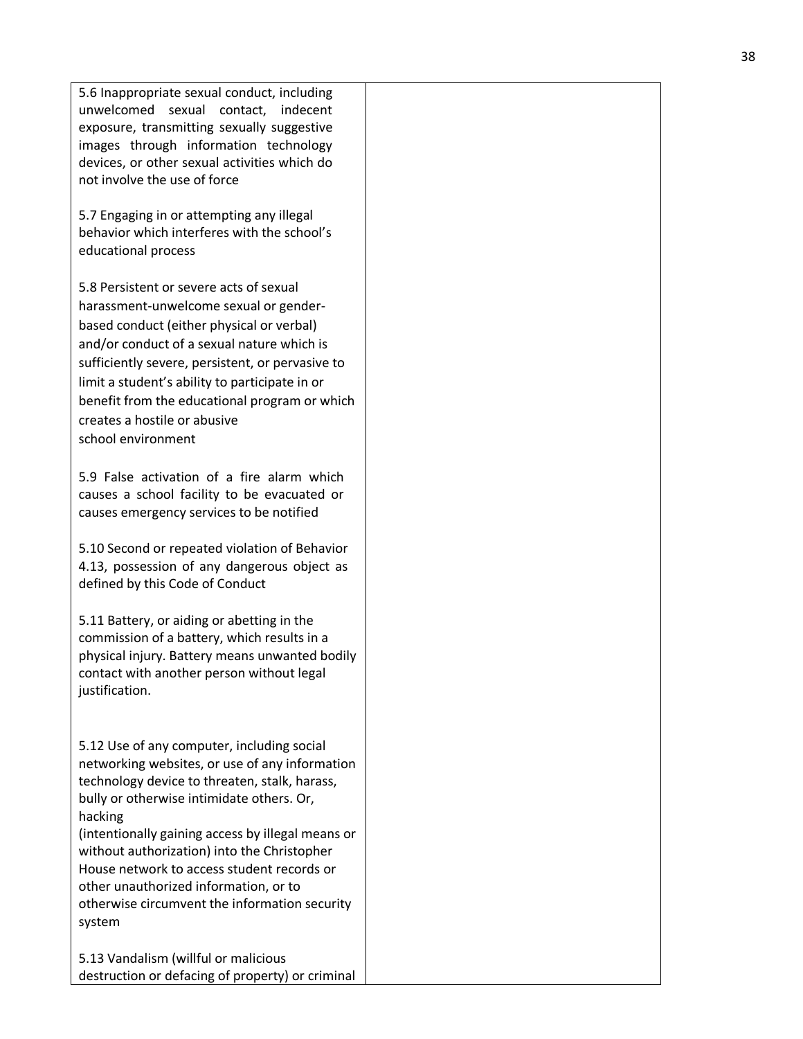| | |
|---|---|
| 5.6 Inappropriate sexual conduct, including unwelcomed sexual contact, indecent exposure, transmitting sexually suggestive images through information technology devices, or other sexual activities which do not involve the use of force<br><br>5.7 Engaging in or attempting any illegal behavior which interferes with the school's educational process<br><br>5.8 Persistent or severe acts of sexual harassment-unwelcome sexual or gender-based conduct (either physical or verbal) and/or conduct of a sexual nature which is sufficiently severe, persistent, or pervasive to limit a student's ability to participate in or benefit from the educational program or which creates a hostile or abusive school environment<br><br>5.9 False activation of a fire alarm which causes a school facility to be evacuated or causes emergency services to be notified<br><br>5.10 Second or repeated violation of Behavior 4.13, possession of any dangerous object as defined by this Code of Conduct<br><br>5.11 Battery, or aiding or abetting in the commission of a battery, which results in a physical injury. Battery means unwanted bodily contact with another person without legal justification.<br><br>5.12 Use of any computer, including social networking websites, or use of any information technology device to threaten, stalk, harass, bully or otherwise intimidate others. Or, hacking (intentionally gaining access by illegal means or without authorization) into the Christopher House network to access student records or other unauthorized information, or to otherwise circumvent the information security system<br><br>5.13 Vandalism (willful or malicious destruction or defacing of property) or criminal | |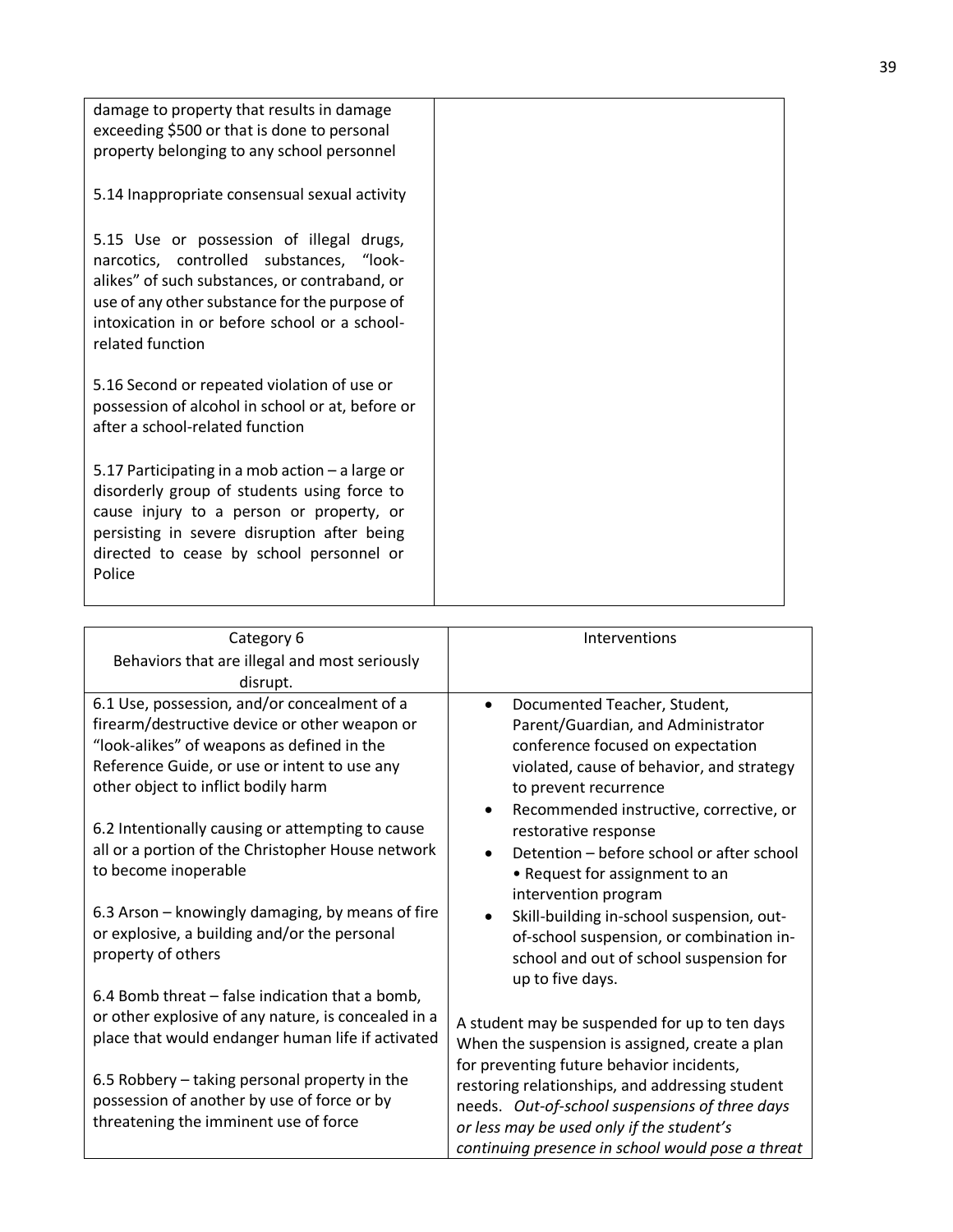| | |
|---|---|
| damage to property that results in damage exceeding $500 or that is done to personal property belonging to any school personnel<br><br>5.14 Inappropriate consensual sexual activity<br><br>5.15 Use or possession of illegal drugs, narcotics, controlled substances, "look-alikes" of such substances, or contraband, or use of any other substance for the purpose of intoxication in or before school or a school-related function<br><br>5.16 Second or repeated violation of use or possession of alcohol in school or at, before or after a school-related function<br><br>5.17 Participating in a mob action – a large or disorderly group of students using force to cause injury to a person or property, or persisting in severe disruption after being directed to cease by school personnel or Police | |

| Category 6<br>Behaviors that are illegal and most seriously disrupt. | Interventions |
|---|---|
| 6.1 Use, possession, and/or concealment of a firearm/destructive device or other weapon or "look-alikes" of weapons as defined in the Reference Guide, or use or intent to use any other object to inflict bodily harm<br><br>6.2 Intentionally causing or attempting to cause all or a portion of the Christopher House network to become inoperable<br><br>6.3 Arson – knowingly damaging, by means of fire or explosive, a building and/or the personal property of others<br><br>6.4 Bomb threat – false indication that a bomb, or other explosive of any nature, is concealed in a place that would endanger human life if activated<br><br>6.5 Robbery – taking personal property in the possession of another by use of force or by threatening the imminent use of force | • Documented Teacher, Student, Parent/Guardian, and Administrator conference focused on expectation violated, cause of behavior, and strategy to prevent recurrence<br>• Recommended instructive, corrective, or restorative response<br>• Detention – before school or after school • Request for assignment to an intervention program<br>• Skill-building in-school suspension, out-of-school suspension, or combination in-school and out of school suspension for up to five days.<br><br>A student may be suspended for up to ten days When the suspension is assigned, create a plan for preventing future behavior incidents, restoring relationships, and addressing student needs. *Out-of-school suspensions of three days or less may be used only if the student's continuing presence in school would pose a threat* |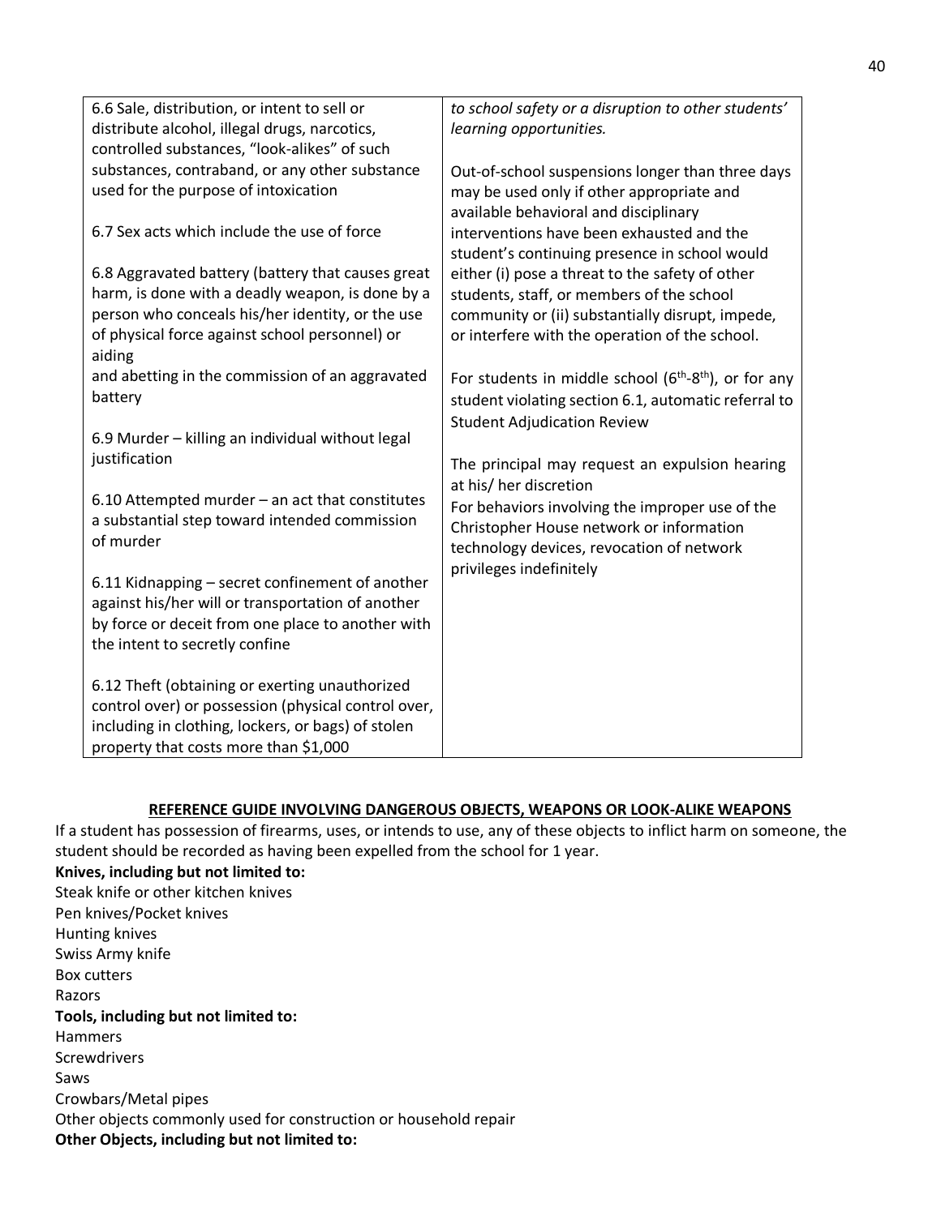| | |
|---|---|
| 6.6 Sale, distribution, or intent to sell or distribute alcohol, illegal drugs, narcotics, controlled substances, "look-alikes" of such substances, contraband, or any other substance used for the purpose of intoxication<br><br>6.7 Sex acts which include the use of force<br><br>6.8 Aggravated battery (battery that causes great harm, is done with a deadly weapon, is done by a person who conceals his/her identity, or the use of physical force against school personnel) or aiding and abetting in the commission of an aggravated battery<br><br>6.9 Murder – killing an individual without legal justification<br><br>6.10 Attempted murder – an act that constitutes a substantial step toward intended commission of murder<br><br>6.11 Kidnapping – secret confinement of another against his/her will or transportation of another by force or deceit from one place to another with the intent to secretly confine<br><br>6.12 Theft (obtaining or exerting unauthorized control over) or possession (physical control over, including in clothing, lockers, or bags) of stolen property that costs more than $1,000 | *to school safety or a disruption to other students' learning opportunities.*<br><br>Out-of-school suspensions longer than three days may be used only if other appropriate and available behavioral and disciplinary interventions have been exhausted and the student's continuing presence in school would either (i) pose a threat to the safety of other students, staff, or members of the school community or (ii) substantially disrupt, impede, or interfere with the operation of the school.<br><br>For students in middle school (6th-8th), or for any student violating section 6.1, automatic referral to Student Adjudication Review<br><br>The principal may request an expulsion hearing at his/ her discretion<br>For behaviors involving the improper use of the Christopher House network or information technology devices, revocation of network privileges indefinitely |

## REFERENCE GUIDE INVOLVING DANGEROUS OBJECTS, WEAPONS OR LOOK-ALIKE WEAPONS

If a student has possession of firearms, uses, or intends to use, any of these objects to inflict harm on someone, the student should be recorded as having been expelled from the school for 1 year.

**Knives, including but not limited to:**

Steak knife or other kitchen knives
Pen knives/Pocket knives
Hunting knives
Swiss Army knife
Box cutters
Razors

**Tools, including but not limited to:**

Hammers
Screwdrivers
Saws
Crowbars/Metal pipes
Other objects commonly used for construction or household repair

**Other Objects, including but not limited to:**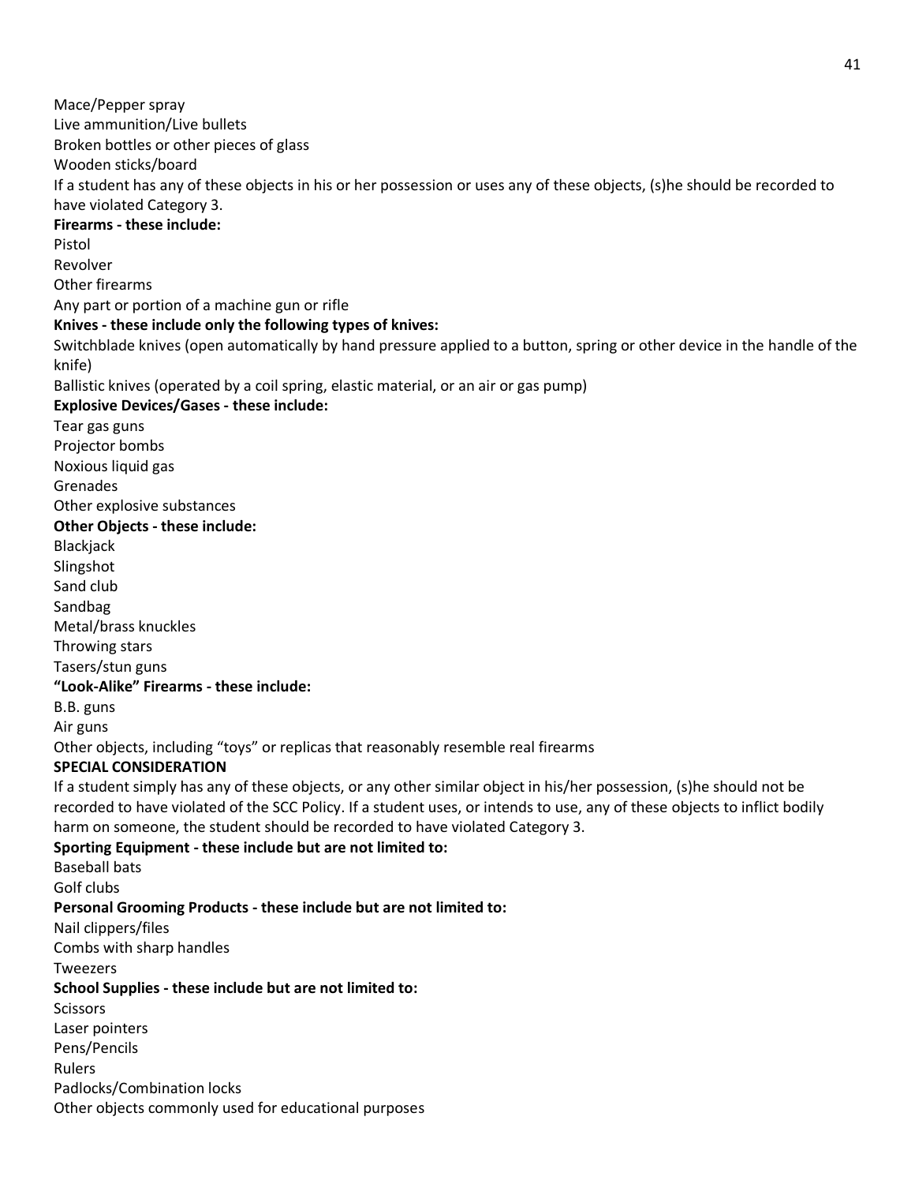Mace/Pepper spray
Live ammunition/Live bullets
Broken bottles or other pieces of glass
Wooden sticks/board
If a student has any of these objects in his or her possession or uses any of these objects, (s)he should be recorded to have violated Category 3.

**Firearms - these include:**
Pistol
Revolver
Other firearms
Any part or portion of a machine gun or rifle

**Knives - these include only the following types of knives:**
Switchblade knives (open automatically by hand pressure applied to a button, spring or other device in the handle of the knife)
Ballistic knives (operated by a coil spring, elastic material, or an air or gas pump)

**Explosive Devices/Gases - these include:**
Tear gas guns
Projector bombs
Noxious liquid gas
Grenades
Other explosive substances

**Other Objects - these include:**
Blackjack
Slingshot
Sand club
Sandbag
Metal/brass knuckles
Throwing stars
Tasers/stun guns

**"Look-Alike" Firearms - these include:**
B.B. guns
Air guns
Other objects, including "toys" or replicas that reasonably resemble real firearms

**SPECIAL CONSIDERATION**
If a student simply has any of these objects, or any other similar object in his/her possession, (s)he should not be recorded to have violated of the SCC Policy. If a student uses, or intends to use, any of these objects to inflict bodily harm on someone, the student should be recorded to have violated Category 3.

**Sporting Equipment - these include but are not limited to:**
Baseball bats
Golf clubs

**Personal Grooming Products - these include but are not limited to:**
Nail clippers/files
Combs with sharp handles
Tweezers

**School Supplies - these include but are not limited to:**
Scissors
Laser pointers
Pens/Pencils
Rulers
Padlocks/Combination locks
Other objects commonly used for educational purposes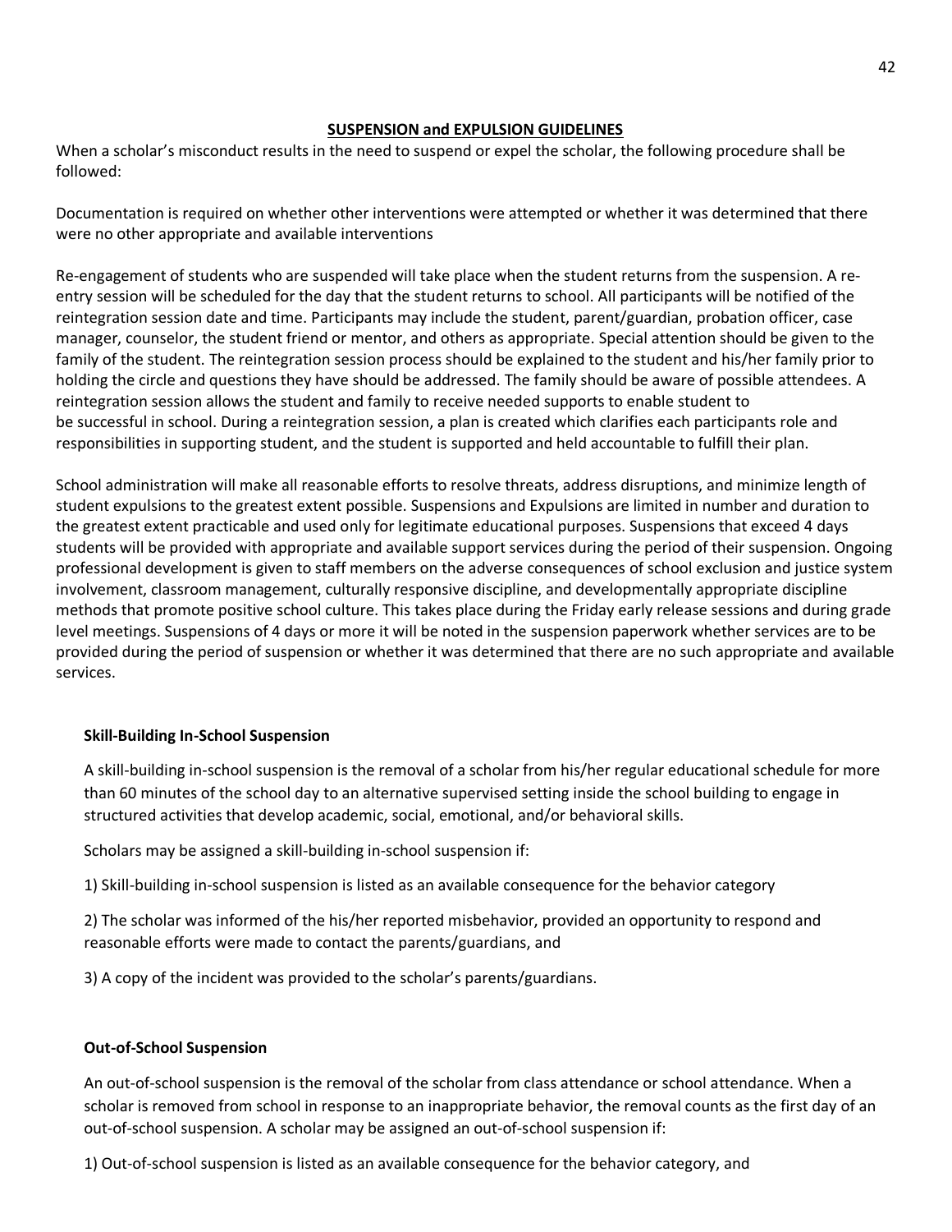## SUSPENSION and EXPULSION GUIDELINES

When a scholar's misconduct results in the need to suspend or expel the scholar, the following procedure shall be followed:

Documentation is required on whether other interventions were attempted or whether it was determined that there were no other appropriate and available interventions

Re-engagement of students who are suspended will take place when the student returns from the suspension. A re-entry session will be scheduled for the day that the student returns to school. All participants will be notified of the reintegration session date and time. Participants may include the student, parent/guardian, probation officer, case manager, counselor, the student friend or mentor, and others as appropriate. Special attention should be given to the family of the student. The reintegration session process should be explained to the student and his/her family prior to holding the circle and questions they have should be addressed. The family should be aware of possible attendees. A reintegration session allows the student and family to receive needed supports to enable student to be successful in school. During a reintegration session, a plan is created which clarifies each participants role and responsibilities in supporting student, and the student is supported and held accountable to fulfill their plan.

School administration will make all reasonable efforts to resolve threats, address disruptions, and minimize length of student expulsions to the greatest extent possible. Suspensions and Expulsions are limited in number and duration to the greatest extent practicable and used only for legitimate educational purposes. Suspensions that exceed 4 days students will be provided with appropriate and available support services during the period of their suspension. Ongoing professional development is given to staff members on the adverse consequences of school exclusion and justice system involvement, classroom management, culturally responsive discipline, and developmentally appropriate discipline methods that promote positive school culture. This takes place during the Friday early release sessions and during grade level meetings. Suspensions of 4 days or more it will be noted in the suspension paperwork whether services are to be provided during the period of suspension or whether it was determined that there are no such appropriate and available services.

### Skill-Building In-School Suspension

A skill-building in-school suspension is the removal of a scholar from his/her regular educational schedule for more than 60 minutes of the school day to an alternative supervised setting inside the school building to engage in structured activities that develop academic, social, emotional, and/or behavioral skills.

Scholars may be assigned a skill-building in-school suspension if:

1) Skill-building in-school suspension is listed as an available consequence for the behavior category

2) The scholar was informed of the his/her reported misbehavior, provided an opportunity to respond and reasonable efforts were made to contact the parents/guardians, and

3) A copy of the incident was provided to the scholar's parents/guardians.

### Out-of-School Suspension

An out-of-school suspension is the removal of the scholar from class attendance or school attendance. When a scholar is removed from school in response to an inappropriate behavior, the removal counts as the first day of an out-of-school suspension. A scholar may be assigned an out-of-school suspension if:

1) Out-of-school suspension is listed as an available consequence for the behavior category, and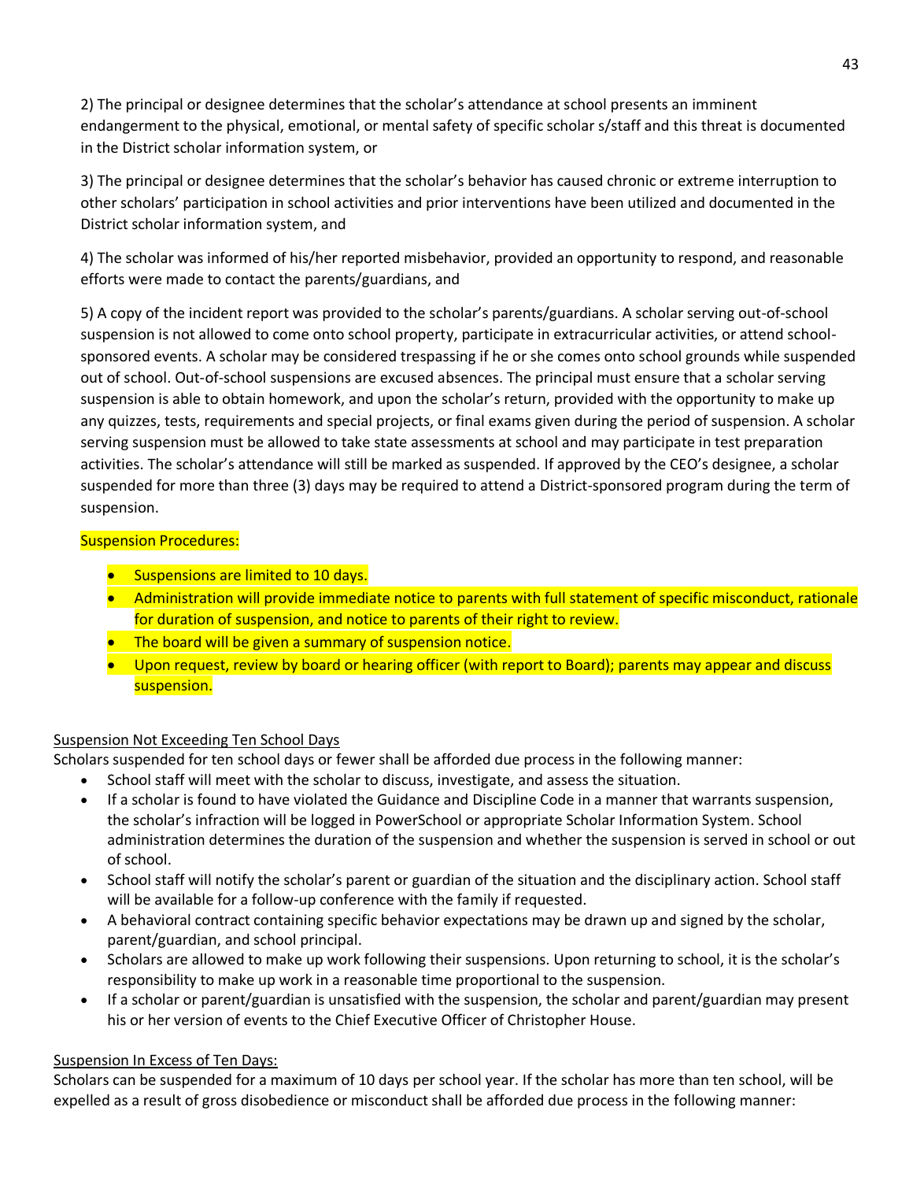2) The principal or designee determines that the scholar's attendance at school presents an imminent endangerment to the physical, emotional, or mental safety of specific scholar s/staff and this threat is documented in the District scholar information system, or

3) The principal or designee determines that the scholar's behavior has caused chronic or extreme interruption to other scholars' participation in school activities and prior interventions have been utilized and documented in the District scholar information system, and

4) The scholar was informed of his/her reported misbehavior, provided an opportunity to respond, and reasonable efforts were made to contact the parents/guardians, and

5) A copy of the incident report was provided to the scholar's parents/guardians. A scholar serving out-of-school suspension is not allowed to come onto school property, participate in extracurricular activities, or attend school-sponsored events. A scholar may be considered trespassing if he or she comes onto school grounds while suspended out of school. Out-of-school suspensions are excused absences. The principal must ensure that a scholar serving suspension is able to obtain homework, and upon the scholar's return, provided with the opportunity to make up any quizzes, tests, requirements and special projects, or final exams given during the period of suspension. A scholar serving suspension must be allowed to take state assessments at school and may participate in test preparation activities. The scholar's attendance will still be marked as suspended. If approved by the CEO's designee, a scholar suspended for more than three (3) days may be required to attend a District-sponsored program during the term of suspension.

Suspension Procedures:

- Suspensions are limited to 10 days.
- Administration will provide immediate notice to parents with full statement of specific misconduct, rationale for duration of suspension, and notice to parents of their right to review.
- The board will be given a summary of suspension notice.
- Upon request, review by board or hearing officer (with report to Board); parents may appear and discuss suspension.

Suspension Not Exceeding Ten School Days

Scholars suspended for ten school days or fewer shall be afforded due process in the following manner:

- School staff will meet with the scholar to discuss, investigate, and assess the situation.
- If a scholar is found to have violated the Guidance and Discipline Code in a manner that warrants suspension, the scholar's infraction will be logged in PowerSchool or appropriate Scholar Information System. School administration determines the duration of the suspension and whether the suspension is served in school or out of school.
- School staff will notify the scholar's parent or guardian of the situation and the disciplinary action. School staff will be available for a follow-up conference with the family if requested.
- A behavioral contract containing specific behavior expectations may be drawn up and signed by the scholar, parent/guardian, and school principal.
- Scholars are allowed to make up work following their suspensions. Upon returning to school, it is the scholar's responsibility to make up work in a reasonable time proportional to the suspension.
- If a scholar or parent/guardian is unsatisfied with the suspension, the scholar and parent/guardian may present his or her version of events to the Chief Executive Officer of Christopher House.

Suspension In Excess of Ten Days:

Scholars can be suspended for a maximum of 10 days per school year. If the scholar has more than ten school, will be expelled as a result of gross disobedience or misconduct shall be afforded due process in the following manner: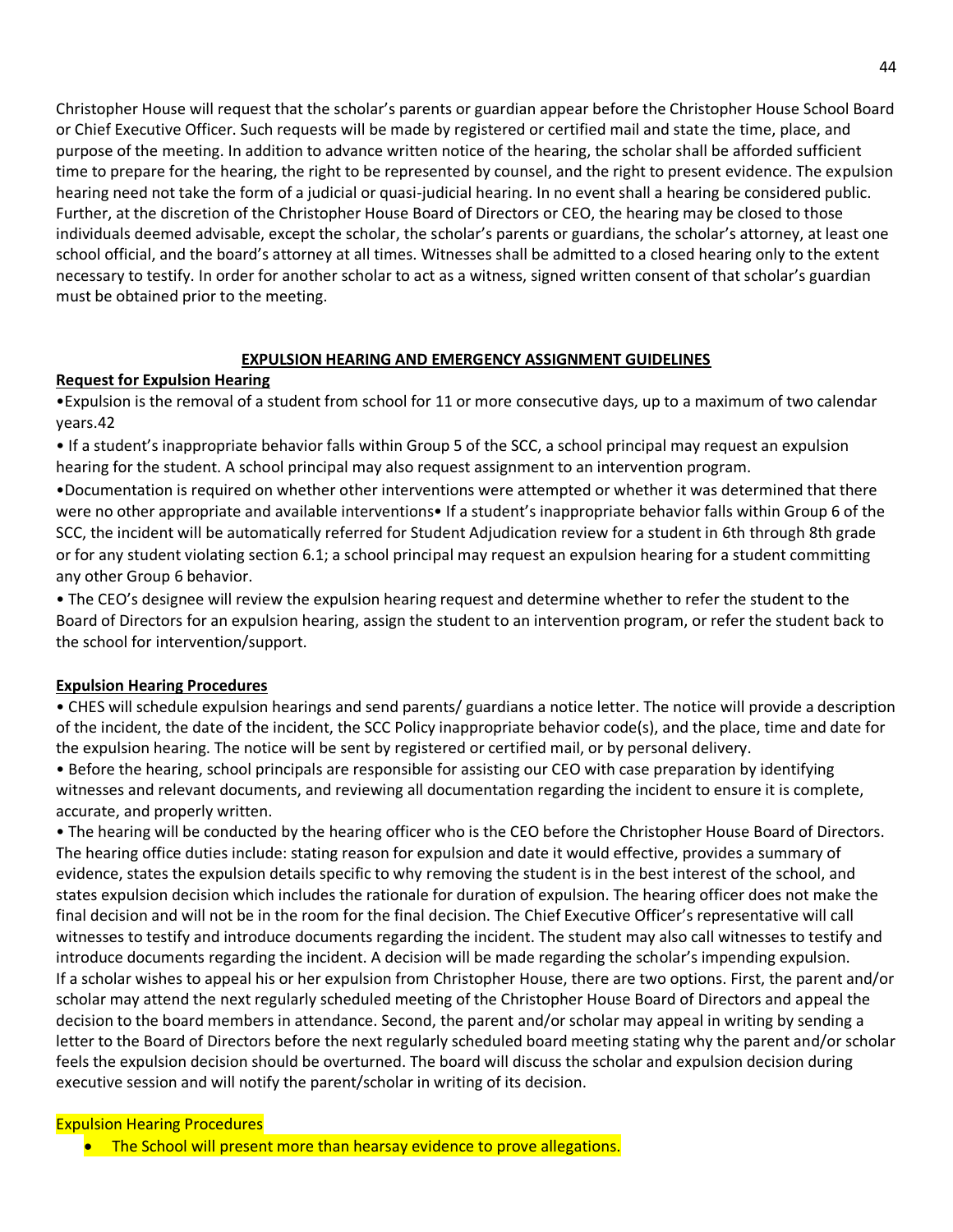Christopher House will request that the scholar's parents or guardian appear before the Christopher House School Board or Chief Executive Officer. Such requests will be made by registered or certified mail and state the time, place, and purpose of the meeting. In addition to advance written notice of the hearing, the scholar shall be afforded sufficient time to prepare for the hearing, the right to be represented by counsel, and the right to present evidence. The expulsion hearing need not take the form of a judicial or quasi-judicial hearing. In no event shall a hearing be considered public. Further, at the discretion of the Christopher House Board of Directors or CEO, the hearing may be closed to those individuals deemed advisable, except the scholar, the scholar's parents or guardians, the scholar's attorney, at least one school official, and the board's attorney at all times. Witnesses shall be admitted to a closed hearing only to the extent necessary to testify. In order for another scholar to act as a witness, signed written consent of that scholar's guardian must be obtained prior to the meeting.

## EXPULSION HEARING AND EMERGENCY ASSIGNMENT GUIDELINES

**Request for Expulsion Hearing**

•Expulsion is the removal of a student from school for 11 or more consecutive days, up to a maximum of two calendar years.42

• If a student's inappropriate behavior falls within Group 5 of the SCC, a school principal may request an expulsion hearing for the student. A school principal may also request assignment to an intervention program.

•Documentation is required on whether other interventions were attempted or whether it was determined that there were no other appropriate and available interventions• If a student's inappropriate behavior falls within Group 6 of the SCC, the incident will be automatically referred for Student Adjudication review for a student in 6th through 8th grade or for any student violating section 6.1; a school principal may request an expulsion hearing for a student committing any other Group 6 behavior.

• The CEO's designee will review the expulsion hearing request and determine whether to refer the student to the Board of Directors for an expulsion hearing, assign the student to an intervention program, or refer the student back to the school for intervention/support.

**Expulsion Hearing Procedures**

• CHES will schedule expulsion hearings and send parents/ guardians a notice letter. The notice will provide a description of the incident, the date of the incident, the SCC Policy inappropriate behavior code(s), and the place, time and date for the expulsion hearing. The notice will be sent by registered or certified mail, or by personal delivery.

• Before the hearing, school principals are responsible for assisting our CEO with case preparation by identifying witnesses and relevant documents, and reviewing all documentation regarding the incident to ensure it is complete, accurate, and properly written.

• The hearing will be conducted by the hearing officer who is the CEO before the Christopher House Board of Directors. The hearing office duties include: stating reason for expulsion and date it would effective, provides a summary of evidence, states the expulsion details specific to why removing the student is in the best interest of the school, and states expulsion decision which includes the rationale for duration of expulsion. The hearing officer does not make the final decision and will not be in the room for the final decision. The Chief Executive Officer's representative will call witnesses to testify and introduce documents regarding the incident. The student may also call witnesses to testify and introduce documents regarding the incident. A decision will be made regarding the scholar's impending expulsion. If a scholar wishes to appeal his or her expulsion from Christopher House, there are two options. First, the parent and/or scholar may attend the next regularly scheduled meeting of the Christopher House Board of Directors and appeal the decision to the board members in attendance. Second, the parent and/or scholar may appeal in writing by sending a letter to the Board of Directors before the next regularly scheduled board meeting stating why the parent and/or scholar feels the expulsion decision should be overturned. The board will discuss the scholar and expulsion decision during executive session and will notify the parent/scholar in writing of its decision.

Expulsion Hearing Procedures

- The School will present more than hearsay evidence to prove allegations.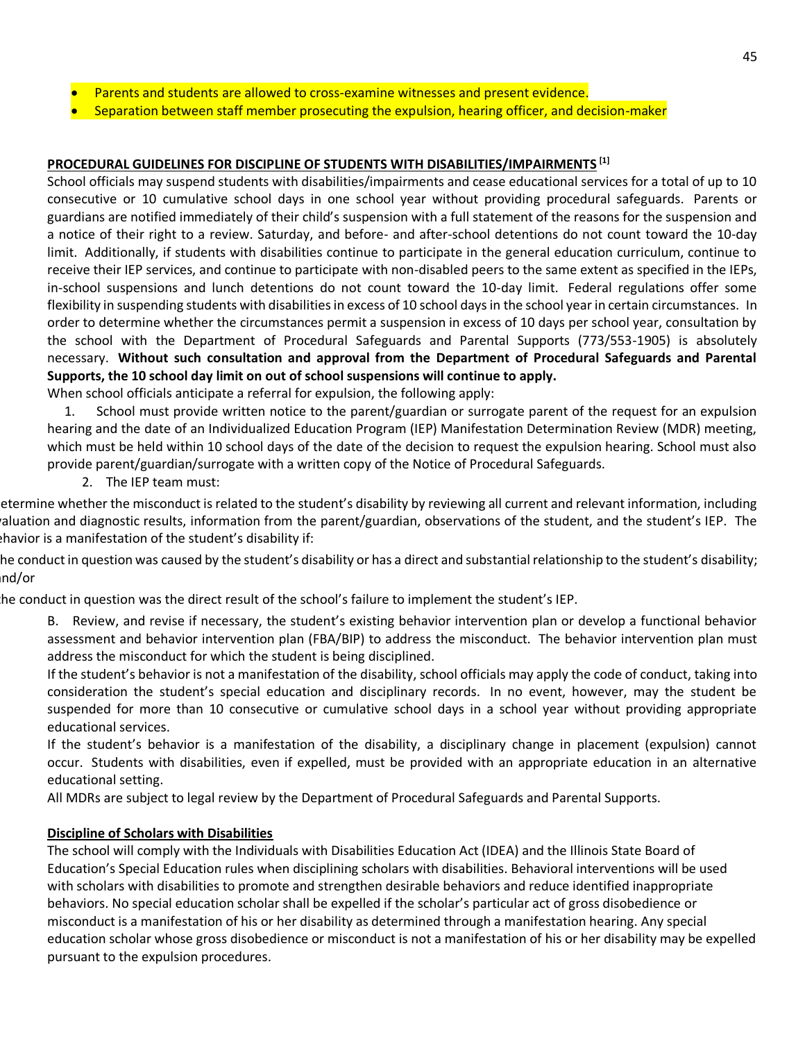- Parents and students are allowed to cross-examine witnesses and present evidence.
- Separation between staff member prosecuting the expulsion, hearing officer, and decision-maker

**PROCEDURAL GUIDELINES FOR DISCIPLINE OF STUDENTS WITH DISABILITIES/IMPAIRMENTS** [1]

School officials may suspend students with disabilities/impairments and cease educational services for a total of up to 10 consecutive or 10 cumulative school days in one school year without providing procedural safeguards. Parents or guardians are notified immediately of their child's suspension with a full statement of the reasons for the suspension and a notice of their right to a review. Saturday, and before- and after-school detentions do not count toward the 10-day limit. Additionally, if students with disabilities continue to participate in the general education curriculum, continue to receive their IEP services, and continue to participate with non-disabled peers to the same extent as specified in the IEPs, in-school suspensions and lunch detentions do not count toward the 10-day limit. Federal regulations offer some flexibility in suspending students with disabilities in excess of 10 school days in the school year in certain circumstances. In order to determine whether the circumstances permit a suspension in excess of 10 days per school year, consultation by the school with the Department of Procedural Safeguards and Parental Supports (773/553-1905) is absolutely necessary. **Without such consultation and approval from the Department of Procedural Safeguards and Parental Supports, the 10 school day limit on out of school suspensions will continue to apply.**

When school officials anticipate a referral for expulsion, the following apply:

1. School must provide written notice to the parent/guardian or surrogate parent of the request for an expulsion hearing and the date of an Individualized Education Program (IEP) Manifestation Determination Review (MDR) meeting, which must be held within 10 school days of the date of the decision to request the expulsion hearing. School must also provide parent/guardian/surrogate with a written copy of the Notice of Procedural Safeguards.
2. The IEP team must:

etermine whether the misconduct is related to the student's disability by reviewing all current and relevant information, including valuation and diagnostic results, information from the parent/guardian, observations of the student, and the student's IEP. The ehavior is a manifestation of the student's disability if:

he conduct in question was caused by the student's disability or has a direct and substantial relationship to the student's disability; nd/or

he conduct in question was the direct result of the school's failure to implement the student's IEP.

B. Review, and revise if necessary, the student's existing behavior intervention plan or develop a functional behavior assessment and behavior intervention plan (FBA/BIP) to address the misconduct. The behavior intervention plan must address the misconduct for which the student is being disciplined.

If the student's behavior is not a manifestation of the disability, school officials may apply the code of conduct, taking into consideration the student's special education and disciplinary records. In no event, however, may the student be suspended for more than 10 consecutive or cumulative school days in a school year without providing appropriate educational services.

If the student's behavior is a manifestation of the disability, a disciplinary change in placement (expulsion) cannot occur. Students with disabilities, even if expelled, must be provided with an appropriate education in an alternative educational setting.

All MDRs are subject to legal review by the Department of Procedural Safeguards and Parental Supports.

**Discipline of Scholars with Disabilities**

The school will comply with the Individuals with Disabilities Education Act (IDEA) and the Illinois State Board of Education's Special Education rules when disciplining scholars with disabilities. Behavioral interventions will be used with scholars with disabilities to promote and strengthen desirable behaviors and reduce identified inappropriate behaviors. No special education scholar shall be expelled if the scholar's particular act of gross disobedience or misconduct is a manifestation of his or her disability as determined through a manifestation hearing. Any special education scholar whose gross disobedience or misconduct is not a manifestation of his or her disability may be expelled pursuant to the expulsion procedures.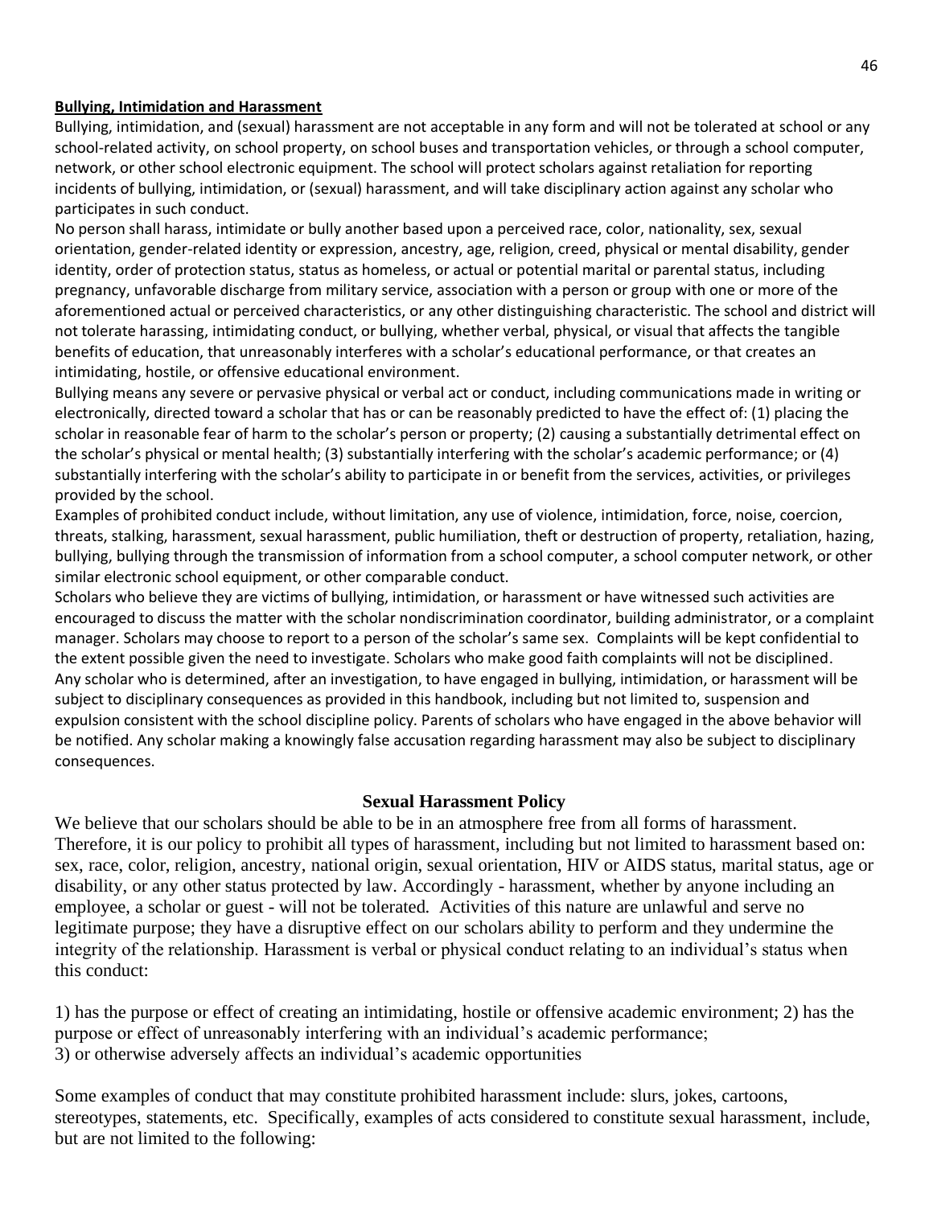**Bullying, Intimidation and Harassment**

Bullying, intimidation, and (sexual) harassment are not acceptable in any form and will not be tolerated at school or any school-related activity, on school property, on school buses and transportation vehicles, or through a school computer, network, or other school electronic equipment. The school will protect scholars against retaliation for reporting incidents of bullying, intimidation, or (sexual) harassment, and will take disciplinary action against any scholar who participates in such conduct.

No person shall harass, intimidate or bully another based upon a perceived race, color, nationality, sex, sexual orientation, gender-related identity or expression, ancestry, age, religion, creed, physical or mental disability, gender identity, order of protection status, status as homeless, or actual or potential marital or parental status, including pregnancy, unfavorable discharge from military service, association with a person or group with one or more of the aforementioned actual or perceived characteristics, or any other distinguishing characteristic. The school and district will not tolerate harassing, intimidating conduct, or bullying, whether verbal, physical, or visual that affects the tangible benefits of education, that unreasonably interferes with a scholar's educational performance, or that creates an intimidating, hostile, or offensive educational environment.

Bullying means any severe or pervasive physical or verbal act or conduct, including communications made in writing or electronically, directed toward a scholar that has or can be reasonably predicted to have the effect of: (1) placing the scholar in reasonable fear of harm to the scholar's person or property; (2) causing a substantially detrimental effect on the scholar's physical or mental health; (3) substantially interfering with the scholar's academic performance; or (4) substantially interfering with the scholar's ability to participate in or benefit from the services, activities, or privileges provided by the school.

Examples of prohibited conduct include, without limitation, any use of violence, intimidation, force, noise, coercion, threats, stalking, harassment, sexual harassment, public humiliation, theft or destruction of property, retaliation, hazing, bullying, bullying through the transmission of information from a school computer, a school computer network, or other similar electronic school equipment, or other comparable conduct.

Scholars who believe they are victims of bullying, intimidation, or harassment or have witnessed such activities are encouraged to discuss the matter with the scholar nondiscrimination coordinator, building administrator, or a complaint manager. Scholars may choose to report to a person of the scholar's same sex. Complaints will be kept confidential to the extent possible given the need to investigate. Scholars who make good faith complaints will not be disciplined. Any scholar who is determined, after an investigation, to have engaged in bullying, intimidation, or harassment will be subject to disciplinary consequences as provided in this handbook, including but not limited to, suspension and expulsion consistent with the school discipline policy. Parents of scholars who have engaged in the above behavior will be notified. Any scholar making a knowingly false accusation regarding harassment may also be subject to disciplinary consequences.

## Sexual Harassment Policy

We believe that our scholars should be able to be in an atmosphere free from all forms of harassment. Therefore, it is our policy to prohibit all types of harassment, including but not limited to harassment based on: sex, race, color, religion, ancestry, national origin, sexual orientation, HIV or AIDS status, marital status, age or disability, or any other status protected by law. Accordingly - harassment, whether by anyone including an employee, a scholar or guest - will not be tolerated. Activities of this nature are unlawful and serve no legitimate purpose; they have a disruptive effect on our scholars ability to perform and they undermine the integrity of the relationship. Harassment is verbal or physical conduct relating to an individual's status when this conduct:

1) has the purpose or effect of creating an intimidating, hostile or offensive academic environment; 2) has the purpose or effect of unreasonably interfering with an individual's academic performance;
3) or otherwise adversely affects an individual's academic opportunities

Some examples of conduct that may constitute prohibited harassment include: slurs, jokes, cartoons, stereotypes, statements, etc. Specifically, examples of acts considered to constitute sexual harassment, include, but are not limited to the following: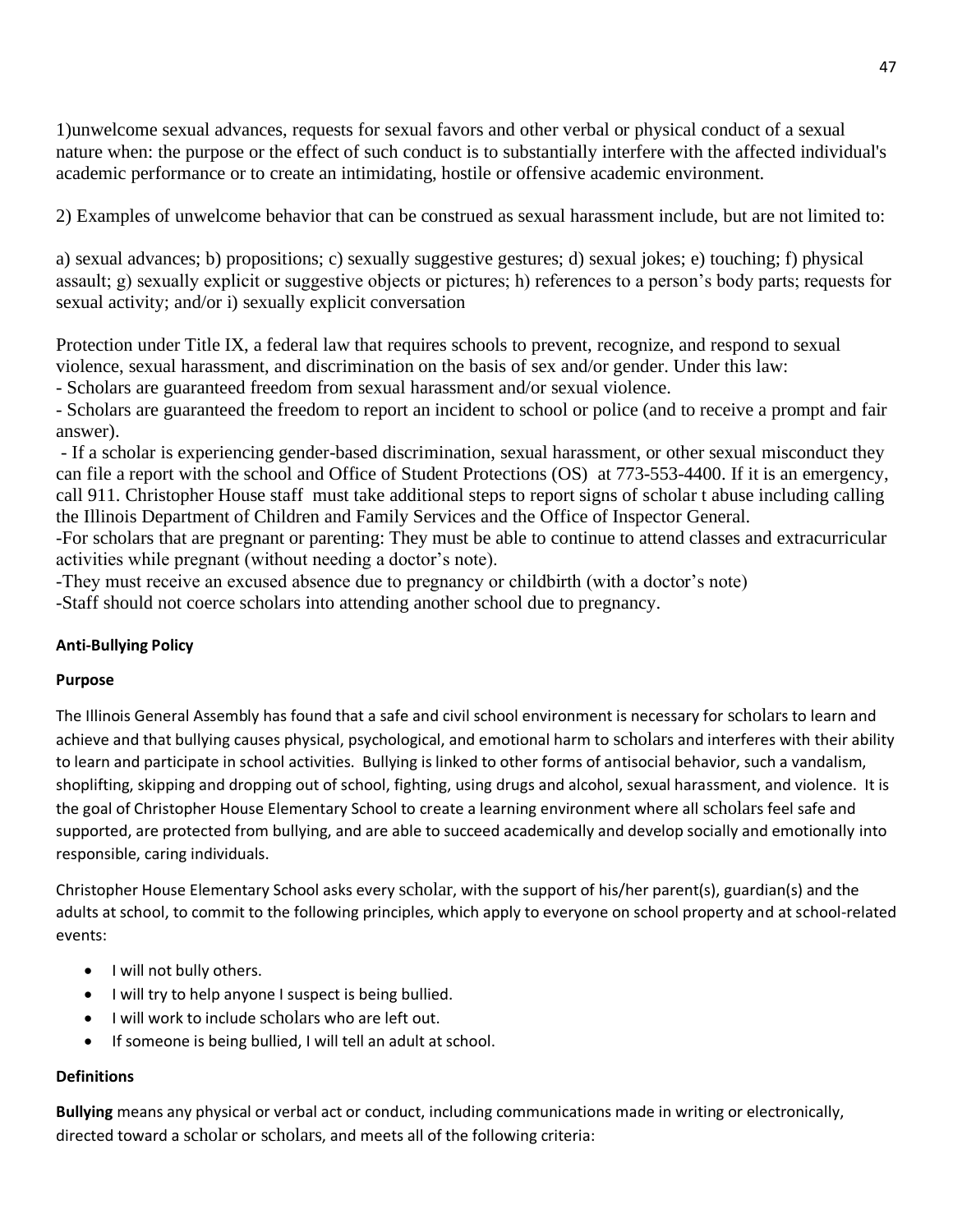1)unwelcome sexual advances, requests for sexual favors and other verbal or physical conduct of a sexual nature when: the purpose or the effect of such conduct is to substantially interfere with the affected individual's academic performance or to create an intimidating, hostile or offensive academic environment.

2) Examples of unwelcome behavior that can be construed as sexual harassment include, but are not limited to:

a) sexual advances; b) propositions; c) sexually suggestive gestures; d) sexual jokes; e) touching; f) physical assault; g) sexually explicit or suggestive objects or pictures; h) references to a person's body parts; requests for sexual activity; and/or i) sexually explicit conversation

Protection under Title IX, a federal law that requires schools to prevent, recognize, and respond to sexual violence, sexual harassment, and discrimination on the basis of sex and/or gender. Under this law:

- Scholars are guaranteed freedom from sexual harassment and/or sexual violence.
- Scholars are guaranteed the freedom to report an incident to school or police (and to receive a prompt and fair answer).
- If a scholar is experiencing gender-based discrimination, sexual harassment, or other sexual misconduct they can file a report with the school and Office of Student Protections (OS) at 773-553-4400. If it is an emergency, call 911. Christopher House staff must take additional steps to report signs of scholar t abuse including calling the Illinois Department of Children and Family Services and the Office of Inspector General.
- For scholars that are pregnant or parenting: They must be able to continue to attend classes and extracurricular activities while pregnant (without needing a doctor's note).
- They must receive an excused absence due to pregnancy or childbirth (with a doctor's note)
- Staff should not coerce scholars into attending another school due to pregnancy.

**Anti-Bullying Policy**

**Purpose**

The Illinois General Assembly has found that a safe and civil school environment is necessary for scholars to learn and achieve and that bullying causes physical, psychological, and emotional harm to scholars and interferes with their ability to learn and participate in school activities. Bullying is linked to other forms of antisocial behavior, such a vandalism, shoplifting, skipping and dropping out of school, fighting, using drugs and alcohol, sexual harassment, and violence. It is the goal of Christopher House Elementary School to create a learning environment where all scholars feel safe and supported, are protected from bullying, and are able to succeed academically and develop socially and emotionally into responsible, caring individuals.

Christopher House Elementary School asks every scholar, with the support of his/her parent(s), guardian(s) and the adults at school, to commit to the following principles, which apply to everyone on school property and at school-related events:

- I will not bully others.
- I will try to help anyone I suspect is being bullied.
- I will work to include scholars who are left out.
- If someone is being bullied, I will tell an adult at school.

**Definitions**

**Bullying** means any physical or verbal act or conduct, including communications made in writing or electronically, directed toward a scholar or scholars, and meets all of the following criteria: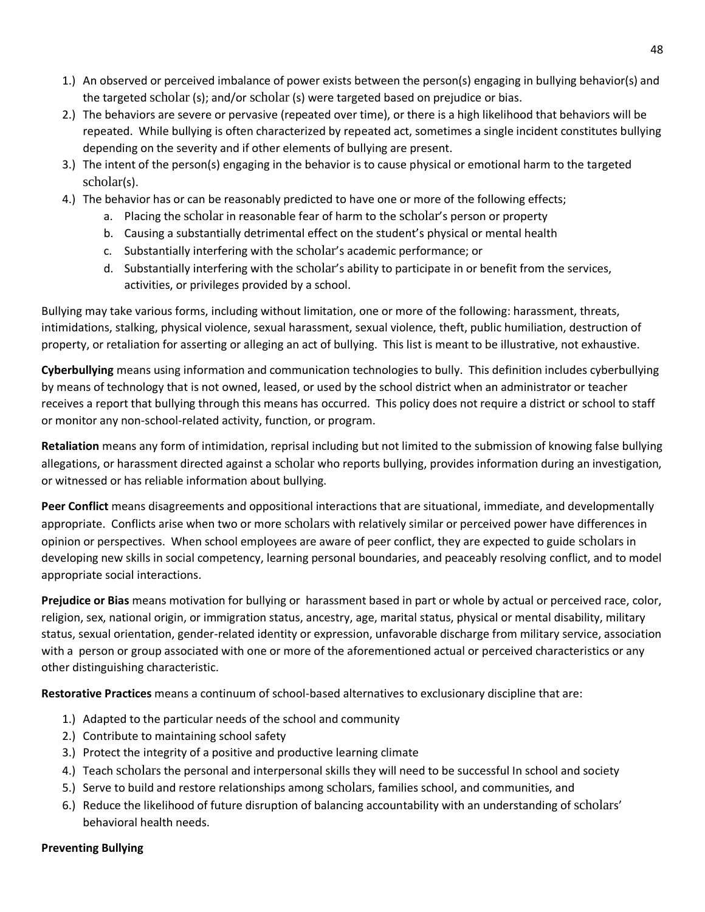1.) An observed or perceived imbalance of power exists between the person(s) engaging in bullying behavior(s) and the targeted scholar (s); and/or scholar (s) were targeted based on prejudice or bias.
2.) The behaviors are severe or pervasive (repeated over time), or there is a high likelihood that behaviors will be repeated. While bullying is often characterized by repeated act, sometimes a single incident constitutes bullying depending on the severity and if other elements of bullying are present.
3.) The intent of the person(s) engaging in the behavior is to cause physical or emotional harm to the targeted scholar(s).
4.) The behavior has or can be reasonably predicted to have one or more of the following effects;
    a. Placing the scholar in reasonable fear of harm to the scholar's person or property
    b. Causing a substantially detrimental effect on the student's physical or mental health
    c. Substantially interfering with the scholar's academic performance; or
    d. Substantially interfering with the scholar's ability to participate in or benefit from the services, activities, or privileges provided by a school.

Bullying may take various forms, including without limitation, one or more of the following: harassment, threats, intimidations, stalking, physical violence, sexual harassment, sexual violence, theft, public humiliation, destruction of property, or retaliation for asserting or alleging an act of bullying. This list is meant to be illustrative, not exhaustive.

**Cyberbullying** means using information and communication technologies to bully. This definition includes cyberbullying by means of technology that is not owned, leased, or used by the school district when an administrator or teacher receives a report that bullying through this means has occurred. This policy does not require a district or school to staff or monitor any non-school-related activity, function, or program.

**Retaliation** means any form of intimidation, reprisal including but not limited to the submission of knowing false bullying allegations, or harassment directed against a scholar who reports bullying, provides information during an investigation, or witnessed or has reliable information about bullying.

**Peer Conflict** means disagreements and oppositional interactions that are situational, immediate, and developmentally appropriate. Conflicts arise when two or more scholars with relatively similar or perceived power have differences in opinion or perspectives. When school employees are aware of peer conflict, they are expected to guide scholars in developing new skills in social competency, learning personal boundaries, and peaceably resolving conflict, and to model appropriate social interactions.

**Prejudice or Bias** means motivation for bullying or harassment based in part or whole by actual or perceived race, color, religion, sex, national origin, or immigration status, ancestry, age, marital status, physical or mental disability, military status, sexual orientation, gender-related identity or expression, unfavorable discharge from military service, association with a person or group associated with one or more of the aforementioned actual or perceived characteristics or any other distinguishing characteristic.

**Restorative Practices** means a continuum of school-based alternatives to exclusionary discipline that are:

1.) Adapted to the particular needs of the school and community
2.) Contribute to maintaining school safety
3.) Protect the integrity of a positive and productive learning climate
4.) Teach scholars the personal and interpersonal skills they will need to be successful In school and society
5.) Serve to build and restore relationships among scholars, families school, and communities, and
6.) Reduce the likelihood of future disruption of balancing accountability with an understanding of scholars' behavioral health needs.

**Preventing Bullying**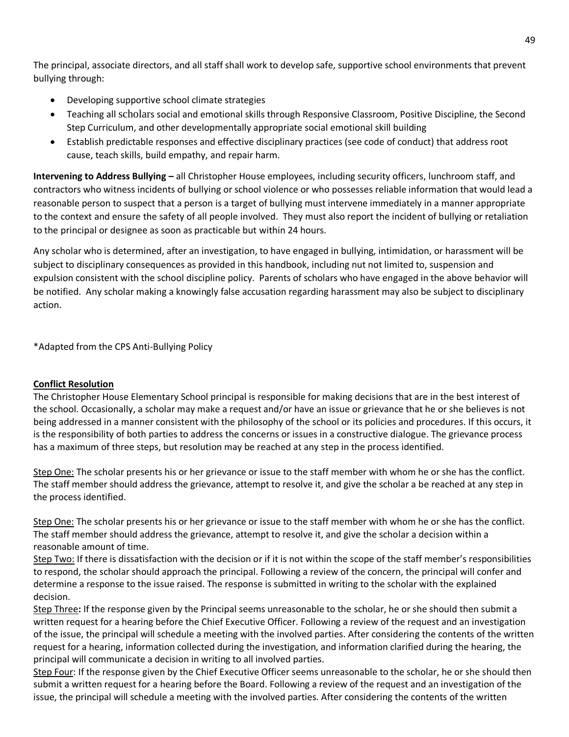The principal, associate directors, and all staff shall work to develop safe, supportive school environments that prevent bullying through:

- Developing supportive school climate strategies
- Teaching all scholars social and emotional skills through Responsive Classroom, Positive Discipline, the Second Step Curriculum, and other developmentally appropriate social emotional skill building
- Establish predictable responses and effective disciplinary practices (see code of conduct) that address root cause, teach skills, build empathy, and repair harm.

**Intervening to Address Bullying –** all Christopher House employees, including security officers, lunchroom staff, and contractors who witness incidents of bullying or school violence or who possesses reliable information that would lead a reasonable person to suspect that a person is a target of bullying must intervene immediately in a manner appropriate to the context and ensure the safety of all people involved. They must also report the incident of bullying or retaliation to the principal or designee as soon as practicable but within 24 hours.

Any scholar who is determined, after an investigation, to have engaged in bullying, intimidation, or harassment will be subject to disciplinary consequences as provided in this handbook, including nut not limited to, suspension and expulsion consistent with the school discipline policy. Parents of scholars who have engaged in the above behavior will be notified. Any scholar making a knowingly false accusation regarding harassment may also be subject to disciplinary action.

*Adapted from the CPS Anti-Bullying Policy

**<u>Conflict Resolution</u>**

The Christopher House Elementary School principal is responsible for making decisions that are in the best interest of the school. Occasionally, a scholar may make a request and/or have an issue or grievance that he or she believes is not being addressed in a manner consistent with the philosophy of the school or its policies and procedures. If this occurs, it is the responsibility of both parties to address the concerns or issues in a constructive dialogue. The grievance process has a maximum of three steps, but resolution may be reached at any step in the process identified.

<u>Step One:</u> The scholar presents his or her grievance or issue to the staff member with whom he or she has the conflict. The staff member should address the grievance, attempt to resolve it, and give the scholar a be reached at any step in the process identified.

<u>Step One:</u> The scholar presents his or her grievance or issue to the staff member with whom he or she has the conflict. The staff member should address the grievance, attempt to resolve it, and give the scholar a decision within a reasonable amount of time.

<u>Step Two:</u> If there is dissatisfaction with the decision or if it is not within the scope of the staff member's responsibilities to respond, the scholar should approach the principal. Following a review of the concern, the principal will confer and determine a response to the issue raised. The response is submitted in writing to the scholar with the explained decision.

<u>Step Three</u>**:** If the response given by the Principal seems unreasonable to the scholar, he or she should then submit a written request for a hearing before the Chief Executive Officer. Following a review of the request and an investigation of the issue, the principal will schedule a meeting with the involved parties. After considering the contents of the written request for a hearing, information collected during the investigation, and information clarified during the hearing, the principal will communicate a decision in writing to all involved parties.

<u>Step Four</u>: If the response given by the Chief Executive Officer seems unreasonable to the scholar, he or she should then submit a written request for a hearing before the Board. Following a review of the request and an investigation of the issue, the principal will schedule a meeting with the involved parties. After considering the contents of the written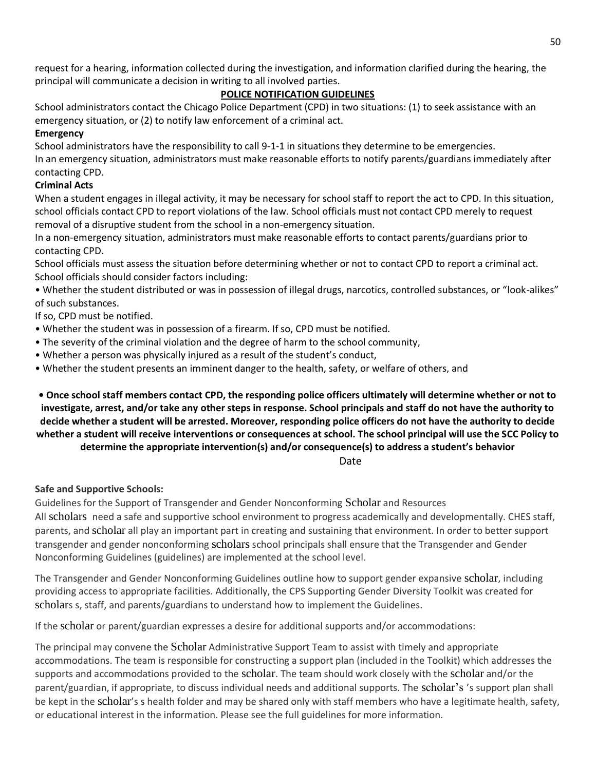request for a hearing, information collected during the investigation, and information clarified during the hearing, the principal will communicate a decision in writing to all involved parties.

## POLICE NOTIFICATION GUIDELINES

School administrators contact the Chicago Police Department (CPD) in two situations: (1) to seek assistance with an emergency situation, or (2) to notify law enforcement of a criminal act.

**Emergency**

School administrators have the responsibility to call 9-1-1 in situations they determine to be emergencies.
In an emergency situation, administrators must make reasonable efforts to notify parents/guardians immediately after contacting CPD.

**Criminal Acts**

When a student engages in illegal activity, it may be necessary for school staff to report the act to CPD. In this situation, school officials contact CPD to report violations of the law. School officials must not contact CPD merely to request removal of a disruptive student from the school in a non-emergency situation.

In a non-emergency situation, administrators must make reasonable efforts to contact parents/guardians prior to contacting CPD.

School officials must assess the situation before determining whether or not to contact CPD to report a criminal act. School officials should consider factors including:

• Whether the student distributed or was in possession of illegal drugs, narcotics, controlled substances, or "look-alikes" of such substances.
If so, CPD must be notified.
• Whether the student was in possession of a firearm. If so, CPD must be notified.
• The severity of the criminal violation and the degree of harm to the school community,
• Whether a person was physically injured as a result of the student's conduct,
• Whether the student presents an imminent danger to the health, safety, or welfare of others, and

**• Once school staff members contact CPD, the responding police officers ultimately will determine whether or not to investigate, arrest, and/or take any other steps in response. School principals and staff do not have the authority to decide whether a student will be arrested. Moreover, responding police officers do not have the authority to decide whether a student will receive interventions or consequences at school. The school principal will use the SCC Policy to determine the appropriate intervention(s) and/or consequence(s) to address a student's behavior**

Date

**Safe and Supportive Schools:**

Guidelines for the Support of Transgender and Gender Nonconforming Scholar and Resources

All scholars need a safe and supportive school environment to progress academically and developmentally. CHES staff, parents, and scholar all play an important part in creating and sustaining that environment. In order to better support transgender and gender nonconforming scholars school principals shall ensure that the Transgender and Gender Nonconforming Guidelines (guidelines) are implemented at the school level.

The Transgender and Gender Nonconforming Guidelines outline how to support gender expansive scholar, including providing access to appropriate facilities. Additionally, the CPS Supporting Gender Diversity Toolkit was created for scholars s, staff, and parents/guardians to understand how to implement the Guidelines.

If the scholar or parent/guardian expresses a desire for additional supports and/or accommodations:

The principal may convene the Scholar Administrative Support Team to assist with timely and appropriate accommodations. The team is responsible for constructing a support plan (included in the Toolkit) which addresses the supports and accommodations provided to the scholar. The team should work closely with the scholar and/or the parent/guardian, if appropriate, to discuss individual needs and additional supports. The scholar's 's support plan shall be kept in the scholar's s health folder and may be shared only with staff members who have a legitimate health, safety, or educational interest in the information. Please see the full guidelines for more information.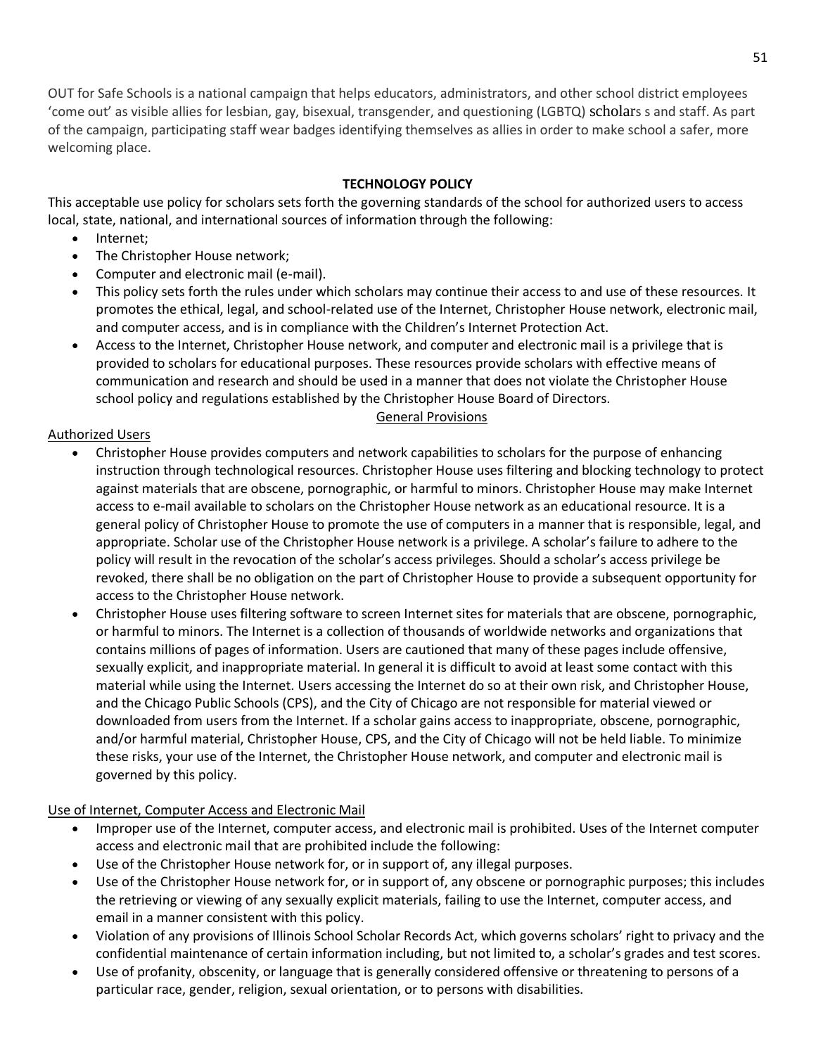OUT for Safe Schools is a national campaign that helps educators, administrators, and other school district employees 'come out' as visible allies for lesbian, gay, bisexual, transgender, and questioning (LGBTQ) scholars s and staff. As part of the campaign, participating staff wear badges identifying themselves as allies in order to make school a safer, more welcoming place.

## TECHNOLOGY POLICY

This acceptable use policy for scholars sets forth the governing standards of the school for authorized users to access local, state, national, and international sources of information through the following:

- Internet;
- The Christopher House network;
- Computer and electronic mail (e-mail).
- This policy sets forth the rules under which scholars may continue their access to and use of these resources. It promotes the ethical, legal, and school-related use of the Internet, Christopher House network, electronic mail, and computer access, and is in compliance with the Children's Internet Protection Act.
- Access to the Internet, Christopher House network, and computer and electronic mail is a privilege that is provided to scholars for educational purposes. These resources provide scholars with effective means of communication and research and should be used in a manner that does not violate the Christopher House school policy and regulations established by the Christopher House Board of Directors.

### General Provisions

#### Authorized Users

- Christopher House provides computers and network capabilities to scholars for the purpose of enhancing instruction through technological resources. Christopher House uses filtering and blocking technology to protect against materials that are obscene, pornographic, or harmful to minors. Christopher House may make Internet access to e-mail available to scholars on the Christopher House network as an educational resource. It is a general policy of Christopher House to promote the use of computers in a manner that is responsible, legal, and appropriate. Scholar use of the Christopher House network is a privilege. A scholar's failure to adhere to the policy will result in the revocation of the scholar's access privileges. Should a scholar's access privilege be revoked, there shall be no obligation on the part of Christopher House to provide a subsequent opportunity for access to the Christopher House network.
- Christopher House uses filtering software to screen Internet sites for materials that are obscene, pornographic, or harmful to minors. The Internet is a collection of thousands of worldwide networks and organizations that contains millions of pages of information. Users are cautioned that many of these pages include offensive, sexually explicit, and inappropriate material. In general it is difficult to avoid at least some contact with this material while using the Internet. Users accessing the Internet do so at their own risk, and Christopher House, and the Chicago Public Schools (CPS), and the City of Chicago are not responsible for material viewed or downloaded from users from the Internet. If a scholar gains access to inappropriate, obscene, pornographic, and/or harmful material, Christopher House, CPS, and the City of Chicago will not be held liable. To minimize these risks, your use of the Internet, the Christopher House network, and computer and electronic mail is governed by this policy.

#### Use of Internet, Computer Access and Electronic Mail

- Improper use of the Internet, computer access, and electronic mail is prohibited. Uses of the Internet computer access and electronic mail that are prohibited include the following:
- Use of the Christopher House network for, or in support of, any illegal purposes.
- Use of the Christopher House network for, or in support of, any obscene or pornographic purposes; this includes the retrieving or viewing of any sexually explicit materials, failing to use the Internet, computer access, and email in a manner consistent with this policy.
- Violation of any provisions of Illinois School Scholar Records Act, which governs scholars' right to privacy and the confidential maintenance of certain information including, but not limited to, a scholar's grades and test scores.
- Use of profanity, obscenity, or language that is generally considered offensive or threatening to persons of a particular race, gender, religion, sexual orientation, or to persons with disabilities.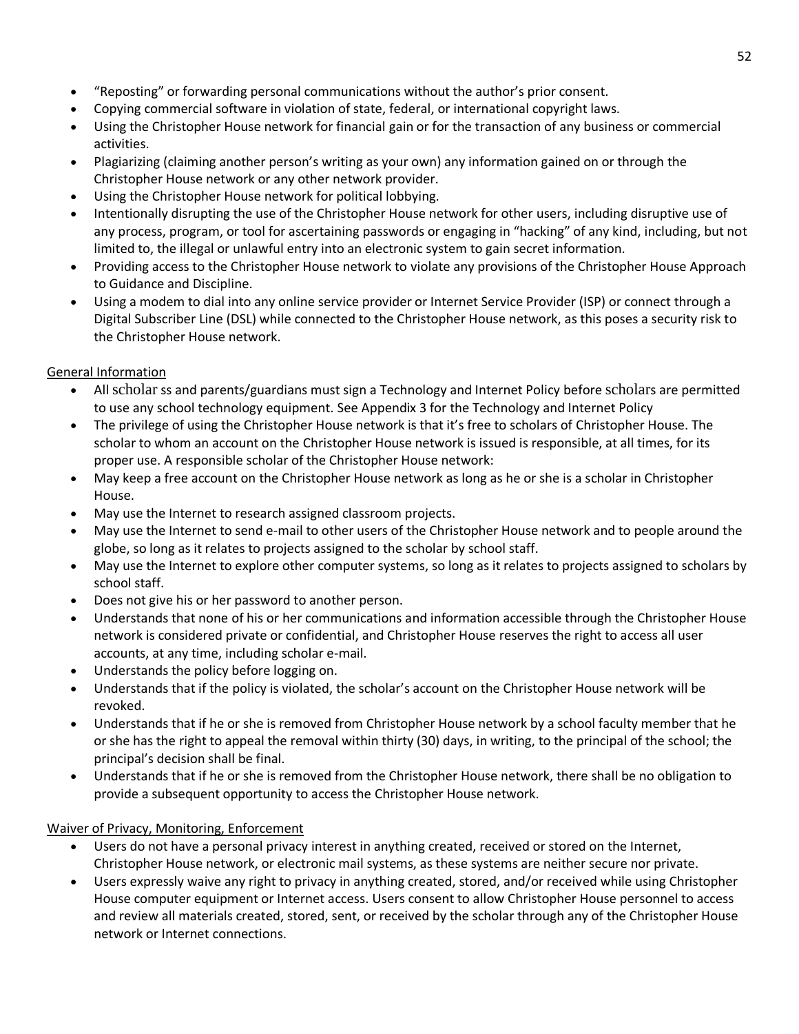- "Reposting" or forwarding personal communications without the author's prior consent.
- Copying commercial software in violation of state, federal, or international copyright laws.
- Using the Christopher House network for financial gain or for the transaction of any business or commercial activities.
- Plagiarizing (claiming another person's writing as your own) any information gained on or through the Christopher House network or any other network provider.
- Using the Christopher House network for political lobbying.
- Intentionally disrupting the use of the Christopher House network for other users, including disruptive use of any process, program, or tool for ascertaining passwords or engaging in "hacking" of any kind, including, but not limited to, the illegal or unlawful entry into an electronic system to gain secret information.
- Providing access to the Christopher House network to violate any provisions of the Christopher House Approach to Guidance and Discipline.
- Using a modem to dial into any online service provider or Internet Service Provider (ISP) or connect through a Digital Subscriber Line (DSL) while connected to the Christopher House network, as this poses a security risk to the Christopher House network.

General Information

- All scholar ss and parents/guardians must sign a Technology and Internet Policy before scholars are permitted to use any school technology equipment. See Appendix 3 for the Technology and Internet Policy
- The privilege of using the Christopher House network is that it's free to scholars of Christopher House. The scholar to whom an account on the Christopher House network is issued is responsible, at all times, for its proper use. A responsible scholar of the Christopher House network:
- May keep a free account on the Christopher House network as long as he or she is a scholar in Christopher House.
- May use the Internet to research assigned classroom projects.
- May use the Internet to send e-mail to other users of the Christopher House network and to people around the globe, so long as it relates to projects assigned to the scholar by school staff.
- May use the Internet to explore other computer systems, so long as it relates to projects assigned to scholars by school staff.
- Does not give his or her password to another person.
- Understands that none of his or her communications and information accessible through the Christopher House network is considered private or confidential, and Christopher House reserves the right to access all user accounts, at any time, including scholar e-mail.
- Understands the policy before logging on.
- Understands that if the policy is violated, the scholar's account on the Christopher House network will be revoked.
- Understands that if he or she is removed from Christopher House network by a school faculty member that he or she has the right to appeal the removal within thirty (30) days, in writing, to the principal of the school; the principal's decision shall be final.
- Understands that if he or she is removed from the Christopher House network, there shall be no obligation to provide a subsequent opportunity to access the Christopher House network.

Waiver of Privacy, Monitoring, Enforcement

- Users do not have a personal privacy interest in anything created, received or stored on the Internet, Christopher House network, or electronic mail systems, as these systems are neither secure nor private.
- Users expressly waive any right to privacy in anything created, stored, and/or received while using Christopher House computer equipment or Internet access. Users consent to allow Christopher House personnel to access and review all materials created, stored, sent, or received by the scholar through any of the Christopher House network or Internet connections.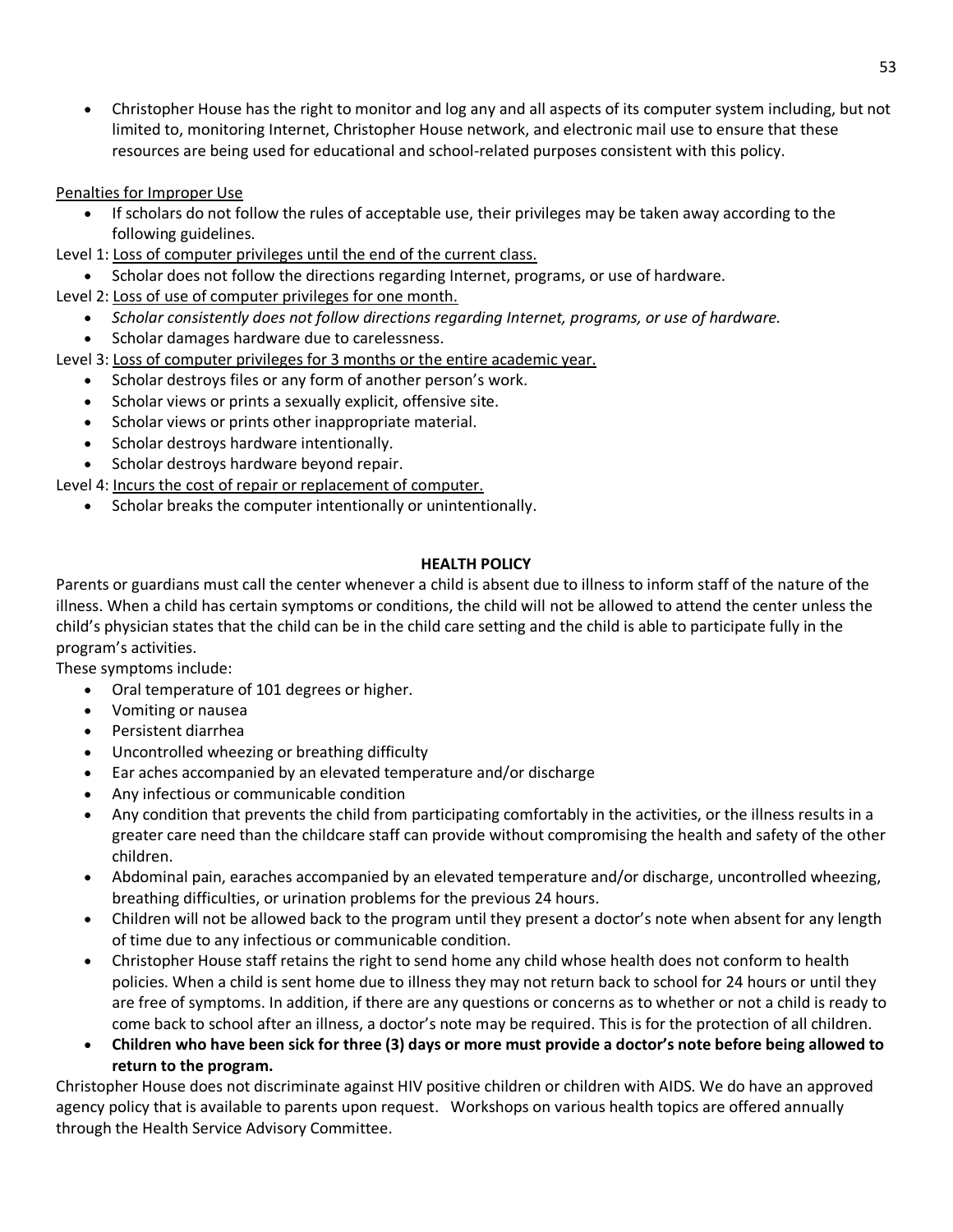- Christopher House has the right to monitor and log any and all aspects of its computer system including, but not limited to, monitoring Internet, Christopher House network, and electronic mail use to ensure that these resources are being used for educational and school-related purposes consistent with this policy.

<u>Penalties for Improper Use</u>

- If scholars do not follow the rules of acceptable use, their privileges may be taken away according to the following guidelines.

Level 1: <u>Loss of computer privileges until the end of the current class.</u>

- Scholar does not follow the directions regarding Internet, programs, or use of hardware.

Level 2: <u>Loss of use of computer privileges for one month.</u>

- *Scholar consistently does not follow directions regarding Internet, programs, or use of hardware.*
- Scholar damages hardware due to carelessness.

Level 3: <u>Loss of computer privileges for 3 months or the entire academic year.</u>

- Scholar destroys files or any form of another person's work.
- Scholar views or prints a sexually explicit, offensive site.
- Scholar views or prints other inappropriate material.
- Scholar destroys hardware intentionally.
- Scholar destroys hardware beyond repair.

Level 4: <u>Incurs the cost of repair or replacement of computer.</u>

- Scholar breaks the computer intentionally or unintentionally.

## HEALTH POLICY

Parents or guardians must call the center whenever a child is absent due to illness to inform staff of the nature of the illness. When a child has certain symptoms or conditions, the child will not be allowed to attend the center unless the child's physician states that the child can be in the child care setting and the child is able to participate fully in the program's activities.

These symptoms include:

- Oral temperature of 101 degrees or higher.
- Vomiting or nausea
- Persistent diarrhea
- Uncontrolled wheezing or breathing difficulty
- Ear aches accompanied by an elevated temperature and/or discharge
- Any infectious or communicable condition
- Any condition that prevents the child from participating comfortably in the activities, or the illness results in a greater care need than the childcare staff can provide without compromising the health and safety of the other children.
- Abdominal pain, earaches accompanied by an elevated temperature and/or discharge, uncontrolled wheezing, breathing difficulties, or urination problems for the previous 24 hours.
- Children will not be allowed back to the program until they present a doctor's note when absent for any length of time due to any infectious or communicable condition.
- Christopher House staff retains the right to send home any child whose health does not conform to health policies. When a child is sent home due to illness they may not return back to school for 24 hours or until they are free of symptoms. In addition, if there are any questions or concerns as to whether or not a child is ready to come back to school after an illness, a doctor's note may be required. This is for the protection of all children.
- **Children who have been sick for three (3) days or more must provide a doctor's note before being allowed to return to the program.**

Christopher House does not discriminate against HIV positive children or children with AIDS. We do have an approved agency policy that is available to parents upon request. Workshops on various health topics are offered annually through the Health Service Advisory Committee.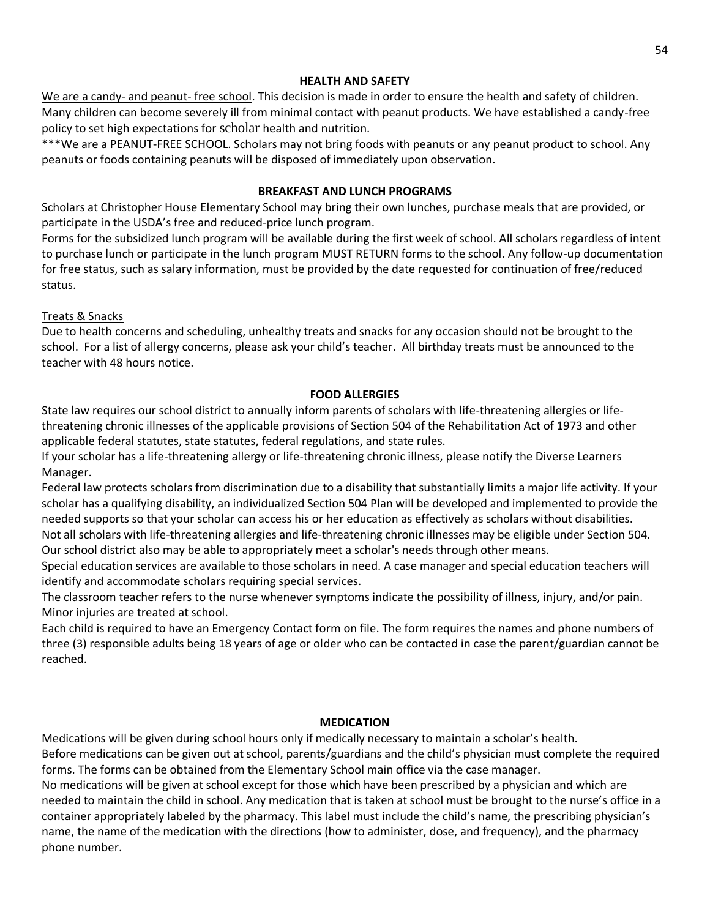## HEALTH AND SAFETY

<u>We are a candy- and peanut- free school</u>. This decision is made in order to ensure the health and safety of children. Many children can become severely ill from minimal contact with peanut products. We have established a candy-free policy to set high expectations for scholar health and nutrition.

***We are a PEANUT-FREE SCHOOL. Scholars may not bring foods with peanuts or any peanut product to school. Any peanuts or foods containing peanuts will be disposed of immediately upon observation.

## BREAKFAST AND LUNCH PROGRAMS

Scholars at Christopher House Elementary School may bring their own lunches, purchase meals that are provided, or participate in the USDA's free and reduced-price lunch program.

Forms for the subsidized lunch program will be available during the first week of school. All scholars regardless of intent to purchase lunch or participate in the lunch program MUST RETURN forms to the school**.** Any follow-up documentation for free status, such as salary information, must be provided by the date requested for continuation of free/reduced status.

<u>Treats & Snacks</u>

Due to health concerns and scheduling, unhealthy treats and snacks for any occasion should not be brought to the school. For a list of allergy concerns, please ask your child's teacher. All birthday treats must be announced to the teacher with 48 hours notice.

## FOOD ALLERGIES

State law requires our school district to annually inform parents of scholars with life-threatening allergies or life-threatening chronic illnesses of the applicable provisions of Section 504 of the Rehabilitation Act of 1973 and other applicable federal statutes, state statutes, federal regulations, and state rules.

If your scholar has a life-threatening allergy or life-threatening chronic illness, please notify the Diverse Learners Manager.

Federal law protects scholars from discrimination due to a disability that substantially limits a major life activity. If your scholar has a qualifying disability, an individualized Section 504 Plan will be developed and implemented to provide the needed supports so that your scholar can access his or her education as effectively as scholars without disabilities.

Not all scholars with life-threatening allergies and life-threatening chronic illnesses may be eligible under Section 504. Our school district also may be able to appropriately meet a scholar's needs through other means.

Special education services are available to those scholars in need. A case manager and special education teachers will identify and accommodate scholars requiring special services.

The classroom teacher refers to the nurse whenever symptoms indicate the possibility of illness, injury, and/or pain. Minor injuries are treated at school.

Each child is required to have an Emergency Contact form on file. The form requires the names and phone numbers of three (3) responsible adults being 18 years of age or older who can be contacted in case the parent/guardian cannot be reached.

## MEDICATION

Medications will be given during school hours only if medically necessary to maintain a scholar's health.

Before medications can be given out at school, parents/guardians and the child's physician must complete the required forms. The forms can be obtained from the Elementary School main office via the case manager.

No medications will be given at school except for those which have been prescribed by a physician and which are needed to maintain the child in school. Any medication that is taken at school must be brought to the nurse's office in a container appropriately labeled by the pharmacy. This label must include the child's name, the prescribing physician's name, the name of the medication with the directions (how to administer, dose, and frequency), and the pharmacy phone number.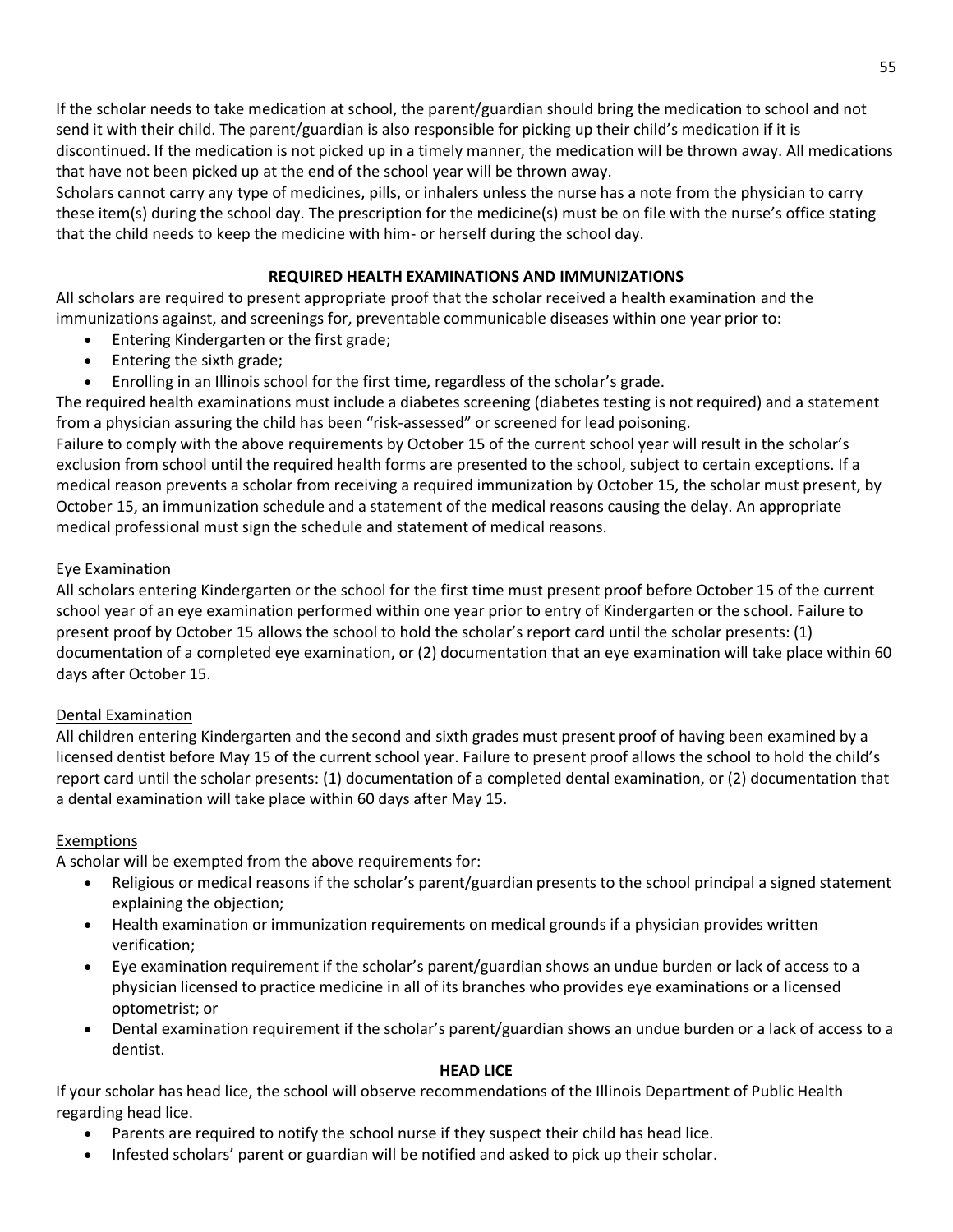If the scholar needs to take medication at school, the parent/guardian should bring the medication to school and not send it with their child. The parent/guardian is also responsible for picking up their child's medication if it is discontinued. If the medication is not picked up in a timely manner, the medication will be thrown away. All medications that have not been picked up at the end of the school year will be thrown away.

Scholars cannot carry any type of medicines, pills, or inhalers unless the nurse has a note from the physician to carry these item(s) during the school day. The prescription for the medicine(s) must be on file with the nurse's office stating that the child needs to keep the medicine with him- or herself during the school day.

## REQUIRED HEALTH EXAMINATIONS AND IMMUNIZATIONS

All scholars are required to present appropriate proof that the scholar received a health examination and the immunizations against, and screenings for, preventable communicable diseases within one year prior to:

- Entering Kindergarten or the first grade;
- Entering the sixth grade;
- Enrolling in an Illinois school for the first time, regardless of the scholar's grade.

The required health examinations must include a diabetes screening (diabetes testing is not required) and a statement from a physician assuring the child has been "risk-assessed" or screened for lead poisoning.

Failure to comply with the above requirements by October 15 of the current school year will result in the scholar's exclusion from school until the required health forms are presented to the school, subject to certain exceptions. If a medical reason prevents a scholar from receiving a required immunization by October 15, the scholar must present, by October 15, an immunization schedule and a statement of the medical reasons causing the delay. An appropriate medical professional must sign the schedule and statement of medical reasons.

### Eye Examination

All scholars entering Kindergarten or the school for the first time must present proof before October 15 of the current school year of an eye examination performed within one year prior to entry of Kindergarten or the school. Failure to present proof by October 15 allows the school to hold the scholar's report card until the scholar presents: (1) documentation of a completed eye examination, or (2) documentation that an eye examination will take place within 60 days after October 15.

### Dental Examination

All children entering Kindergarten and the second and sixth grades must present proof of having been examined by a licensed dentist before May 15 of the current school year. Failure to present proof allows the school to hold the child's report card until the scholar presents: (1) documentation of a completed dental examination, or (2) documentation that a dental examination will take place within 60 days after May 15.

### Exemptions

A scholar will be exempted from the above requirements for:

- Religious or medical reasons if the scholar's parent/guardian presents to the school principal a signed statement explaining the objection;
- Health examination or immunization requirements on medical grounds if a physician provides written verification;
- Eye examination requirement if the scholar's parent/guardian shows an undue burden or lack of access to a physician licensed to practice medicine in all of its branches who provides eye examinations or a licensed optometrist; or
- Dental examination requirement if the scholar's parent/guardian shows an undue burden or a lack of access to a dentist.

## HEAD LICE

If your scholar has head lice, the school will observe recommendations of the Illinois Department of Public Health regarding head lice.

- Parents are required to notify the school nurse if they suspect their child has head lice.
- Infested scholars' parent or guardian will be notified and asked to pick up their scholar.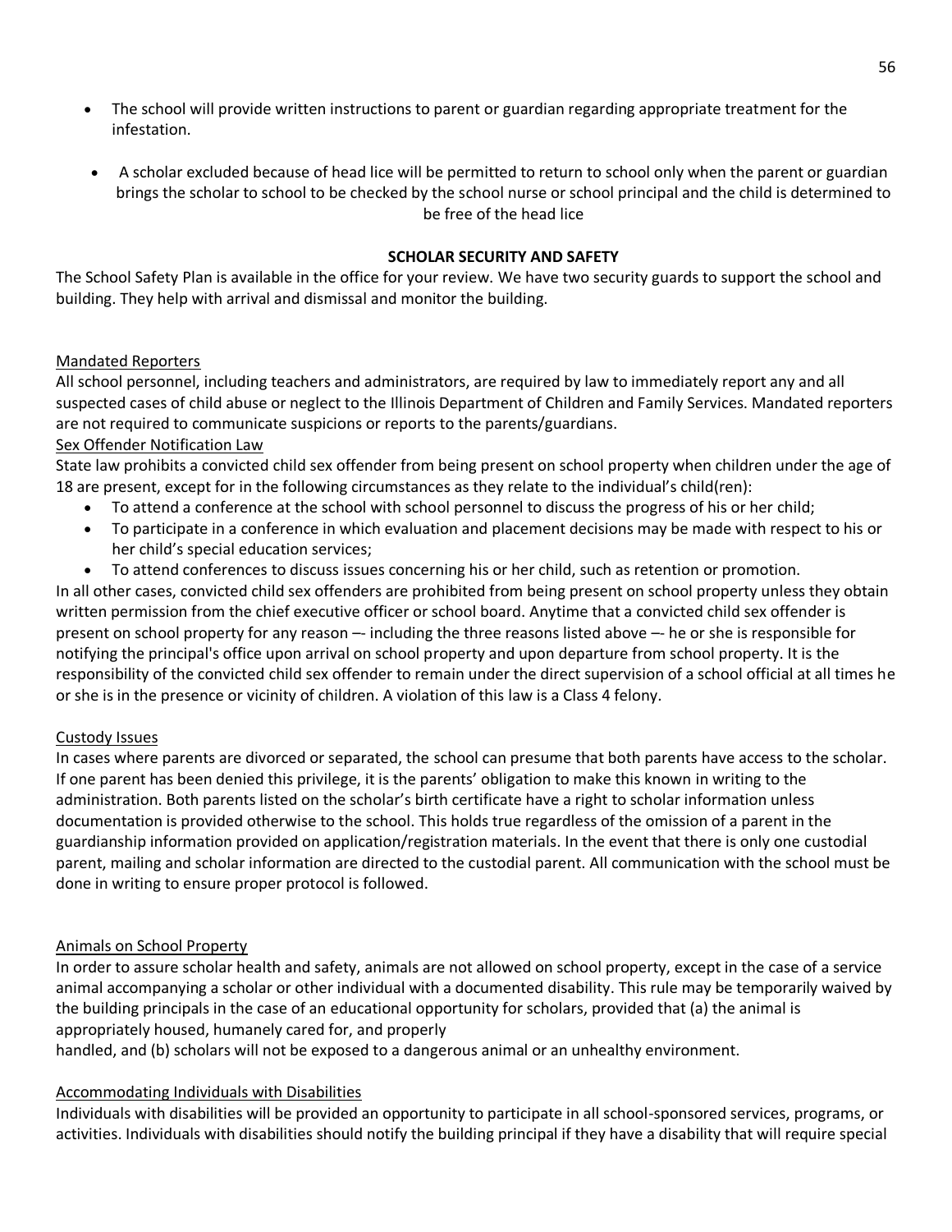- The school will provide written instructions to parent or guardian regarding appropriate treatment for the infestation.
- A scholar excluded because of head lice will be permitted to return to school only when the parent or guardian brings the scholar to school to be checked by the school nurse or school principal and the child is determined to be free of the head lice

## SCHOLAR SECURITY AND SAFETY

The School Safety Plan is available in the office for your review. We have two security guards to support the school and building. They help with arrival and dismissal and monitor the building.

### Mandated Reporters

All school personnel, including teachers and administrators, are required by law to immediately report any and all suspected cases of child abuse or neglect to the Illinois Department of Children and Family Services. Mandated reporters are not required to communicate suspicions or reports to the parents/guardians.

### Sex Offender Notification Law

State law prohibits a convicted child sex offender from being present on school property when children under the age of 18 are present, except for in the following circumstances as they relate to the individual's child(ren):

- To attend a conference at the school with school personnel to discuss the progress of his or her child;
- To participate in a conference in which evaluation and placement decisions may be made with respect to his or her child's special education services;
- To attend conferences to discuss issues concerning his or her child, such as retention or promotion.

In all other cases, convicted child sex offenders are prohibited from being present on school property unless they obtain written permission from the chief executive officer or school board. Anytime that a convicted child sex offender is present on school property for any reason –- including the three reasons listed above –- he or she is responsible for notifying the principal's office upon arrival on school property and upon departure from school property. It is the responsibility of the convicted child sex offender to remain under the direct supervision of a school official at all times he or she is in the presence or vicinity of children. A violation of this law is a Class 4 felony.

### Custody Issues

In cases where parents are divorced or separated, the school can presume that both parents have access to the scholar. If one parent has been denied this privilege, it is the parents' obligation to make this known in writing to the administration. Both parents listed on the scholar's birth certificate have a right to scholar information unless documentation is provided otherwise to the school. This holds true regardless of the omission of a parent in the guardianship information provided on application/registration materials. In the event that there is only one custodial parent, mailing and scholar information are directed to the custodial parent. All communication with the school must be done in writing to ensure proper protocol is followed.

### Animals on School Property

In order to assure scholar health and safety, animals are not allowed on school property, except in the case of a service animal accompanying a scholar or other individual with a documented disability. This rule may be temporarily waived by the building principals in the case of an educational opportunity for scholars, provided that (a) the animal is appropriately housed, humanely cared for, and properly handled, and (b) scholars will not be exposed to a dangerous animal or an unhealthy environment.

### Accommodating Individuals with Disabilities

Individuals with disabilities will be provided an opportunity to participate in all school-sponsored services, programs, or activities. Individuals with disabilities should notify the building principal if they have a disability that will require special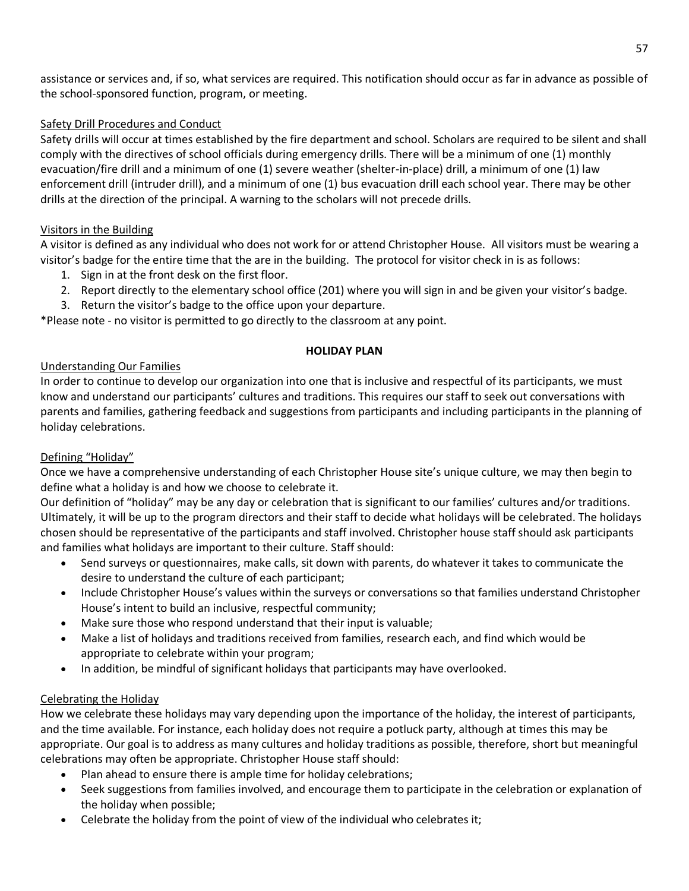assistance or services and, if so, what services are required. This notification should occur as far in advance as possible of the school-sponsored function, program, or meeting.

<u>Safety Drill Procedures and Conduct</u>

Safety drills will occur at times established by the fire department and school. Scholars are required to be silent and shall comply with the directives of school officials during emergency drills. There will be a minimum of one (1) monthly evacuation/fire drill and a minimum of one (1) severe weather (shelter-in-place) drill, a minimum of one (1) law enforcement drill (intruder drill), and a minimum of one (1) bus evacuation drill each school year. There may be other drills at the direction of the principal. A warning to the scholars will not precede drills.

<u>Visitors in the Building</u>

A visitor is defined as any individual who does not work for or attend Christopher House. All visitors must be wearing a visitor's badge for the entire time that the are in the building. The protocol for visitor check in is as follows:

1. Sign in at the front desk on the first floor.
2. Report directly to the elementary school office (201) where you will sign in and be given your visitor's badge.
3. Return the visitor's badge to the office upon your departure.

*Please note - no visitor is permitted to go directly to the classroom at any point.

## HOLIDAY PLAN

<u>Understanding Our Families</u>

In order to continue to develop our organization into one that is inclusive and respectful of its participants, we must know and understand our participants' cultures and traditions. This requires our staff to seek out conversations with parents and families, gathering feedback and suggestions from participants and including participants in the planning of holiday celebrations.

<u>Defining "Holiday"</u>

Once we have a comprehensive understanding of each Christopher House site's unique culture, we may then begin to define what a holiday is and how we choose to celebrate it.

Our definition of "holiday" may be any day or celebration that is significant to our families' cultures and/or traditions. Ultimately, it will be up to the program directors and their staff to decide what holidays will be celebrated. The holidays chosen should be representative of the participants and staff involved. Christopher house staff should ask participants and families what holidays are important to their culture. Staff should:

- Send surveys or questionnaires, make calls, sit down with parents, do whatever it takes to communicate the desire to understand the culture of each participant;
- Include Christopher House's values within the surveys or conversations so that families understand Christopher House's intent to build an inclusive, respectful community;
- Make sure those who respond understand that their input is valuable;
- Make a list of holidays and traditions received from families, research each, and find which would be appropriate to celebrate within your program;
- In addition, be mindful of significant holidays that participants may have overlooked.

<u>Celebrating the Holiday</u>

How we celebrate these holidays may vary depending upon the importance of the holiday, the interest of participants, and the time available. For instance, each holiday does not require a potluck party, although at times this may be appropriate. Our goal is to address as many cultures and holiday traditions as possible, therefore, short but meaningful celebrations may often be appropriate. Christopher House staff should:

- Plan ahead to ensure there is ample time for holiday celebrations;
- Seek suggestions from families involved, and encourage them to participate in the celebration or explanation of the holiday when possible;
- Celebrate the holiday from the point of view of the individual who celebrates it;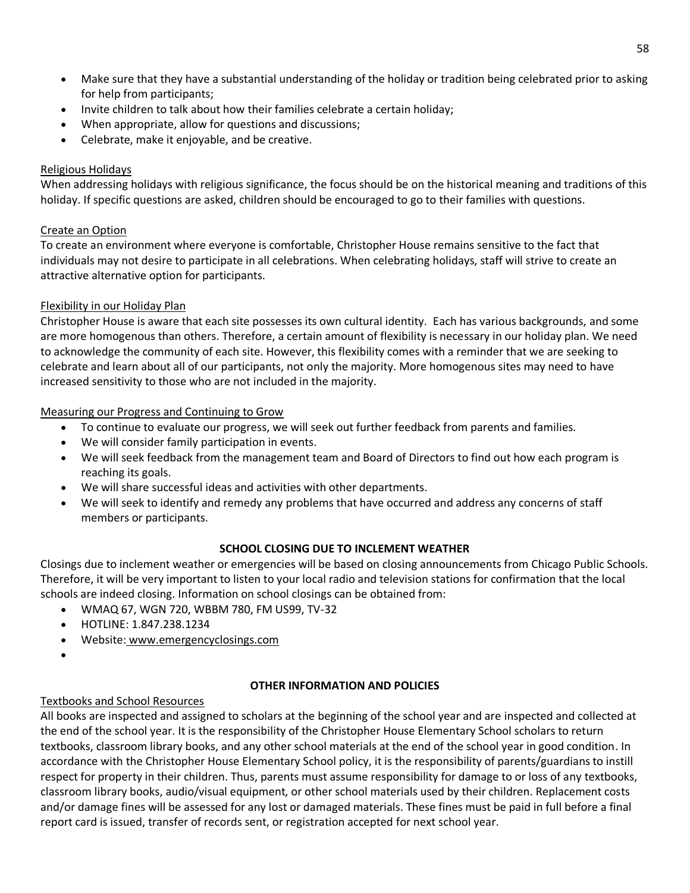- Make sure that they have a substantial understanding of the holiday or tradition being celebrated prior to asking for help from participants;
- Invite children to talk about how their families celebrate a certain holiday;
- When appropriate, allow for questions and discussions;
- Celebrate, make it enjoyable, and be creative.

Religious Holidays

When addressing holidays with religious significance, the focus should be on the historical meaning and traditions of this holiday. If specific questions are asked, children should be encouraged to go to their families with questions.

Create an Option

To create an environment where everyone is comfortable, Christopher House remains sensitive to the fact that individuals may not desire to participate in all celebrations. When celebrating holidays, staff will strive to create an attractive alternative option for participants.

Flexibility in our Holiday Plan

Christopher House is aware that each site possesses its own cultural identity. Each has various backgrounds, and some are more homogenous than others. Therefore, a certain amount of flexibility is necessary in our holiday plan. We need to acknowledge the community of each site. However, this flexibility comes with a reminder that we are seeking to celebrate and learn about all of our participants, not only the majority. More homogenous sites may need to have increased sensitivity to those who are not included in the majority.

Measuring our Progress and Continuing to Grow

- To continue to evaluate our progress, we will seek out further feedback from parents and families.
- We will consider family participation in events.
- We will seek feedback from the management team and Board of Directors to find out how each program is reaching its goals.
- We will share successful ideas and activities with other departments.
- We will seek to identify and remedy any problems that have occurred and address any concerns of staff members or participants.

## SCHOOL CLOSING DUE TO INCLEMENT WEATHER

Closings due to inclement weather or emergencies will be based on closing announcements from Chicago Public Schools. Therefore, it will be very important to listen to your local radio and television stations for confirmation that the local schools are indeed closing. Information on school closings can be obtained from:

- WMAQ 67, WGN 720, WBBM 780, FM US99, TV-32
- HOTLINE: 1.847.238.1234
- Website: www.emergencyclosings.com

## OTHER INFORMATION AND POLICIES

Textbooks and School Resources

All books are inspected and assigned to scholars at the beginning of the school year and are inspected and collected at the end of the school year. It is the responsibility of the Christopher House Elementary School scholars to return textbooks, classroom library books, and any other school materials at the end of the school year in good condition. In accordance with the Christopher House Elementary School policy, it is the responsibility of parents/guardians to instill respect for property in their children. Thus, parents must assume responsibility for damage to or loss of any textbooks, classroom library books, audio/visual equipment, or other school materials used by their children. Replacement costs and/or damage fines will be assessed for any lost or damaged materials. These fines must be paid in full before a final report card is issued, transfer of records sent, or registration accepted for next school year.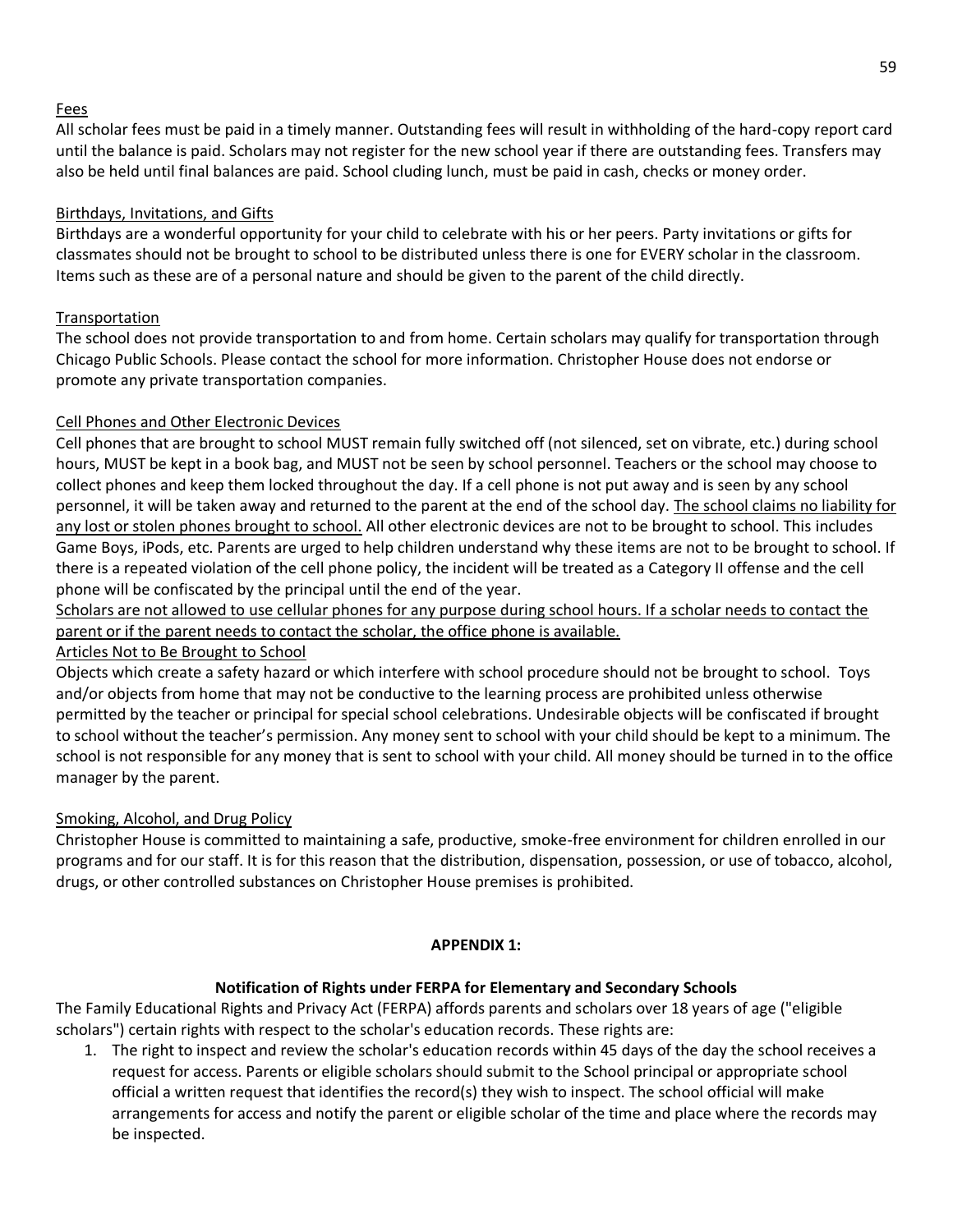Fees

All scholar fees must be paid in a timely manner. Outstanding fees will result in withholding of the hard-copy report card until the balance is paid. Scholars may not register for the new school year if there are outstanding fees. Transfers may also be held until final balances are paid. School cluding lunch, must be paid in cash, checks or money order.

Birthdays, Invitations, and Gifts

Birthdays are a wonderful opportunity for your child to celebrate with his or her peers. Party invitations or gifts for classmates should not be brought to school to be distributed unless there is one for EVERY scholar in the classroom. Items such as these are of a personal nature and should be given to the parent of the child directly.

Transportation

The school does not provide transportation to and from home. Certain scholars may qualify for transportation through Chicago Public Schools. Please contact the school for more information. Christopher House does not endorse or promote any private transportation companies.

Cell Phones and Other Electronic Devices

Cell phones that are brought to school MUST remain fully switched off (not silenced, set on vibrate, etc.) during school hours, MUST be kept in a book bag, and MUST not be seen by school personnel. Teachers or the school may choose to collect phones and keep them locked throughout the day. If a cell phone is not put away and is seen by any school personnel, it will be taken away and returned to the parent at the end of the school day. The school claims no liability for any lost or stolen phones brought to school. All other electronic devices are not to be brought to school. This includes Game Boys, iPods, etc. Parents are urged to help children understand why these items are not to be brought to school. If there is a repeated violation of the cell phone policy, the incident will be treated as a Category II offense and the cell phone will be confiscated by the principal until the end of the year.

Scholars are not allowed to use cellular phones for any purpose during school hours. If a scholar needs to contact the parent or if the parent needs to contact the scholar, the office phone is available.

Articles Not to Be Brought to School

Objects which create a safety hazard or which interfere with school procedure should not be brought to school. Toys and/or objects from home that may not be conductive to the learning process are prohibited unless otherwise permitted by the teacher or principal for special school celebrations. Undesirable objects will be confiscated if brought to school without the teacher's permission. Any money sent to school with your child should be kept to a minimum. The school is not responsible for any money that is sent to school with your child. All money should be turned in to the office manager by the parent.

Smoking, Alcohol, and Drug Policy

Christopher House is committed to maintaining a safe, productive, smoke-free environment for children enrolled in our programs and for our staff. It is for this reason that the distribution, dispensation, possession, or use of tobacco, alcohol, drugs, or other controlled substances on Christopher House premises is prohibited.

## APPENDIX 1:

### Notification of Rights under FERPA for Elementary and Secondary Schools

The Family Educational Rights and Privacy Act (FERPA) affords parents and scholars over 18 years of age ("eligible scholars") certain rights with respect to the scholar's education records. These rights are:

1. The right to inspect and review the scholar's education records within 45 days of the day the school receives a request for access. Parents or eligible scholars should submit to the School principal or appropriate school official a written request that identifies the record(s) they wish to inspect. The school official will make arrangements for access and notify the parent or eligible scholar of the time and place where the records may be inspected.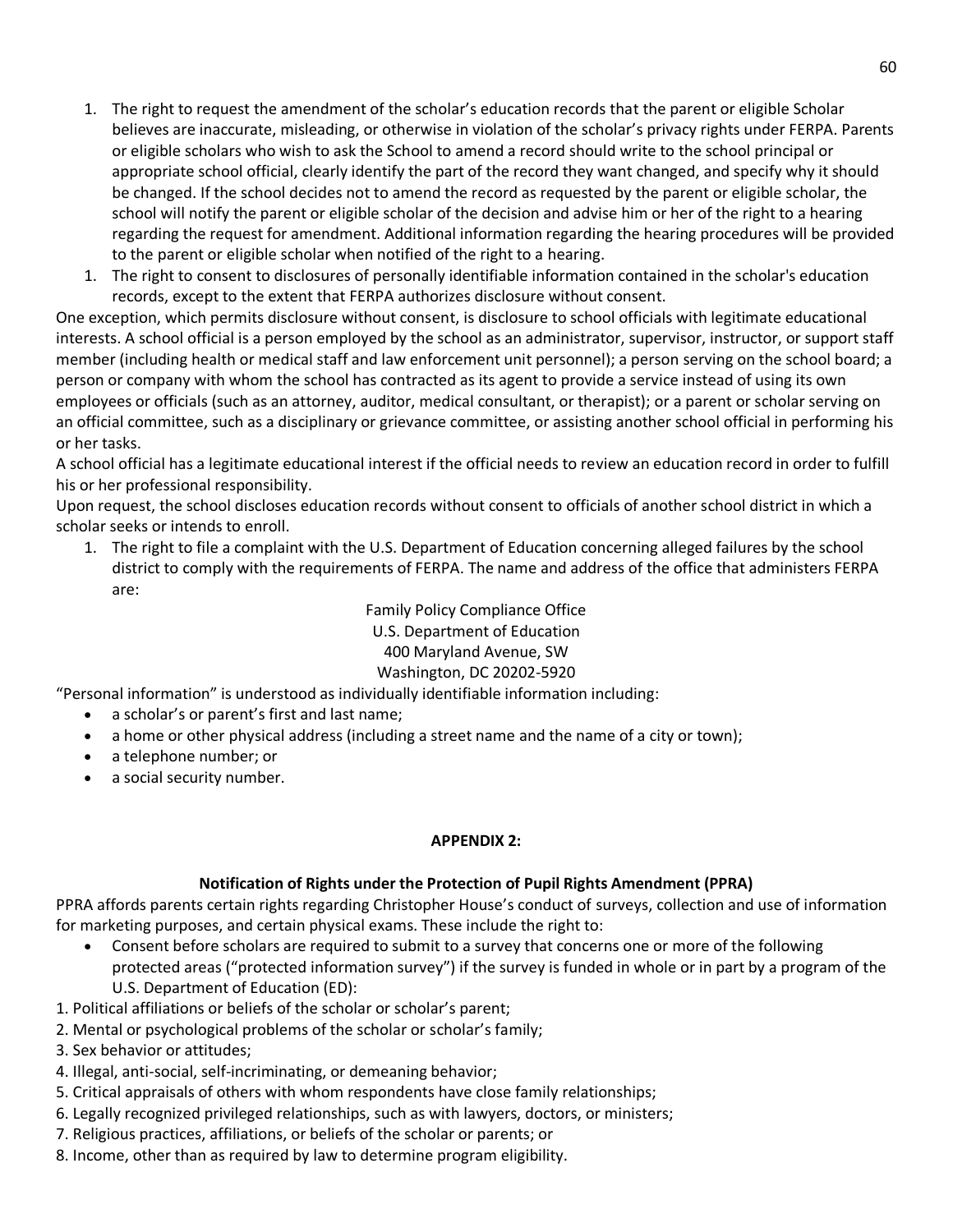1. The right to request the amendment of the scholar's education records that the parent or eligible Scholar believes are inaccurate, misleading, or otherwise in violation of the scholar's privacy rights under FERPA. Parents or eligible scholars who wish to ask the School to amend a record should write to the school principal or appropriate school official, clearly identify the part of the record they want changed, and specify why it should be changed. If the school decides not to amend the record as requested by the parent or eligible scholar, the school will notify the parent or eligible scholar of the decision and advise him or her of the right to a hearing regarding the request for amendment. Additional information regarding the hearing procedures will be provided to the parent or eligible scholar when notified of the right to a hearing.
1. The right to consent to disclosures of personally identifiable information contained in the scholar's education records, except to the extent that FERPA authorizes disclosure without consent.

One exception, which permits disclosure without consent, is disclosure to school officials with legitimate educational interests. A school official is a person employed by the school as an administrator, supervisor, instructor, or support staff member (including health or medical staff and law enforcement unit personnel); a person serving on the school board; a person or company with whom the school has contracted as its agent to provide a service instead of using its own employees or officials (such as an attorney, auditor, medical consultant, or therapist); or a parent or scholar serving on an official committee, such as a disciplinary or grievance committee, or assisting another school official in performing his or her tasks.

A school official has a legitimate educational interest if the official needs to review an education record in order to fulfill his or her professional responsibility.

Upon request, the school discloses education records without consent to officials of another school district in which a scholar seeks or intends to enroll.

1. The right to file a complaint with the U.S. Department of Education concerning alleged failures by the school district to comply with the requirements of FERPA. The name and address of the office that administers FERPA are:

Family Policy Compliance Office
U.S. Department of Education
400 Maryland Avenue, SW
Washington, DC 20202-5920

"Personal information" is understood as individually identifiable information including:

- a scholar's or parent's first and last name;
- a home or other physical address (including a street name and the name of a city or town);
- a telephone number; or
- a social security number.

**APPENDIX 2:**

**Notification of Rights under the Protection of Pupil Rights Amendment (PPRA)**

PPRA affords parents certain rights regarding Christopher House's conduct of surveys, collection and use of information for marketing purposes, and certain physical exams. These include the right to:

- Consent before scholars are required to submit to a survey that concerns one or more of the following protected areas ("protected information survey") if the survey is funded in whole or in part by a program of the U.S. Department of Education (ED):

1. Political affiliations or beliefs of the scholar or scholar's parent;
2. Mental or psychological problems of the scholar or scholar's family;
3. Sex behavior or attitudes;
4. Illegal, anti-social, self-incriminating, or demeaning behavior;
5. Critical appraisals of others with whom respondents have close family relationships;
6. Legally recognized privileged relationships, such as with lawyers, doctors, or ministers;
7. Religious practices, affiliations, or beliefs of the scholar or parents; or
8. Income, other than as required by law to determine program eligibility.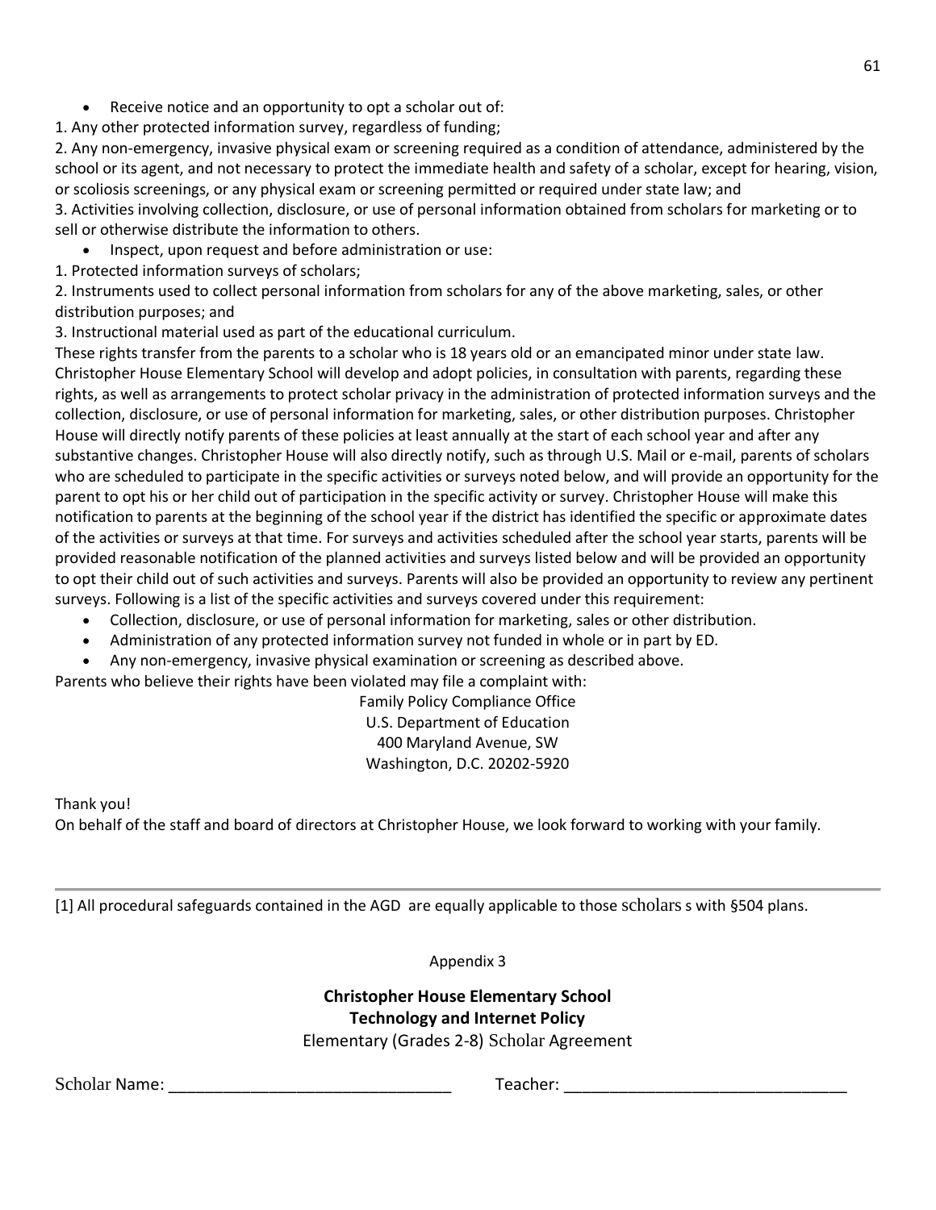- Receive notice and an opportunity to opt a scholar out of:

1. Any other protected information survey, regardless of funding;
2. Any non-emergency, invasive physical exam or screening required as a condition of attendance, administered by the school or its agent, and not necessary to protect the immediate health and safety of a scholar, except for hearing, vision, or scoliosis screenings, or any physical exam or screening permitted or required under state law; and
3. Activities involving collection, disclosure, or use of personal information obtained from scholars for marketing or to sell or otherwise distribute the information to others.

- Inspect, upon request and before administration or use:

1. Protected information surveys of scholars;
2. Instruments used to collect personal information from scholars for any of the above marketing, sales, or other distribution purposes; and
3. Instructional material used as part of the educational curriculum.

These rights transfer from the parents to a scholar who is 18 years old or an emancipated minor under state law. Christopher House Elementary School will develop and adopt policies, in consultation with parents, regarding these rights, as well as arrangements to protect scholar privacy in the administration of protected information surveys and the collection, disclosure, or use of personal information for marketing, sales, or other distribution purposes. Christopher House will directly notify parents of these policies at least annually at the start of each school year and after any substantive changes. Christopher House will also directly notify, such as through U.S. Mail or e-mail, parents of scholars who are scheduled to participate in the specific activities or surveys noted below, and will provide an opportunity for the parent to opt his or her child out of participation in the specific activity or survey. Christopher House will make this notification to parents at the beginning of the school year if the district has identified the specific or approximate dates of the activities or surveys at that time. For surveys and activities scheduled after the school year starts, parents will be provided reasonable notification of the planned activities and surveys listed below and will be provided an opportunity to opt their child out of such activities and surveys. Parents will also be provided an opportunity to review any pertinent surveys. Following is a list of the specific activities and surveys covered under this requirement:

- Collection, disclosure, or use of personal information for marketing, sales or other distribution.
- Administration of any protected information survey not funded in whole or in part by ED.
- Any non-emergency, invasive physical examination or screening as described above.

Parents who believe their rights have been violated may file a complaint with:

Family Policy Compliance Office
U.S. Department of Education
400 Maryland Avenue, SW
Washington, D.C. 20202-5920

Thank you!
On behalf of the staff and board of directors at Christopher House, we look forward to working with your family.

---

[1] All procedural safeguards contained in the AGD are equally applicable to those scholars s with §504 plans.

Appendix 3

**Christopher House Elementary School**
**Technology and Internet Policy**
Elementary (Grades 2-8) Scholar Agreement

Scholar Name: ______________________________ Teacher: ______________________________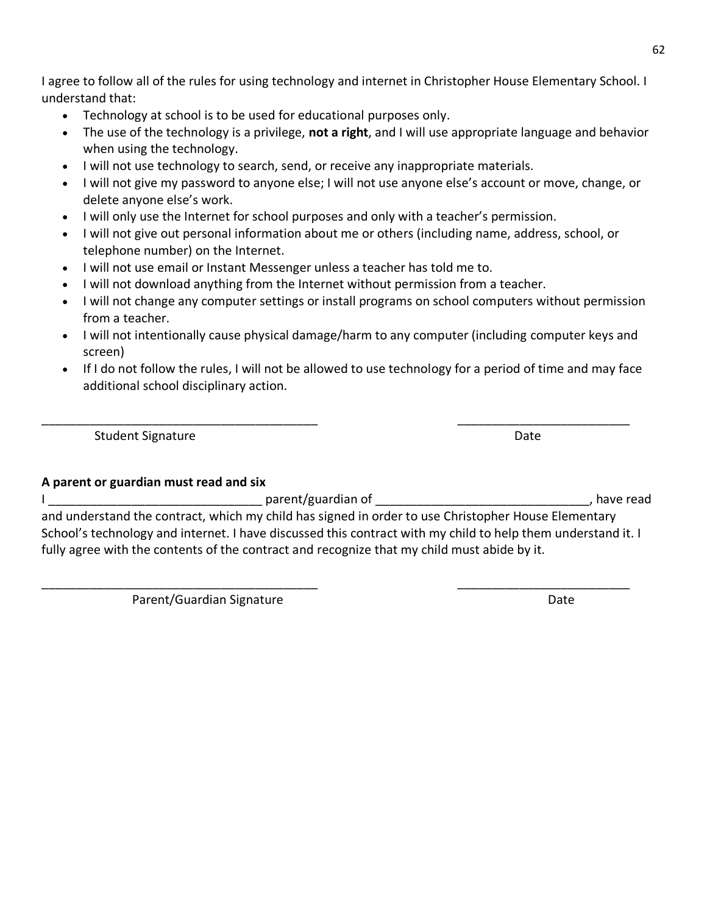I agree to follow all of the rules for using technology and internet in Christopher House Elementary School. I understand that:

- Technology at school is to be used for educational purposes only.
- The use of the technology is a privilege, **not a right**, and I will use appropriate language and behavior when using the technology.
- I will not use technology to search, send, or receive any inappropriate materials.
- I will not give my password to anyone else; I will not use anyone else's account or move, change, or delete anyone else's work.
- I will only use the Internet for school purposes and only with a teacher's permission.
- I will not give out personal information about me or others (including name, address, school, or telephone number) on the Internet.
- I will not use email or Instant Messenger unless a teacher has told me to.
- I will not download anything from the Internet without permission from a teacher.
- I will not change any computer settings or install programs on school computers without permission from a teacher.
- I will not intentionally cause physical damage/harm to any computer (including computer keys and screen)
- If I do not follow the rules, I will not be allowed to use technology for a period of time and may face additional school disciplinary action.

_________________________________________ _________________________

Student Signature Date

**A parent or guardian must read and six**

I _______________________________ parent/guardian of _______________________________, have read and understand the contract, which my child has signed in order to use Christopher House Elementary School's technology and internet. I have discussed this contract with my child to help them understand it. I fully agree with the contents of the contract and recognize that my child must abide by it.

_________________________________________ _________________________

Parent/Guardian Signature Date